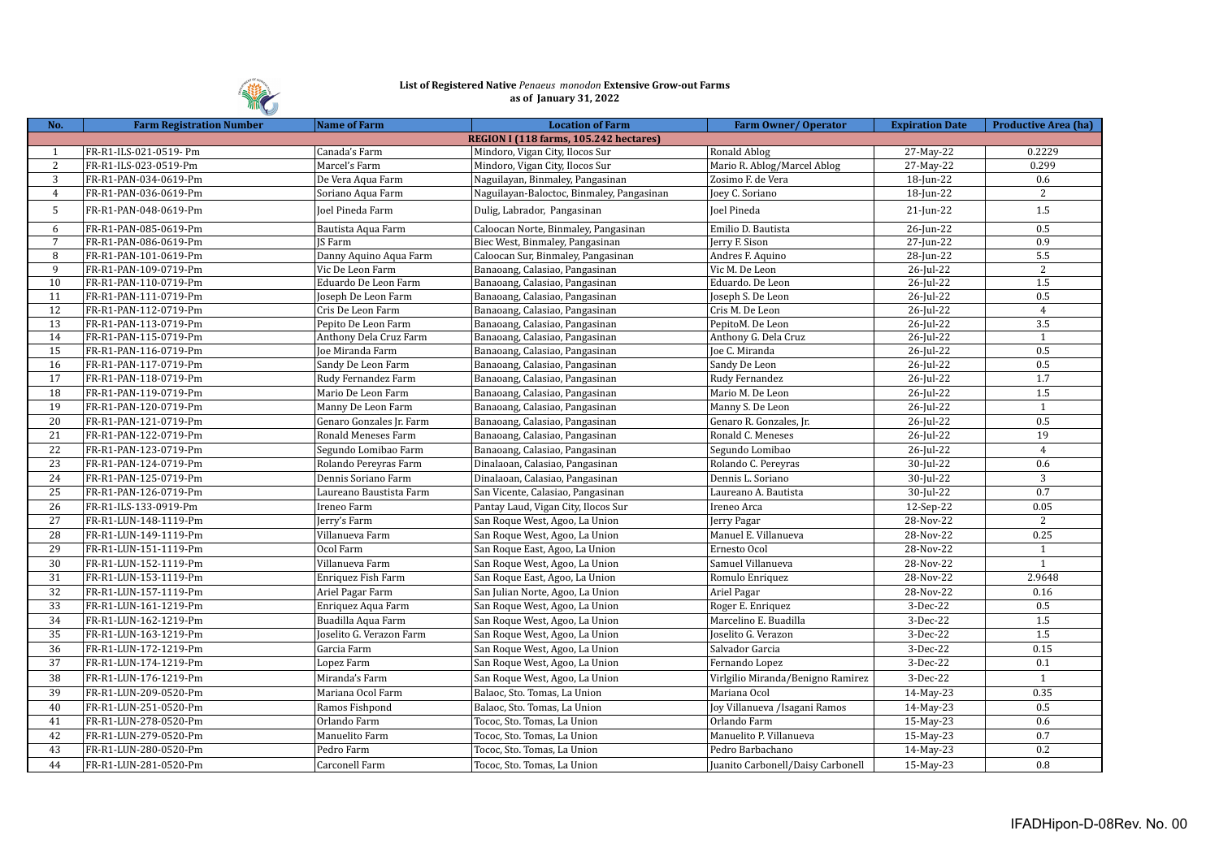**List of Registered Native *Penaeus monodon* Extensive Grow-out Farms**
**as of January 31, 2022**

| No. | Farm Registration Number | Name of Farm | Location of Farm | Farm Owner/ Operator | Expiration Date | Productive Area (ha) |
|---|---|---|---|---|---|---|
| **REGION I (118 farms, 105.242 hectares)** | | | | | | |
| 1 | FR-R1-ILS-021-0519- Pm | Canada's Farm | Mindoro, Vigan City, Ilocos Sur | Ronald Ablog | 27-May-22 | 0.2229 |
| 2 | FR-R1-ILS-023-0519-Pm | Marcel's Farm | Mindoro, Vigan City, Ilocos Sur | Mario R. Ablog/Marcel Ablog | 27-May-22 | 0.299 |
| 3 | FR-R1-PAN-034-0619-Pm | De Vera Aqua Farm | Naguilayan, Binmaley, Pangasinan | Zosimo F. de Vera | 18-Jun-22 | 0.6 |
| 4 | FR-R1-PAN-036-0619-Pm | Soriano Aqua Farm | Naguilayan-Baloctoc, Binmaley, Pangasinan | Joey C. Soriano | 18-Jun-22 | 2 |
| 5 | FR-R1-PAN-048-0619-Pm | Joel Pineda Farm | Dulig, Labrador, Pangasinan | Joel Pineda | 21-Jun-22 | 1.5 |
| 6 | FR-R1-PAN-085-0619-Pm | Bautista Aqua Farm | Caloocan Norte, Binmaley, Pangasinan | Emilio D. Bautista | 26-Jun-22 | 0.5 |
| 7 | FR-R1-PAN-086-0619-Pm | JS Farm | Biec West, Binmaley, Pangasinan | Jerry F. Sison | 27-Jun-22 | 0.9 |
| 8 | FR-R1-PAN-101-0619-Pm | Danny Aquino Aqua Farm | Caloocan Sur, Binmaley, Pangasinan | Andres F. Aquino | 28-Jun-22 | 5.5 |
| 9 | FR-R1-PAN-109-0719-Pm | Vic De Leon Farm | Banaoang, Calasiao, Pangasinan | Vic M. De Leon | 26-Jul-22 | 2 |
| 10 | FR-R1-PAN-110-0719-Pm | Eduardo De Leon Farm | Banaoang, Calasiao, Pangasinan | Eduardo. De Leon | 26-Jul-22 | 1.5 |
| 11 | FR-R1-PAN-111-0719-Pm | Joseph De Leon Farm | Banaoang, Calasiao, Pangasinan | Joseph S. De Leon | 26-Jul-22 | 0.5 |
| 12 | FR-R1-PAN-112-0719-Pm | Cris De Leon Farm | Banaoang, Calasiao, Pangasinan | Cris M. De Leon | 26-Jul-22 | 4 |
| 13 | FR-R1-PAN-113-0719-Pm | Pepito De Leon Farm | Banaoang, Calasiao, Pangasinan | PepitoM. De Leon | 26-Jul-22 | 3.5 |
| 14 | FR-R1-PAN-115-0719-Pm | Anthony Dela Cruz Farm | Banaoang, Calasiao, Pangasinan | Anthony G. Dela Cruz | 26-Jul-22 | 1 |
| 15 | FR-R1-PAN-116-0719-Pm | Joe Miranda Farm | Banaoang, Calasiao, Pangasinan | Joe C. Miranda | 26-Jul-22 | 0.5 |
| 16 | FR-R1-PAN-117-0719-Pm | Sandy De Leon Farm | Banaoang, Calasiao, Pangasinan | Sandy De Leon | 26-Jul-22 | 0.5 |
| 17 | FR-R1-PAN-118-0719-Pm | Rudy Fernandez Farm | Banaoang, Calasiao, Pangasinan | Rudy Fernandez | 26-Jul-22 | 1.7 |
| 18 | FR-R1-PAN-119-0719-Pm | Mario De Leon Farm | Banaoang, Calasiao, Pangasinan | Mario M. De Leon | 26-Jul-22 | 1.5 |
| 19 | FR-R1-PAN-120-0719-Pm | Manny De Leon Farm | Banaoang, Calasiao, Pangasinan | Manny S. De Leon | 26-Jul-22 | 1 |
| 20 | FR-R1-PAN-121-0719-Pm | Genaro Gonzales Jr. Farm | Banaoang, Calasiao, Pangasinan | Genaro R. Gonzales, Jr. | 26-Jul-22 | 0.5 |
| 21 | FR-R1-PAN-122-0719-Pm | Ronald Meneses Farm | Banaoang, Calasiao, Pangasinan | Ronald C. Meneses | 26-Jul-22 | 19 |
| 22 | FR-R1-PAN-123-0719-Pm | Segundo Lomibao Farm | Banaoang, Calasiao, Pangasinan | Segundo Lomibao | 26-Jul-22 | 4 |
| 23 | FR-R1-PAN-124-0719-Pm | Rolando Pereyras Farm | Dinalaoan, Calasiao, Pangasinan | Rolando C. Pereyras | 30-Jul-22 | 0.6 |
| 24 | FR-R1-PAN-125-0719-Pm | Dennis Soriano Farm | Dinalaoan, Calasiao, Pangasinan | Dennis L. Soriano | 30-Jul-22 | 3 |
| 25 | FR-R1-PAN-126-0719-Pm | Laureano Baustista Farm | San Vicente, Calasiao, Pangasinan | Laureano A. Bautista | 30-Jul-22 | 0.7 |
| 26 | FR-R1-ILS-133-0919-Pm | Ireneo Farm | Pantay Laud, Vigan City, Ilocos Sur | Ireneo Arca | 12-Sep-22 | 0.05 |
| 27 | FR-R1-LUN-148-1119-Pm | Jerry's Farm | San Roque West, Agoo, La Union | Jerry Pagar | 28-Nov-22 | 2 |
| 28 | FR-R1-LUN-149-1119-Pm | Villanueva Farm | San Roque West, Agoo, La Union | Manuel E. Villanueva | 28-Nov-22 | 0.25 |
| 29 | FR-R1-LUN-151-1119-Pm | Ocol Farm | San Roque East, Agoo, La Union | Ernesto Ocol | 28-Nov-22 | 1 |
| 30 | FR-R1-LUN-152-1119-Pm | Villanueva Farm | San Roque West, Agoo, La Union | Samuel Villanueva | 28-Nov-22 | 1 |
| 31 | FR-R1-LUN-153-1119-Pm | Enriquez Fish Farm | San Roque East, Agoo, La Union | Romulo Enriquez | 28-Nov-22 | 2.9648 |
| 32 | FR-R1-LUN-157-1119-Pm | Ariel Pagar Farm | San Julian Norte, Agoo, La Union | Ariel Pagar | 28-Nov-22 | 0.16 |
| 33 | FR-R1-LUN-161-1219-Pm | Enriquez Aqua Farm | San Roque West, Agoo, La Union | Roger E. Enriquez | 3-Dec-22 | 0.5 |
| 34 | FR-R1-LUN-162-1219-Pm | Buadilla Aqua Farm | San Roque West, Agoo, La Union | Marcelino E. Buadilla | 3-Dec-22 | 1.5 |
| 35 | FR-R1-LUN-163-1219-Pm | Joselito G. Verazon Farm | San Roque West, Agoo, La Union | Joselito G. Verazon | 3-Dec-22 | 1.5 |
| 36 | FR-R1-LUN-172-1219-Pm | Garcia Farm | San Roque West, Agoo, La Union | Salvador Garcia | 3-Dec-22 | 0.15 |
| 37 | FR-R1-LUN-174-1219-Pm | Lopez Farm | San Roque West, Agoo, La Union | Fernando Lopez | 3-Dec-22 | 0.1 |
| 38 | FR-R1-LUN-176-1219-Pm | Miranda's Farm | San Roque West, Agoo, La Union | Virlgilio Miranda/Benigno Ramirez | 3-Dec-22 | 1 |
| 39 | FR-R1-LUN-209-0520-Pm | Mariana Ocol Farm | Balaoc, Sto. Tomas, La Union | Mariana Ocol | 14-May-23 | 0.35 |
| 40 | FR-R1-LUN-251-0520-Pm | Ramos Fishpond | Balaoc, Sto. Tomas, La Union | Joy Villanueva /Isagani Ramos | 14-May-23 | 0.5 |
| 41 | FR-R1-LUN-278-0520-Pm | Orlando Farm | Tococ, Sto. Tomas, La Union | Orlando Farm | 15-May-23 | 0.6 |
| 42 | FR-R1-LUN-279-0520-Pm | Manuelito Farm | Tococ, Sto. Tomas, La Union | Manuelito P. Villanueva | 15-May-23 | 0.7 |
| 43 | FR-R1-LUN-280-0520-Pm | Pedro Farm | Tococ, Sto. Tomas, La Union | Pedro Barbachano | 14-May-23 | 0.2 |
| 44 | FR-R1-LUN-281-0520-Pm | Carconell Farm | Tococ, Sto. Tomas, La Union | Juanito Carbonell/Daisy Carbonell | 15-May-23 | 0.8 |

IFADHipon-D-08Rev. No. 00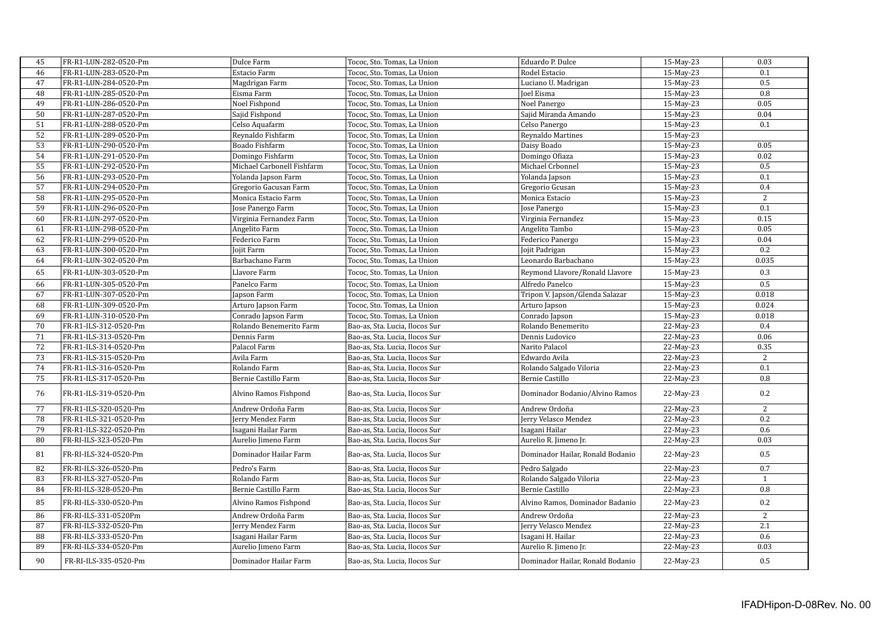| 45 | FR-R1-LUN-282-0520-Pm | Dulce Farm | Tococ, Sto. Tomas, La Union | Eduardo P. Dulce | 15-May-23 | 0.03 |
|---|---|---|---|---|---|---|
| 46 | FR-R1-LUN-283-0520-Pm | Estacio Farm | Tococ, Sto. Tomas, La Union | Rodel Estacio | 15-May-23 | 0.1 |
| 47 | FR-R1-LUN-284-0520-Pm | Magdrigan Farm | Tococ, Sto. Tomas, La Union | Luciano U. Madrigan | 15-May-23 | 0.5 |
| 48 | FR-R1-LUN-285-0520-Pm | Eisma Farm | Tococ, Sto. Tomas, La Union | Joel Eisma | 15-May-23 | 0.8 |
| 49 | FR-R1-LUN-286-0520-Pm | Noel Fishpond | Tococ, Sto. Tomas, La Union | Noel Panergo | 15-May-23 | 0.05 |
| 50 | FR-R1-LUN-287-0520-Pm | Sajid Fishpond | Tococ, Sto. Tomas, La Union | Sajid Miranda Amando | 15-May-23 | 0.04 |
| 51 | FR-R1-LUN-288-0520-Pm | Celso Aquafarm | Tococ, Sto. Tomas, La Union | Celso Panergo | 15-May-23 | 0.1 |
| 52 | FR-R1-LUN-289-0520-Pm | Reynaldo Fishfarm | Tococ, Sto. Tomas, La Union | Reynaldo Martines | 15-May-23 | |
| 53 | FR-R1-LUN-290-0520-Pm | Boado Fishfarm | Tococ, Sto. Tomas, La Union | Daisy Boado | 15-May-23 | 0.05 |
| 54 | FR-R1-LUN-291-0520-Pm | Domingo Fishfarm | Tococ, Sto. Tomas, La Union | Domingo Ofiaza | 15-May-23 | 0.02 |
| 55 | FR-R1-LUN-292-0520-Pm | Michael Carbonell Fishfarm | Tococ, Sto. Tomas, La Union | Michael Crbonnel | 15-May-23 | 0.5 |
| 56 | FR-R1-LUN-293-0520-Pm | Yolanda Japson Farm | Tococ, Sto. Tomas, La Union | Yolanda Japson | 15-May-23 | 0.1 |
| 57 | FR-R1-LUN-294-0520-Pm | Gregorio Gacusan Farm | Tococ, Sto. Tomas, La Union | Gregorio Gcusan | 15-May-23 | 0.4 |
| 58 | FR-R1-LUN-295-0520-Pm | Monica Estacio Farm | Tococ, Sto. Tomas, La Union | Monica Estacio | 15-May-23 | 2 |
| 59 | FR-R1-LUN-296-0520-Pm | Jose Panergo Farm | Tococ, Sto. Tomas, La Union | Jose Panergo | 15-May-23 | 0.1 |
| 60 | FR-R1-LUN-297-0520-Pm | Virginia Fernandez Farm | Tococ, Sto. Tomas, La Union | Virginia Fernandez | 15-May-23 | 0.15 |
| 61 | FR-R1-LUN-298-0520-Pm | Angelito Farm | Tococ, Sto. Tomas, La Union | Angelito Tambo | 15-May-23 | 0.05 |
| 62 | FR-R1-LUN-299-0520-Pm | Federico Farm | Tococ, Sto. Tomas, La Union | Federico Panergo | 15-May-23 | 0.04 |
| 63 | FR-R1-LUN-300-0520-Pm | Jojit Farm | Tococ, Sto. Tomas, La Union | Jojit Padrigan | 15-May-23 | 0.2 |
| 64 | FR-R1-LUN-302-0520-Pm | Barbachano Farm | Tococ, Sto. Tomas, La Union | Leonardo Barbachano | 15-May-23 | 0.035 |
| 65 | FR-R1-LUN-303-0520-Pm | Llavore Farm | Tococ, Sto. Tomas, La Union | Reymond Llavore/Ronald Llavore | 15-May-23 | 0.3 |
| 66 | FR-R1-LUN-305-0520-Pm | Panelco Farm | Tococ, Sto. Tomas, La Union | Alfredo Panelco | 15-May-23 | 0.5 |
| 67 | FR-R1-LUN-307-0520-Pm | Japson Farm | Tococ, Sto. Tomas, La Union | Tripon V. Japson/Glenda Salazar | 15-May-23 | 0.018 |
| 68 | FR-R1-LUN-309-0520-Pm | Arturo Japson Farm | Tococ, Sto. Tomas, La Union | Arturo Japson | 15-May-23 | 0.024 |
| 69 | FR-R1-LUN-310-0520-Pm | Conrado Japson Farm | Tococ, Sto. Tomas, La Union | Conrado Japson | 15-May-23 | 0.018 |
| 70 | FR-R1-ILS-312-0520-Pm | Rolando Benemerito Farm | Bao-as, Sta. Lucia, Ilocos Sur | Rolando Benemerito | 22-May-23 | 0.4 |
| 71 | FR-R1-ILS-313-0520-Pm | Dennis Farm | Bao-as, Sta. Lucia, Ilocos Sur | Dennis Ludovico | 22-May-23 | 0.06 |
| 72 | FR-R1-ILS-314-0520-Pm | Palacol Farm | Bao-as, Sta. Lucia, Ilocos Sur | Narito Palacol | 22-May-23 | 0.35 |
| 73 | FR-R1-ILS-315-0520-Pm | Avila Farm | Bao-as, Sta. Lucia, Ilocos Sur | Edwardo Avila | 22-May-23 | 2 |
| 74 | FR-R1-ILS-316-0520-Pm | Rolando Farm | Bao-as, Sta. Lucia, Ilocos Sur | Rolando Salgado Viloria | 22-May-23 | 0.1 |
| 75 | FR-R1-ILS-317-0520-Pm | Bernie Castillo Farm | Bao-as, Sta. Lucia, Ilocos Sur | Bernie Castillo | 22-May-23 | 0.8 |
| 76 | FR-R1-ILS-319-0520-Pm | Alvino Ramos Fishpond | Bao-as, Sta. Lucia, Ilocos Sur | Dominador Bodanio/Alvino Ramos | 22-May-23 | 0.2 |
| 77 | FR-R1-ILS-320-0520-Pm | Andrew Ordoña Farm | Bao-as, Sta. Lucia, Ilocos Sur | Andrew Ordoña | 22-May-23 | 2 |
| 78 | FR-R1-ILS-321-0520-Pm | Jerry Mendez Farm | Bao-as, Sta. Lucia, Ilocos Sur | Jerry Velasco Mendez | 22-May-23 | 0.2 |
| 79 | FR-R1-ILS-322-0520-Pm | Isagani Hailar Farm | Bao-as, Sta. Lucia, Ilocos Sur | Isagani Hailar | 22-May-23 | 0.6 |
| 80 | FR-RI-ILS-323-0520-Pm | Aurelio Jimeno Farm | Bao-as, Sta. Lucia, Ilocos Sur | Aurelio R. Jimeno Jr. | 22-May-23 | 0.03 |
| 81 | FR-RI-ILS-324-0520-Pm | Dominador Hailar Farm | Bao-as, Sta. Lucia, Ilocos Sur | Dominador Hailar, Ronald Bodanio | 22-May-23 | 0.5 |
| 82 | FR-RI-ILS-326-0520-Pm | Pedro's Farm | Bao-as, Sta. Lucia, Ilocos Sur | Pedro Salgado | 22-May-23 | 0.7 |
| 83 | FR-RI-ILS-327-0520-Pm | Rolando Farm | Bao-as, Sta. Lucia, Ilocos Sur | Rolando Salgado Viloria | 22-May-23 | 1 |
| 84 | FR-RI-ILS-328-0520-Pm | Bernie Castillo Farm | Bao-as, Sta. Lucia, Ilocos Sur | Bernie Castillo | 22-May-23 | 0.8 |
| 85 | FR-RI-ILS-330-0520-Pm | Alvino Ramos Fishpond | Bao-as, Sta. Lucia, Ilocos Sur | Alvino Ramos, Dominador Badanio | 22-May-23 | 0.2 |
| 86 | FR-RI-ILS-331-0520Pm | Andrew Ordoña Farm | Bao-as, Sta. Lucia, Ilocos Sur | Andrew Ordoña | 22-May-23 | 2 |
| 87 | FR-RI-ILS-332-0520-Pm | Jerry Mendez Farm | Bao-as, Sta. Lucia, Ilocos Sur | Jerry Velasco Mendez | 22-May-23 | 2.1 |
| 88 | FR-RI-ILS-333-0520-Pm | Isagani Hailar Farm | Bao-as, Sta. Lucia, Ilocos Sur | Isagani H. Hailar | 22-May-23 | 0.6 |
| 89 | FR-RI-ILS-334-0520-Pm | Aurelio Jimeno Farm | Bao-as, Sta. Lucia, Ilocos Sur | Aurelio R. Jimeno Jr. | 22-May-23 | 0.03 |
| 90 | FR-RI-ILS-335-0520-Pm | Dominador Hailar Farm | Bao-as, Sta. Lucia, Ilocos Sur | Dominador Hailar, Ronald Bodanio | 22-May-23 | 0.5 |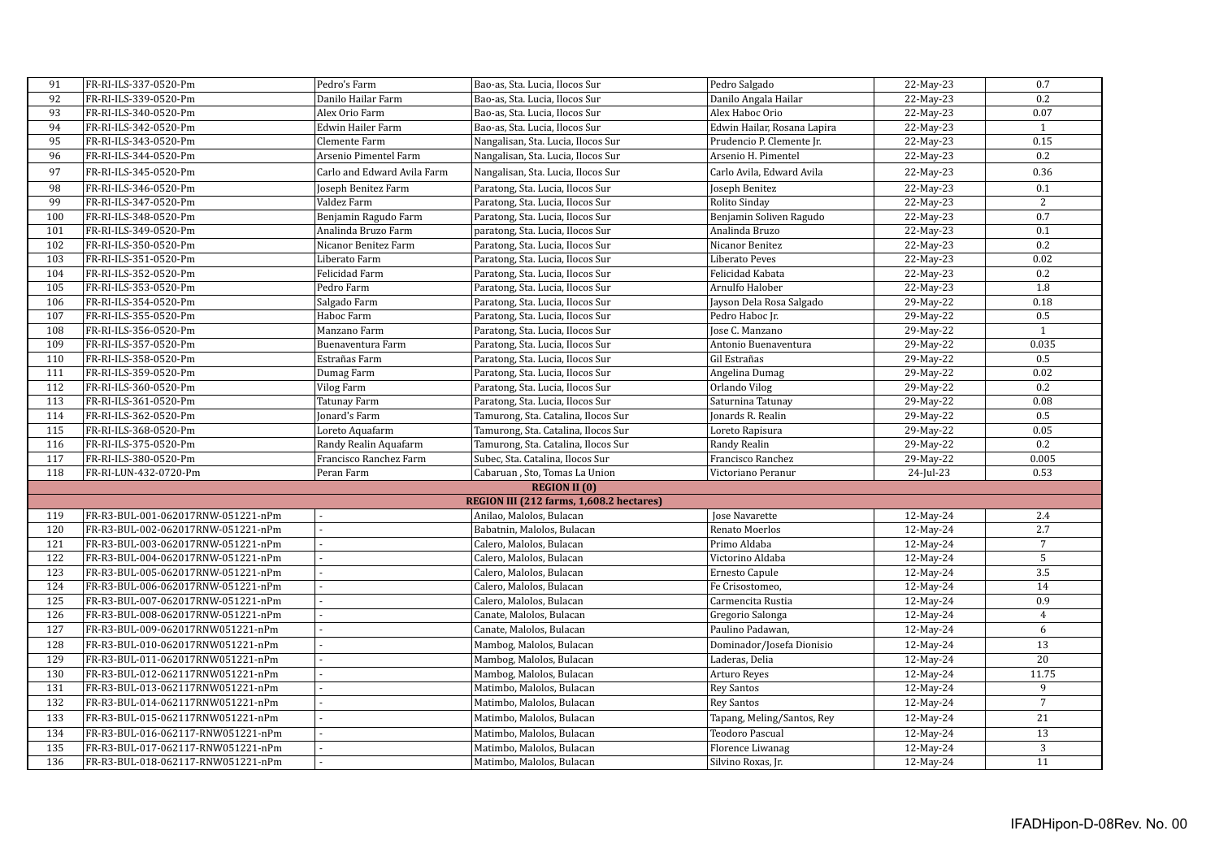| | | | | | | |
|---|---|---|---|---|---|---|
| 91 | FR-RI-ILS-337-0520-Pm | Pedro's Farm | Bao-as, Sta. Lucia, Ilocos Sur | Pedro Salgado | 22-May-23 | 0.7 |
| 92 | FR-RI-ILS-339-0520-Pm | Danilo Hailar Farm | Bao-as, Sta. Lucia, Ilocos Sur | Danilo Angala Hailar | 22-May-23 | 0.2 |
| 93 | FR-RI-ILS-340-0520-Pm | Alex Orio Farm | Bao-as, Sta. Lucia, Ilocos Sur | Alex Haboc Orio | 22-May-23 | 0.07 |
| 94 | FR-RI-ILS-342-0520-Pm | Edwin Hailer Farm | Bao-as, Sta. Lucia, Ilocos Sur | Edwin Hailar, Rosana Lapira | 22-May-23 | 1 |
| 95 | FR-RI-ILS-343-0520-Pm | Clemente Farm | Nangalisan, Sta. Lucia, Ilocos Sur | Prudencio P. Clemente Jr. | 22-May-23 | 0.15 |
| 96 | FR-RI-ILS-344-0520-Pm | Arsenio Pimentel Farm | Nangalisan, Sta. Lucia, Ilocos Sur | Arsenio H. Pimentel | 22-May-23 | 0.2 |
| 97 | FR-RI-ILS-345-0520-Pm | Carlo and Edward Avila Farm | Nangalisan, Sta. Lucia, Ilocos Sur | Carlo Avila, Edward Avila | 22-May-23 | 0.36 |
| 98 | FR-RI-ILS-346-0520-Pm | Joseph Benitez Farm | Paratong, Sta. Lucia, Ilocos Sur | Joseph Benitez | 22-May-23 | 0.1 |
| 99 | FR-RI-ILS-347-0520-Pm | Valdez Farm | Paratong, Sta. Lucia, Ilocos Sur | Rolito Sinday | 22-May-23 | 2 |
| 100 | FR-RI-ILS-348-0520-Pm | Benjamin Ragudo Farm | Paratong, Sta. Lucia, Ilocos Sur | Benjamin Soliven Ragudo | 22-May-23 | 0.7 |
| 101 | FR-RI-ILS-349-0520-Pm | Analinda Bruzo Farm | paratong, Sta. Lucia, Ilocos Sur | Analinda Bruzo | 22-May-23 | 0.1 |
| 102 | FR-RI-ILS-350-0520-Pm | Nicanor Benitez Farm | Paratong, Sta. Lucia, Ilocos Sur | Nicanor Benitez | 22-May-23 | 0.2 |
| 103 | FR-RI-ILS-351-0520-Pm | Liberato Farm | Paratong, Sta. Lucia, Ilocos Sur | Liberato Peves | 22-May-23 | 0.02 |
| 104 | FR-RI-ILS-352-0520-Pm | Felicidad Farm | Paratong, Sta. Lucia, Ilocos Sur | Felicidad Kabata | 22-May-23 | 0.2 |
| 105 | FR-RI-ILS-353-0520-Pm | Pedro Farm | Paratong, Sta. Lucia, Ilocos Sur | Arnulfo Halober | 22-May-23 | 1.8 |
| 106 | FR-RI-ILS-354-0520-Pm | Salgado Farm | Paratong, Sta. Lucia, Ilocos Sur | Jayson Dela Rosa Salgado | 29-May-22 | 0.18 |
| 107 | FR-RI-ILS-355-0520-Pm | Haboc Farm | Paratong, Sta. Lucia, Ilocos Sur | Pedro Haboc Jr. | 29-May-22 | 0.5 |
| 108 | FR-RI-ILS-356-0520-Pm | Manzano Farm | Paratong, Sta. Lucia, Ilocos Sur | Jose C. Manzano | 29-May-22 | 1 |
| 109 | FR-RI-ILS-357-0520-Pm | Buenaventura Farm | Paratong, Sta. Lucia, Ilocos Sur | Antonio Buenaventura | 29-May-22 | 0.035 |
| 110 | FR-RI-ILS-358-0520-Pm | Estrañas Farm | Paratong, Sta. Lucia, Ilocos Sur | Gil Estrañas | 29-May-22 | 0.5 |
| 111 | FR-RI-ILS-359-0520-Pm | Dumag Farm | Paratong, Sta. Lucia, Ilocos Sur | Angelina Dumag | 29-May-22 | 0.02 |
| 112 | FR-RI-ILS-360-0520-Pm | Vilog Farm | Paratong, Sta. Lucia, Ilocos Sur | Orlando Vilog | 29-May-22 | 0.2 |
| 113 | FR-RI-ILS-361-0520-Pm | Tatunay Farm | Paratong, Sta. Lucia, Ilocos Sur | Saturnina Tatunay | 29-May-22 | 0.08 |
| 114 | FR-RI-ILS-362-0520-Pm | Jonard's Farm | Tamurong, Sta. Catalina, Ilocos Sur | Jonards R. Realin | 29-May-22 | 0.5 |
| 115 | FR-RI-ILS-368-0520-Pm | Loreto Aquafarm | Tamurong, Sta. Catalina, Ilocos Sur | Loreto Rapisura | 29-May-22 | 0.05 |
| 116 | FR-RI-ILS-375-0520-Pm | Randy Realin Aquafarm | Tamurong, Sta. Catalina, Ilocos Sur | Randy Realin | 29-May-22 | 0.2 |
| 117 | FR-RI-ILS-380-0520-Pm | Francisco Ranchez Farm | Subec, Sta. Catalina, Ilocos Sur | Francisco Ranchez | 29-May-22 | 0.005 |
| 118 | FR-RI-LUN-432-0720-Pm | Peran Farm | Cabaruan , Sto, Tomas La Union | Victoriano Peranur | 24-Jul-23 | 0.53 |
| | | | **REGION II (0)** | | | |
| | | | **REGION III (212 farms, 1,608.2 hectares)** | | | |
| 119 | FR-R3-BUL-001-062017RNW-051221-nPm | - | Anilao, Malolos, Bulacan | Jose Navarette | 12-May-24 | 2.4 |
| 120 | FR-R3-BUL-002-062017RNW-051221-nPm | - | Babatnin, Malolos, Bulacan | Renato Moerlos | 12-May-24 | 2.7 |
| 121 | FR-R3-BUL-003-062017RNW-051221-nPm | - | Calero, Malolos, Bulacan | Primo Aldaba | 12-May-24 | 7 |
| 122 | FR-R3-BUL-004-062017RNW-051221-nPm | - | Calero, Malolos, Bulacan | Victorino Aldaba | 12-May-24 | 5 |
| 123 | FR-R3-BUL-005-062017RNW-051221-nPm | - | Calero, Malolos, Bulacan | Ernesto Capule | 12-May-24 | 3.5 |
| 124 | FR-R3-BUL-006-062017RNW-051221-nPm | - | Calero, Malolos, Bulacan | Fe Crisostomeo, | 12-May-24 | 14 |
| 125 | FR-R3-BUL-007-062017RNW-051221-nPm | - | Calero, Malolos, Bulacan | Carmencita Rustia | 12-May-24 | 0.9 |
| 126 | FR-R3-BUL-008-062017RNW-051221-nPm | - | Canate, Malolos, Bulacan | Gregorio Salonga | 12-May-24 | 4 |
| 127 | FR-R3-BUL-009-062017RNW051221-nPm | - | Canate, Malolos, Bulacan | Paulino Padawan, | 12-May-24 | 6 |
| 128 | FR-R3-BUL-010-062017RNW051221-nPm | - | Mambog, Malolos, Bulacan | Dominador/Josefa Dionisio | 12-May-24 | 13 |
| 129 | FR-R3-BUL-011-062017RNW051221-nPm | - | Mambog, Malolos, Bulacan | Laderas, Delia | 12-May-24 | 20 |
| 130 | FR-R3-BUL-012-062117RNW051221-nPm | - | Mambog, Malolos, Bulacan | Arturo Reyes | 12-May-24 | 11.75 |
| 131 | FR-R3-BUL-013-062117RNW051221-nPm | - | Matimbo, Malolos, Bulacan | Rey Santos | 12-May-24 | 9 |
| 132 | FR-R3-BUL-014-062117RNW051221-nPm | - | Matimbo, Malolos, Bulacan | Rey Santos | 12-May-24 | 7 |
| 133 | FR-R3-BUL-015-062117RNW051221-nPm | - | Matimbo, Malolos, Bulacan | Tapang, Meling/Santos, Rey | 12-May-24 | 21 |
| 134 | FR-R3-BUL-016-062117-RNW051221-nPm | - | Matimbo, Malolos, Bulacan | Teodoro Pascual | 12-May-24 | 13 |
| 135 | FR-R3-BUL-017-062117-RNW051221-nPm | - | Matimbo, Malolos, Bulacan | Florence Liwanag | 12-May-24 | 3 |
| 136 | FR-R3-BUL-018-062117-RNW051221-nPm | - | Matimbo, Malolos, Bulacan | Silvino Roxas, Jr. | 12-May-24 | 11 |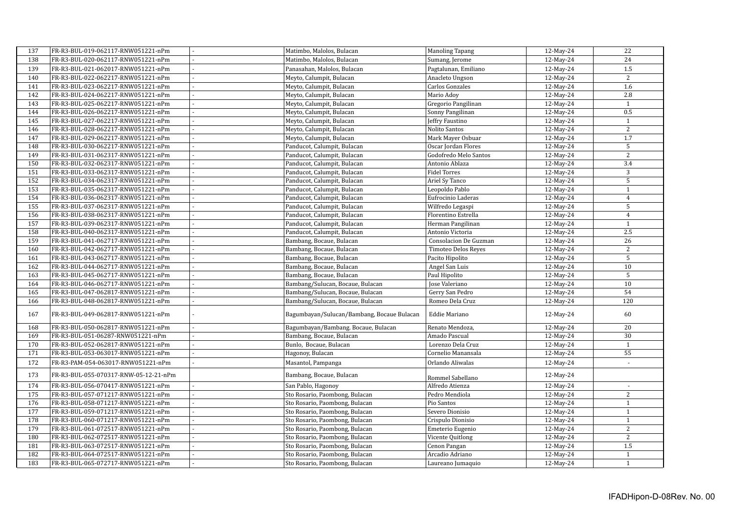| 137 | FR-R3-BUL-019-062117-RNW051221-nPm | - | Matimbo, Malolos, Bulacan | Manoling Tapang | 12-May-24 | 22 |
|---|---|---|---|---|---|---|
| 138 | FR-R3-BUL-020-062117-RNW051221-nPm | - | Matimbo, Malolos, Bulacan | Sumang, Jerome | 12-May-24 | 24 |
| 139 | FR-R3-BUL-021-062017-RNW051221-nPm | - | Panasahan, Malolos, Bulacan | Pagtalunan, Emiliano | 12-May-24 | 1.5 |
| 140 | FR-R3-BUL-022-062217-RNW051221-nPm | - | Meyto, Calumpit, Bulacan | Anacleto Ungson | 12-May-24 | 2 |
| 141 | FR-R3-BUL-023-062217-RNW051221-nPm | - | Meyto, Calumpit, Bulacan | Carlos Gonzales | 12-May-24 | 1.6 |
| 142 | FR-R3-BUL-024-062217-RNW051221-nPm | - | Meyto, Calumpit, Bulacan | Mario Adoy | 12-May-24 | 2.8 |
| 143 | FR-R3-BUL-025-062217-RNW051221-nPm | - | Meyto, Calumpit, Bulacan | Gregorio Pangilinan | 12-May-24 | 1 |
| 144 | FR-R3-BUL-026-062217-RNW051221-nPm | - | Meyto, Calumpit, Bulacan | Sonny Pangilinan | 12-May-24 | 0.5 |
| 145 | FR-R3-BUL-027-062217-RNW051221-nPm | - | Meyto, Calumpit, Bulacan | Jeffry Faustino | 12-May-24 | 1 |
| 146 | FR-R3-BUL-028-062217-RNW051221-nPm | - | Meyto, Calumpit, Bulacan | Nolito Santos | 12-May-24 | 2 |
| 147 | FR-R3-BUL-029-062217-RNW051221-nPm | - | Meyto, Calumpit, Bulacan | Mark Mayer Osbuar | 12-May-24 | 1.7 |
| 148 | FR-R3-BUL-030-062217-RNW051221-nPm | - | Panducot, Calumpit, Bulacan | Oscar Jordan Flores | 12-May-24 | 5 |
| 149 | FR-R3-BUL-031-062317-RNW051221-nPm | - | Panducot, Calumpit, Bulacan | Godofredo Melo Santos | 12-May-24 | 2 |
| 150 | FR-R3-BUL-032-062317-RNW051221-nPm | - | Panducot, Calumpit, Bulacan | Antonio Ablaza | 12-May-24 | 3.4 |
| 151 | FR-R3-BUL-033-062317-RNW051221-nPm | - | Panducot, Calumpit, Bulacan | Fidel Torres | 12-May-24 | 3 |
| 152 | FR-R3-BUL-034-062317-RNW051221-nPm | - | Panducot, Calumpit, Bulacan | Ariel Sy Tanco | 12-May-24 | 5 |
| 153 | FR-R3-BUL-035-062317-RNW051221-nPm | - | Panducot, Calumpit, Bulacan | Leopoldo Pablo | 12-May-24 | 1 |
| 154 | FR-R3-BUL-036-062317-RNW051221-nPm | - | Panducot, Calumpit, Bulacan | Eufrocinio Laderas | 12-May-24 | 4 |
| 155 | FR-R3-BUL-037-062317-RNW051221-nPm | - | Panducot, Calumpit, Bulacan | Wilfredo Legaspi | 12-May-24 | 5 |
| 156 | FR-R3-BUL-038-062317-RNW051221-nPm | - | Panducot, Calumpit, Bulacan | Florentino Estrella | 12-May-24 | 4 |
| 157 | FR-R3-BUL-039-062317-RNW051221-nPm | - | Panducot, Calumpit, Bulacan | Herman Pangilinan | 12-May-24 | 1 |
| 158 | FR-R3-BUL-040-062317-RNW051221-nPm | - | Panducot, Calumpit, Bulacan | Antonio Victoria | 12-May-24 | 2.5 |
| 159 | FR-R3-BUL-041-062717-RNW051221-nPm | - | Bambang, Bocaue, Bulacan | Consolacion De Guzman | 12-May-24 | 26 |
| 160 | FR-R3-BUL-042-062717-RNW051221-nPm | - | Bambang, Bocaue, Bulacan | Timoteo Delos Reyes | 12-May-24 | 2 |
| 161 | FR-R3-BUL-043-062717-RNW051221-nPm | - | Bambang, Bocaue, Bulacan | Pacito Hipolito | 12-May-24 | 5 |
| 162 | FR-R3-BUL-044-062717-RNW051221-nPm | - | Bambang, Bocaue, Bulacan | Angel San Luis | 12-May-24 | 10 |
| 163 | FR-R3-BUL-045-062717-RNW051221-nPm | - | Bambang, Bocaue, Bulacan | Paul Hipolito | 12-May-24 | 5 |
| 164 | FR-R3-BUL-046-062717-RNW051221-nPm | - | Bambang/Sulucan, Bocaue, Bulacan | Jose Valeriano | 12-May-24 | 10 |
| 165 | FR-R3-BUL-047-062817-RNW051221-nPm | - | Bambang/Sulucan, Bocaue, Bulacan | Gerry San Pedro | 12-May-24 | 54 |
| 166 | FR-R3-BUL-048-062817-RNW051221-nPm | - | Bambang/Sulucan, Bocaue, Bulacan | Romeo Dela Cruz | 12-May-24 | 120 |
| 167 | FR-R3-BUL-049-062817-RNW051221-nPm | - | Bagumbayan/Sulucan/Bambang, Bocaue Bulacan | Eddie Mariano | 12-May-24 | 60 |
| 168 | FR-R3-BUL-050-062817-RNW051221-nPm | - | Bagumbayan/Bambang. Bocaue, Bulacan | Renato Mendoza, | 12-May-24 | 20 |
| 169 | FR-R3-BUL-051-06287-RNW051221-nPm | - | Bambang, Bocaue, Bulacan | Amado Pascual | 12-May-24 | 30 |
| 170 | FR-R3-BUL-052-062817-RNW051221-nPm | - | Bunlo, Bocaue, Bulacan | Lorenzo Dela Cruz | 12-May-24 | 1 |
| 171 | FR-R3-BUL-053-063017-RNW051221-nPm | - | Hagonoy, Bulacan | Cornelio Manansala | 12-May-24 | 55 |
| 172 | FR-R3-PAM-054-063017-RNW051221-nPm | - | Masantol, Pampanga | Orlando Aliwalas | 12-May-24 | - |
| 173 | FR-R3-BUL-055-070317-RNW-05-12-21-nPm | | Bambang, Bocaue, Bulacan | Rommel Sabellano | 12-May-24 | |
| 174 | FR-R3-BUL-056-070417-RNW051221-nPm | - | San Pablo, Hagonoy | Alfredo Atienza | 12-May-24 | - |
| 175 | FR-R3-BUL-057-071217-RNW051221-nPm | - | Sto Rosario, Paombong, Bulacan | Pedro Mendiola | 12-May-24 | 2 |
| 176 | FR-R3-BUL-058-071217-RNW051221-nPm | - | Sto Rosario, Paombong, Bulacan | Pio Santos | 12-May-24 | 1 |
| 177 | FR-R3-BUL-059-071217-RNW051221-nPm | - | Sto Rosario, Paombong, Bulacan | Severo Dionisio | 12-May-24 | 1 |
| 178 | FR-R3-BUL-060-071217-RNW051221-nPm | - | Sto Rosario, Paombong, Bulacan | Crispulo Dionisio | 12-May-24 | 1 |
| 179 | FR-R3-BUL-061-072517-RNW051221-nPm | - | Sto Rosario, Paombong, Bulacan | Emeterio Eugenio | 12-May-24 | 2 |
| 180 | FR-R3-BUL-062-072517-RNW051221-nPm | - | Sto Rosario, Paombong, Bulacan | Vicente Quitlong | 12-May-24 | 2 |
| 181 | FR-R3-BUL-063-072517-RNW051221-nPm | - | Sto Rosario, Paombong, Bulacan | Cenon Pangan | 12-May-24 | 1.5 |
| 182 | FR-R3-BUL-064-072517-RNW051221-nPm | - | Sto Rosario, Paombong, Bulacan | Arcadio Adriano | 12-May-24 | 1 |
| 183 | FR-R3-BUL-065-072717-RNW051221-nPm | - | Sto Rosario, Paombong, Bulacan | Laureano Jumaquio | 12-May-24 | 1 |

IFADHipon-D-08Rev. No. 00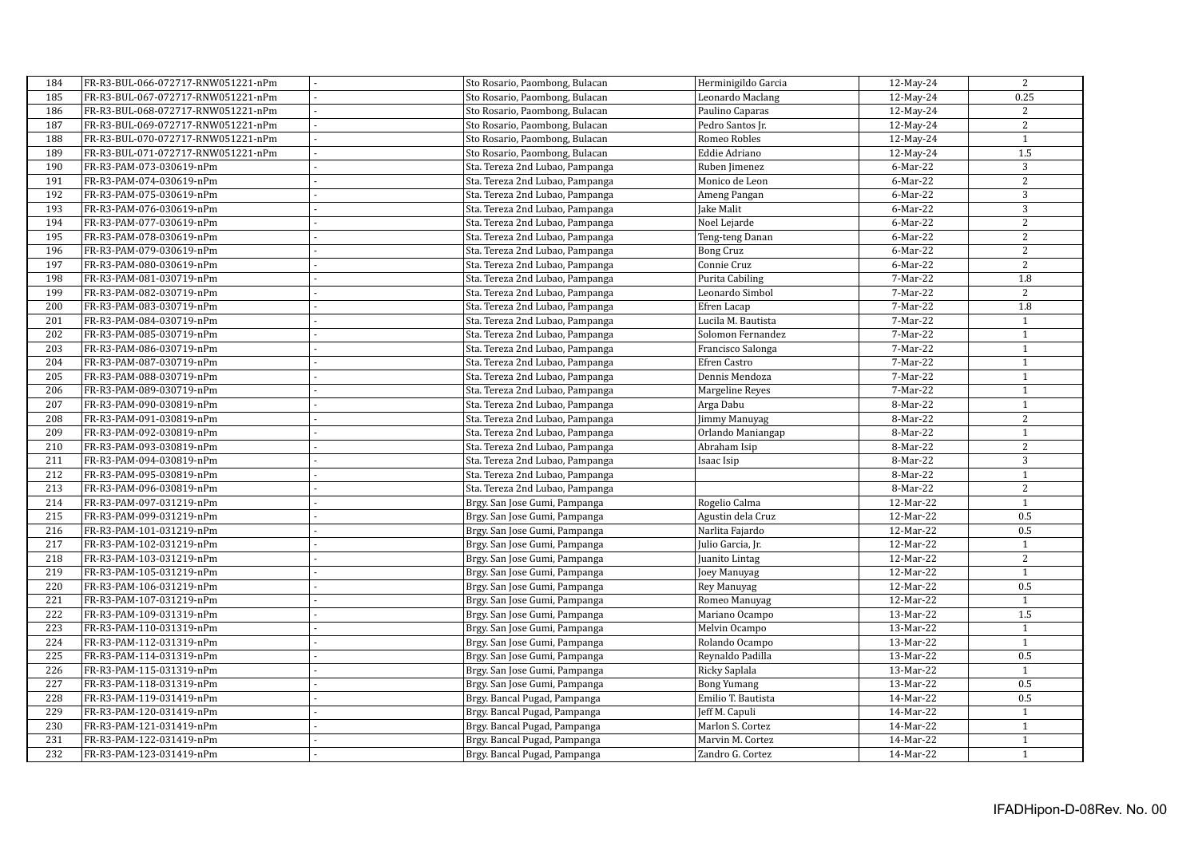| 184 | FR-R3-BUL-066-072717-RNW051221-nPm | - | Sto Rosario, Paombong, Bulacan | Herminigildo Garcia | 12-May-24 | 2 |
|---|---|---|---|---|---|---|
| 185 | FR-R3-BUL-067-072717-RNW051221-nPm | - | Sto Rosario, Paombong, Bulacan | Leonardo Maclang | 12-May-24 | 0.25 |
| 186 | FR-R3-BUL-068-072717-RNW051221-nPm | - | Sto Rosario, Paombong, Bulacan | Paulino Caparas | 12-May-24 | 2 |
| 187 | FR-R3-BUL-069-072717-RNW051221-nPm | - | Sto Rosario, Paombong, Bulacan | Pedro Santos Jr. | 12-May-24 | 2 |
| 188 | FR-R3-BUL-070-072717-RNW051221-nPm | - | Sto Rosario, Paombong, Bulacan | Romeo Robles | 12-May-24 | 1 |
| 189 | FR-R3-BUL-071-072717-RNW051221-nPm | - | Sto Rosario, Paombong, Bulacan | Eddie Adriano | 12-May-24 | 1.5 |
| 190 | FR-R3-PAM-073-030619-nPm | - | Sta. Tereza 2nd Lubao, Pampanga | Ruben Jimenez | 6-Mar-22 | 3 |
| 191 | FR-R3-PAM-074-030619-nPm | - | Sta. Tereza 2nd Lubao, Pampanga | Monico de Leon | 6-Mar-22 | 2 |
| 192 | FR-R3-PAM-075-030619-nPm | - | Sta. Tereza 2nd Lubao, Pampanga | Ameng Pangan | 6-Mar-22 | 3 |
| 193 | FR-R3-PAM-076-030619-nPm | - | Sta. Tereza 2nd Lubao, Pampanga | Jake Malit | 6-Mar-22 | 3 |
| 194 | FR-R3-PAM-077-030619-nPm | - | Sta. Tereza 2nd Lubao, Pampanga | Noel Lejarde | 6-Mar-22 | 2 |
| 195 | FR-R3-PAM-078-030619-nPm | - | Sta. Tereza 2nd Lubao, Pampanga | Teng-teng Danan | 6-Mar-22 | 2 |
| 196 | FR-R3-PAM-079-030619-nPm | - | Sta. Tereza 2nd Lubao, Pampanga | Bong Cruz | 6-Mar-22 | 2 |
| 197 | FR-R3-PAM-080-030619-nPm | - | Sta. Tereza 2nd Lubao, Pampanga | Connie Cruz | 6-Mar-22 | 2 |
| 198 | FR-R3-PAM-081-030719-nPm | - | Sta. Tereza 2nd Lubao, Pampanga | Purita Cabiling | 7-Mar-22 | 1.8 |
| 199 | FR-R3-PAM-082-030719-nPm | - | Sta. Tereza 2nd Lubao, Pampanga | Leonardo Simbol | 7-Mar-22 | 2 |
| 200 | FR-R3-PAM-083-030719-nPm | - | Sta. Tereza 2nd Lubao, Pampanga | Efren Lacap | 7-Mar-22 | 1.8 |
| 201 | FR-R3-PAM-084-030719-nPm | - | Sta. Tereza 2nd Lubao, Pampanga | Lucila M. Bautista | 7-Mar-22 | 1 |
| 202 | FR-R3-PAM-085-030719-nPm | - | Sta. Tereza 2nd Lubao, Pampanga | Solomon Fernandez | 7-Mar-22 | 1 |
| 203 | FR-R3-PAM-086-030719-nPm | - | Sta. Tereza 2nd Lubao, Pampanga | Francisco Salonga | 7-Mar-22 | 1 |
| 204 | FR-R3-PAM-087-030719-nPm | - | Sta. Tereza 2nd Lubao, Pampanga | Efren Castro | 7-Mar-22 | 1 |
| 205 | FR-R3-PAM-088-030719-nPm | - | Sta. Tereza 2nd Lubao, Pampanga | Dennis Mendoza | 7-Mar-22 | 1 |
| 206 | FR-R3-PAM-089-030719-nPm | - | Sta. Tereza 2nd Lubao, Pampanga | Margeline Reyes | 7-Mar-22 | 1 |
| 207 | FR-R3-PAM-090-030819-nPm | - | Sta. Tereza 2nd Lubao, Pampanga | Arga Dabu | 8-Mar-22 | 1 |
| 208 | FR-R3-PAM-091-030819-nPm | - | Sta. Tereza 2nd Lubao, Pampanga | Jimmy Manuyag | 8-Mar-22 | 2 |
| 209 | FR-R3-PAM-092-030819-nPm | - | Sta. Tereza 2nd Lubao, Pampanga | Orlando Maniangap | 8-Mar-22 | 1 |
| 210 | FR-R3-PAM-093-030819-nPm | - | Sta. Tereza 2nd Lubao, Pampanga | Abraham Isip | 8-Mar-22 | 2 |
| 211 | FR-R3-PAM-094-030819-nPm | - | Sta. Tereza 2nd Lubao, Pampanga | Isaac Isip | 8-Mar-22 | 3 |
| 212 | FR-R3-PAM-095-030819-nPm | - | Sta. Tereza 2nd Lubao, Pampanga | | 8-Mar-22 | 1 |
| 213 | FR-R3-PAM-096-030819-nPm | - | Sta. Tereza 2nd Lubao, Pampanga | | 8-Mar-22 | 2 |
| 214 | FR-R3-PAM-097-031219-nPm | - | Brgy. San Jose Gumi, Pampanga | Rogelio Calma | 12-Mar-22 | 1 |
| 215 | FR-R3-PAM-099-031219-nPm | - | Brgy. San Jose Gumi, Pampanga | Agustin dela Cruz | 12-Mar-22 | 0.5 |
| 216 | FR-R3-PAM-101-031219-nPm | - | Brgy. San Jose Gumi, Pampanga | Narlita Fajardo | 12-Mar-22 | 0.5 |
| 217 | FR-R3-PAM-102-031219-nPm | - | Brgy. San Jose Gumi, Pampanga | Julio Garcia, Jr. | 12-Mar-22 | 1 |
| 218 | FR-R3-PAM-103-031219-nPm | - | Brgy. San Jose Gumi, Pampanga | Juanito Lintag | 12-Mar-22 | 2 |
| 219 | FR-R3-PAM-105-031219-nPm | - | Brgy. San Jose Gumi, Pampanga | Joey Manuyag | 12-Mar-22 | 1 |
| 220 | FR-R3-PAM-106-031219-nPm | - | Brgy. San Jose Gumi, Pampanga | Rey Manuyag | 12-Mar-22 | 0.5 |
| 221 | FR-R3-PAM-107-031219-nPm | - | Brgy. San Jose Gumi, Pampanga | Romeo Manuyag | 12-Mar-22 | 1 |
| 222 | FR-R3-PAM-109-031319-nPm | - | Brgy. San Jose Gumi, Pampanga | Mariano Ocampo | 13-Mar-22 | 1.5 |
| 223 | FR-R3-PAM-110-031319-nPm | - | Brgy. San Jose Gumi, Pampanga | Melvin Ocampo | 13-Mar-22 | 1 |
| 224 | FR-R3-PAM-112-031319-nPm | - | Brgy. San Jose Gumi, Pampanga | Rolando Ocampo | 13-Mar-22 | 1 |
| 225 | FR-R3-PAM-114-031319-nPm | - | Brgy. San Jose Gumi, Pampanga | Reynaldo Padilla | 13-Mar-22 | 0.5 |
| 226 | FR-R3-PAM-115-031319-nPm | - | Brgy. San Jose Gumi, Pampanga | Ricky Saplala | 13-Mar-22 | 1 |
| 227 | FR-R3-PAM-118-031319-nPm | - | Brgy. San Jose Gumi, Pampanga | Bong Yumang | 13-Mar-22 | 0.5 |
| 228 | FR-R3-PAM-119-031419-nPm | - | Brgy. Bancal Pugad, Pampanga | Emilio T. Bautista | 14-Mar-22 | 0.5 |
| 229 | FR-R3-PAM-120-031419-nPm | - | Brgy. Bancal Pugad, Pampanga | Jeff M. Capuli | 14-Mar-22 | 1 |
| 230 | FR-R3-PAM-121-031419-nPm | - | Brgy. Bancal Pugad, Pampanga | Marlon S. Cortez | 14-Mar-22 | 1 |
| 231 | FR-R3-PAM-122-031419-nPm | - | Brgy. Bancal Pugad, Pampanga | Marvin M. Cortez | 14-Mar-22 | 1 |
| 232 | FR-R3-PAM-123-031419-nPm | - | Brgy. Bancal Pugad, Pampanga | Zandro G. Cortez | 14-Mar-22 | 1 |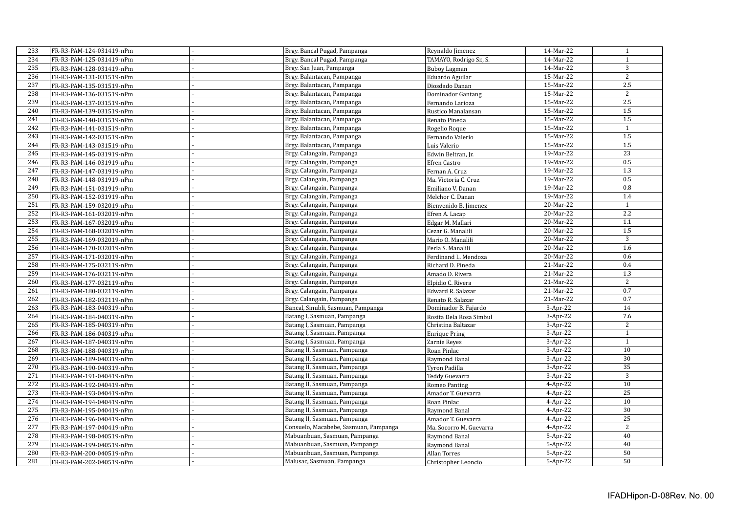| 233 | FR-R3-PAM-124-031419-nPm | - | Brgy. Bancal Pugad, Pampanga | Reynaldo Jimenez | 14-Mar-22 | 1 |
|---|---|---|---|---|---|---|
| 234 | FR-R3-PAM-125-031419-nPm | - | Brgy. Bancal Pugad, Pampanga | TAMAYO, Rodrigo Sr., S. | 14-Mar-22 | 1 |
| 235 | FR-R3-PAM-128-031419-nPm | - | Brgy. San Juan, Pampanga | Buboy Lagman | 14-Mar-22 | 3 |
| 236 | FR-R3-PAM-131-031519-nPm | - | Brgy. Balantacan, Pampanga | Eduardo Aguilar | 15-Mar-22 | 2 |
| 237 | FR-R3-PAM-135-031519-nPm | - | Brgy. Balantacan, Pampanga | Diosdado Danan | 15-Mar-22 | 2.5 |
| 238 | FR-R3-PAM-136-031519-nPm | - | Brgy. Balantacan, Pampanga | Dominador Gantang | 15-Mar-22 | 2 |
| 239 | FR-R3-PAM-137-031519-nPm | - | Brgy. Balantacan, Pampanga | Fernando Larioza | 15-Mar-22 | 2.5 |
| 240 | FR-R3-PAM-139-031519-nPm | - | Brgy. Balantacan, Pampanga | Rustico Manalansan | 15-Mar-22 | 1.5 |
| 241 | FR-R3-PAM-140-031519-nPm | - | Brgy. Balantacan, Pampanga | Renato Pineda | 15-Mar-22 | 1.5 |
| 242 | FR-R3-PAM-141-031519-nPm | - | Brgy. Balantacan, Pampanga | Rogelio Roque | 15-Mar-22 | 1 |
| 243 | FR-R3-PAM-142-031519-nPm | - | Brgy. Balantacan, Pampanga | Fernando Valerio | 15-Mar-22 | 1.5 |
| 244 | FR-R3-PAM-143-031519-nPm | - | Brgy. Balantacan, Pampanga | Luis Valerio | 15-Mar-22 | 1.5 |
| 245 | FR-R3-PAM-145-031919-nPm | - | Brgy. Calangain, Pampanga | Edwin Beltran, Jr. | 19-Mar-22 | 23 |
| 246 | FR-R3-PAM-146-031919-nPm | - | Brgy. Calangain, Pampanga | Efren Castro | 19-Mar-22 | 0.5 |
| 247 | FR-R3-PAM-147-031919-nPm | - | Brgy. Calangain, Pampanga | Fernan A. Cruz | 19-Mar-22 | 1.3 |
| 248 | FR-R3-PAM-148-031919-nPm | - | Brgy. Calangain, Pampanga | Ma. Victoria C. Cruz | 19-Mar-22 | 0.5 |
| 249 | FR-R3-PAM-151-031919-nPm | - | Brgy. Calangain, Pampanga | Emiliano V. Danan | 19-Mar-22 | 0.8 |
| 250 | FR-R3-PAM-152-031919-nPm | - | Brgy. Calangain, Pampanga | Melchor C. Danan | 19-Mar-22 | 1.4 |
| 251 | FR-R3-PAM-159-032019-nPm | - | Brgy. Calangain, Pampanga | Bienvenido B. Jimenez | 20-Mar-22 | 1 |
| 252 | FR-R3-PAM-161-032019-nPm | - | Brgy. Calangain, Pampanga | Efren A. Lacap | 20-Mar-22 | 2.2 |
| 253 | FR-R3-PAM-167-032019-nPm | - | Brgy. Calangain, Pampanga | Edgar M. Mallari | 20-Mar-22 | 1.1 |
| 254 | FR-R3-PAM-168-032019-nPm | - | Brgy. Calangain, Pampanga | Cezar G. Manalili | 20-Mar-22 | 1.5 |
| 255 | FR-R3-PAM-169-032019-nPm | - | Brgy. Calangain, Pampanga | Mario O. Manalili | 20-Mar-22 | 3 |
| 256 | FR-R3-PAM-170-032019-nPm | - | Brgy. Calangain, Pampanga | Perla S. Manalili | 20-Mar-22 | 1.6 |
| 257 | FR-R3-PAM-171-032019-nPm | - | Brgy. Calangain, Pampanga | Ferdinand L. Mendoza | 20-Mar-22 | 0.6 |
| 258 | FR-R3-PAM-175-032119-nPm | - | Brgy. Calangain, Pampanga | Richard D. Pineda | 21-Mar-22 | 0.4 |
| 259 | FR-R3-PAM-176-032119-nPm | - | Brgy. Calangain, Pampanga | Amado D. Rivera | 21-Mar-22 | 1.3 |
| 260 | FR-R3-PAM-177-032119-nPm | - | Brgy. Calangain, Pampanga | Elpidio C. Rivera | 21-Mar-22 | 2 |
| 261 | FR-R3-PAM-180-032119-nPm | - | Brgy. Calangain, Pampanga | Edward R. Salazar | 21-Mar-22 | 0.7 |
| 262 | FR-R3-PAM-182-032119-nPm | - | Brgy. Calangain, Pampanga | Renato R. Salazar | 21-Mar-22 | 0.7 |
| 263 | FR-R3-PAM-183-040319-nPm | - | Bancal, Sinubli, Sasmuan, Pampanga | Dominador B. Fajardo | 3-Apr-22 | 14 |
| 264 | FR-R3-PAM-184-040319-nPm | - | Batang I, Sasmuan, Pampanga | Rosita Dela Rosa Simbul | 3-Apr-22 | 7.6 |
| 265 | FR-R3-PAM-185-040319-nPm | - | Batang I, Sasmuan, Pampanga | Christina Baltazar | 3-Apr-22 | 2 |
| 266 | FR-R3-PAM-186-040319-nPm | - | Batang I, Sasmuan, Pampanga | Enrique Pring | 3-Apr-22 | 1 |
| 267 | FR-R3-PAM-187-040319-nPm | - | Batang I, Sasmuan, Pampanga | Zarnie Reyes | 3-Apr-22 | 1 |
| 268 | FR-R3-PAM-188-040319-nPm | - | Batang II, Sasmuan, Pampanga | Roan Pinlac | 3-Apr-22 | 10 |
| 269 | FR-R3-PAM-189-040319-nPm | - | Batang II, Sasmuan, Pampanga | Raymond Banal | 3-Apr-22 | 30 |
| 270 | FR-R3-PAM-190-040319-nPm | - | Batang II, Sasmuan, Pampanga | Tyron Padilla | 3-Apr-22 | 35 |
| 271 | FR-R3-PAM-191-040419-nPm | - | Batang II, Sasmuan, Pampanga | Teddy Guevarra | 3-Apr-22 | 3 |
| 272 | FR-R3-PAM-192-040419-nPm | - | Batang II, Sasmuan, Pampanga | Romeo Panting | 4-Apr-22 | 10 |
| 273 | FR-R3-PAM-193-040419-nPm | - | Batang II, Sasmuan, Pampanga | Amador T. Guevarra | 4-Apr-22 | 25 |
| 274 | FR-R3-PAM-194-040419-nPm | - | Batang II, Sasmuan, Pampanga | Roan Pinlac | 4-Apr-22 | 10 |
| 275 | FR-R3-PAM-195-040419-nPm | - | Batang II, Sasmuan, Pampanga | Raymond Banal | 4-Apr-22 | 30 |
| 276 | FR-R3-PAM-196-040419-nPm | - | Batang II, Sasmuan, Pampanga | Amador T. Guevarra | 4-Apr-22 | 25 |
| 277 | FR-R3-PAM-197-040419-nPm | - | Consuelo, Macabebe, Sasmuan, Pampanga | Ma. Socorro M. Guevarra | 4-Apr-22 | 2 |
| 278 | FR-R3-PAM-198-040519-nPm | - | Mabuanbuan, Sasmuan, Pampanga | Raymond Banal | 5-Apr-22 | 40 |
| 279 | FR-R3-PAM-199-040519-nPm | - | Mabuanbuan, Sasmuan, Pampanga | Raymond Banal | 5-Apr-22 | 40 |
| 280 | FR-R3-PAM-200-040519-nPm | - | Mabuanbuan, Sasmuan, Pampanga | Allan Torres | 5-Apr-22 | 50 |
| 281 | FR-R3-PAM-202-040519-nPm | - | Malusac, Sasmuan, Pampanga | Christopher Leoncio | 5-Apr-22 | 50 |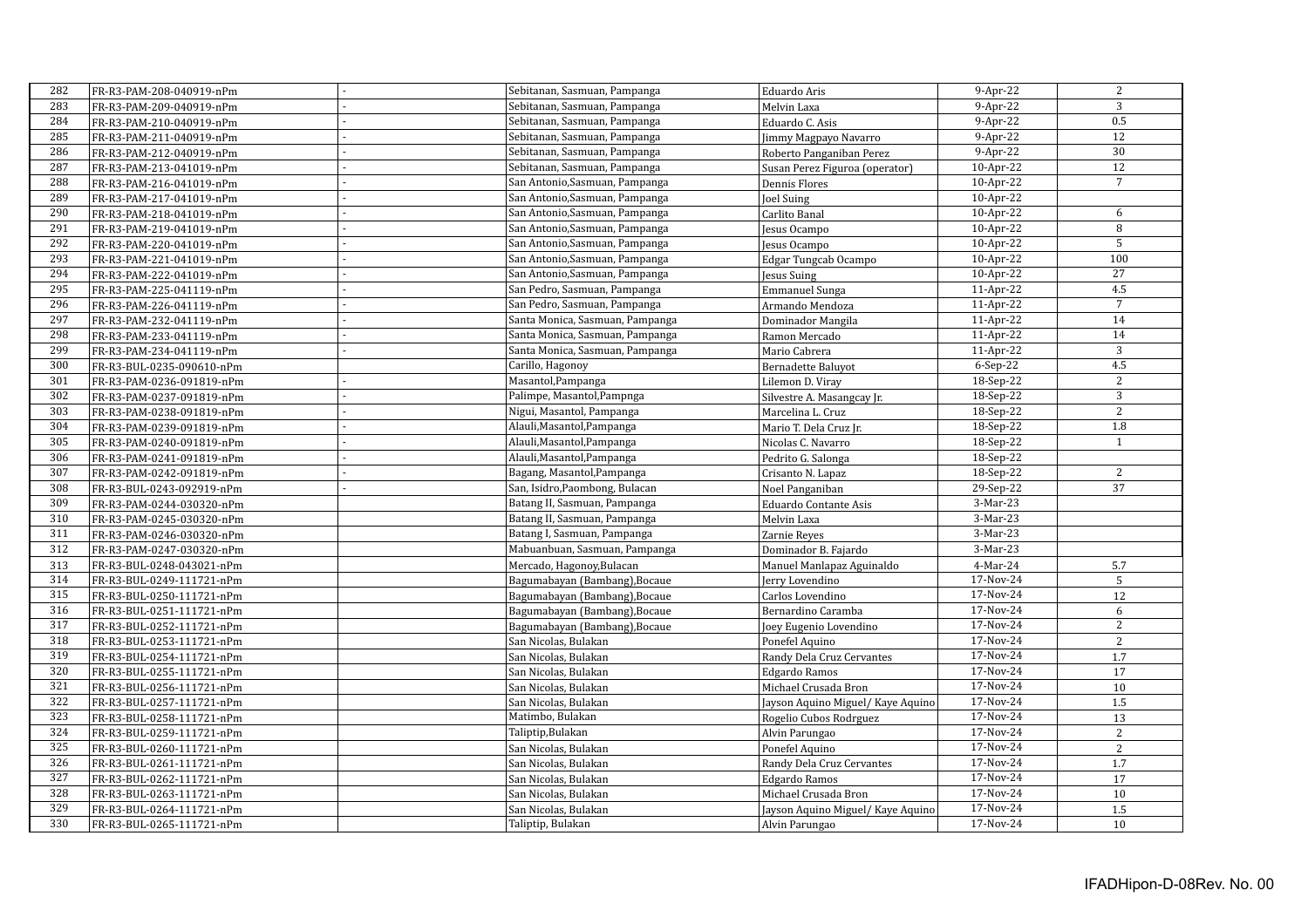| | | | | | | |
|---|---|---|---|---|---|---|
| 282 | FR-R3-PAM-208-040919-nPm | - | Sebitanan, Sasmuan, Pampanga | Eduardo Aris | 9-Apr-22 | 2 |
| 283 | FR-R3-PAM-209-040919-nPm | - | Sebitanan, Sasmuan, Pampanga | Melvin Laxa | 9-Apr-22 | 3 |
| 284 | FR-R3-PAM-210-040919-nPm | - | Sebitanan, Sasmuan, Pampanga | Eduardo C. Asis | 9-Apr-22 | 0.5 |
| 285 | FR-R3-PAM-211-040919-nPm | - | Sebitanan, Sasmuan, Pampanga | Jimmy Magpayo Navarro | 9-Apr-22 | 12 |
| 286 | FR-R3-PAM-212-040919-nPm | - | Sebitanan, Sasmuan, Pampanga | Roberto Panganiban Perez | 9-Apr-22 | 30 |
| 287 | FR-R3-PAM-213-041019-nPm | - | Sebitanan, Sasmuan, Pampanga | Susan Perez Figuroa (operator) | 10-Apr-22 | 12 |
| 288 | FR-R3-PAM-216-041019-nPm | - | San Antonio,Sasmuan, Pampanga | Dennis Flores | 10-Apr-22 | 7 |
| 289 | FR-R3-PAM-217-041019-nPm | - | San Antonio,Sasmuan, Pampanga | Joel Suing | 10-Apr-22 | |
| 290 | FR-R3-PAM-218-041019-nPm | - | San Antonio,Sasmuan, Pampanga | Carlito Banal | 10-Apr-22 | 6 |
| 291 | FR-R3-PAM-219-041019-nPm | - | San Antonio,Sasmuan, Pampanga | Jesus Ocampo | 10-Apr-22 | 8 |
| 292 | FR-R3-PAM-220-041019-nPm | - | San Antonio,Sasmuan, Pampanga | Jesus Ocampo | 10-Apr-22 | 5 |
| 293 | FR-R3-PAM-221-041019-nPm | - | San Antonio,Sasmuan, Pampanga | Edgar Tungcab Ocampo | 10-Apr-22 | 100 |
| 294 | FR-R3-PAM-222-041019-nPm | - | San Antonio,Sasmuan, Pampanga | Jesus Suing | 10-Apr-22 | 27 |
| 295 | FR-R3-PAM-225-041119-nPm | - | San Pedro, Sasmuan, Pampanga | Emmanuel Sunga | 11-Apr-22 | 4.5 |
| 296 | FR-R3-PAM-226-041119-nPm | - | San Pedro, Sasmuan, Pampanga | Armando Mendoza | 11-Apr-22 | 7 |
| 297 | FR-R3-PAM-232-041119-nPm | - | Santa Monica, Sasmuan, Pampanga | Dominador Mangila | 11-Apr-22 | 14 |
| 298 | FR-R3-PAM-233-041119-nPm | - | Santa Monica, Sasmuan, Pampanga | Ramon Mercado | 11-Apr-22 | 14 |
| 299 | FR-R3-PAM-234-041119-nPm | - | Santa Monica, Sasmuan, Pampanga | Mario Cabrera | 11-Apr-22 | 3 |
| 300 | FR-R3-BUL-0235-090610-nPm | | Carillo, Hagonoy | Bernadette Baluyot | 6-Sep-22 | 4.5 |
| 301 | FR-R3-PAM-0236-091819-nPm | - | Masantol,Pampanga | Lilemon D. Viray | 18-Sep-22 | 2 |
| 302 | FR-R3-PAM-0237-091819-nPm | - | Palimpe, Masantol,Pampnga | Silvestre A. Masangcay Jr. | 18-Sep-22 | 3 |
| 303 | FR-R3-PAM-0238-091819-nPm | - | Nigui, Masantol, Pampanga | Marcelina L. Cruz | 18-Sep-22 | 2 |
| 304 | FR-R3-PAM-0239-091819-nPm | - | Alauli,Masantol,Pampanga | Mario T. Dela Cruz Jr. | 18-Sep-22 | 1.8 |
| 305 | FR-R3-PAM-0240-091819-nPm | - | Alauli,Masantol,Pampanga | Nicolas C. Navarro | 18-Sep-22 | 1 |
| 306 | FR-R3-PAM-0241-091819-nPm | - | Alauli,Masantol,Pampanga | Pedrito G. Salonga | 18-Sep-22 | |
| 307 | FR-R3-PAM-0242-091819-nPm | - | Bagang, Masantol,Pampanga | Crisanto N. Lapaz | 18-Sep-22 | 2 |
| 308 | FR-R3-BUL-0243-092919-nPm | - | San, Isidro,Paombong, Bulacan | Noel Panganiban | 29-Sep-22 | 37 |
| 309 | FR-R3-PAM-0244-030320-nPm | | Batang II, Sasmuan, Pampanga | Eduardo Contante Asis | 3-Mar-23 | |
| 310 | FR-R3-PAM-0245-030320-nPm | | Batang II, Sasmuan, Pampanga | Melvin Laxa | 3-Mar-23 | |
| 311 | FR-R3-PAM-0246-030320-nPm | | Batang I, Sasmuan, Pampanga | Zarnie Reyes | 3-Mar-23 | |
| 312 | FR-R3-PAM-0247-030320-nPm | | Mabuanbuan, Sasmuan, Pampanga | Dominador B. Fajardo | 3-Mar-23 | |
| 313 | FR-R3-BUL-0248-043021-nPm | | Mercado, Hagonoy,Bulacan | Manuel Manlapaz Aguinaldo | 4-Mar-24 | 5.7 |
| 314 | FR-R3-BUL-0249-111721-nPm | | Bagumabayan (Bambang),Bocaue | Jerry Lovendino | 17-Nov-24 | 5 |
| 315 | FR-R3-BUL-0250-111721-nPm | | Bagumabayan (Bambang),Bocaue | Carlos Lovendino | 17-Nov-24 | 12 |
| 316 | FR-R3-BUL-0251-111721-nPm | | Bagumabayan (Bambang),Bocaue | Bernardino Caramba | 17-Nov-24 | 6 |
| 317 | FR-R3-BUL-0252-111721-nPm | | Bagumabayan (Bambang),Bocaue | Joey Eugenio Lovendino | 17-Nov-24 | 2 |
| 318 | FR-R3-BUL-0253-111721-nPm | | San Nicolas, Bulakan | Ponefel Aquino | 17-Nov-24 | 2 |
| 319 | FR-R3-BUL-0254-111721-nPm | | San Nicolas, Bulakan | Randy Dela Cruz Cervantes | 17-Nov-24 | 1.7 |
| 320 | FR-R3-BUL-0255-111721-nPm | | San Nicolas, Bulakan | Edgardo Ramos | 17-Nov-24 | 17 |
| 321 | FR-R3-BUL-0256-111721-nPm | | San Nicolas, Bulakan | Michael Crusada Bron | 17-Nov-24 | 10 |
| 322 | FR-R3-BUL-0257-111721-nPm | | San Nicolas, Bulakan | Jayson Aquino Miguel/ Kaye Aquino | 17-Nov-24 | 1.5 |
| 323 | FR-R3-BUL-0258-111721-nPm | | Matimbo, Bulakan | Rogelio Cubos Rodrguez | 17-Nov-24 | 13 |
| 324 | FR-R3-BUL-0259-111721-nPm | | Taliptip,Bulakan | Alvin Parungao | 17-Nov-24 | 2 |
| 325 | FR-R3-BUL-0260-111721-nPm | | San Nicolas, Bulakan | Ponefel Aquino | 17-Nov-24 | 2 |
| 326 | FR-R3-BUL-0261-111721-nPm | | San Nicolas, Bulakan | Randy Dela Cruz Cervantes | 17-Nov-24 | 1.7 |
| 327 | FR-R3-BUL-0262-111721-nPm | | San Nicolas, Bulakan | Edgardo Ramos | 17-Nov-24 | 17 |
| 328 | FR-R3-BUL-0263-111721-nPm | | San Nicolas, Bulakan | Michael Crusada Bron | 17-Nov-24 | 10 |
| 329 | FR-R3-BUL-0264-111721-nPm | | San Nicolas, Bulakan | Jayson Aquino Miguel/ Kaye Aquino | 17-Nov-24 | 1.5 |
| 330 | FR-R3-BUL-0265-111721-nPm | | Taliptip, Bulakan | Alvin Parungao | 17-Nov-24 | 10 |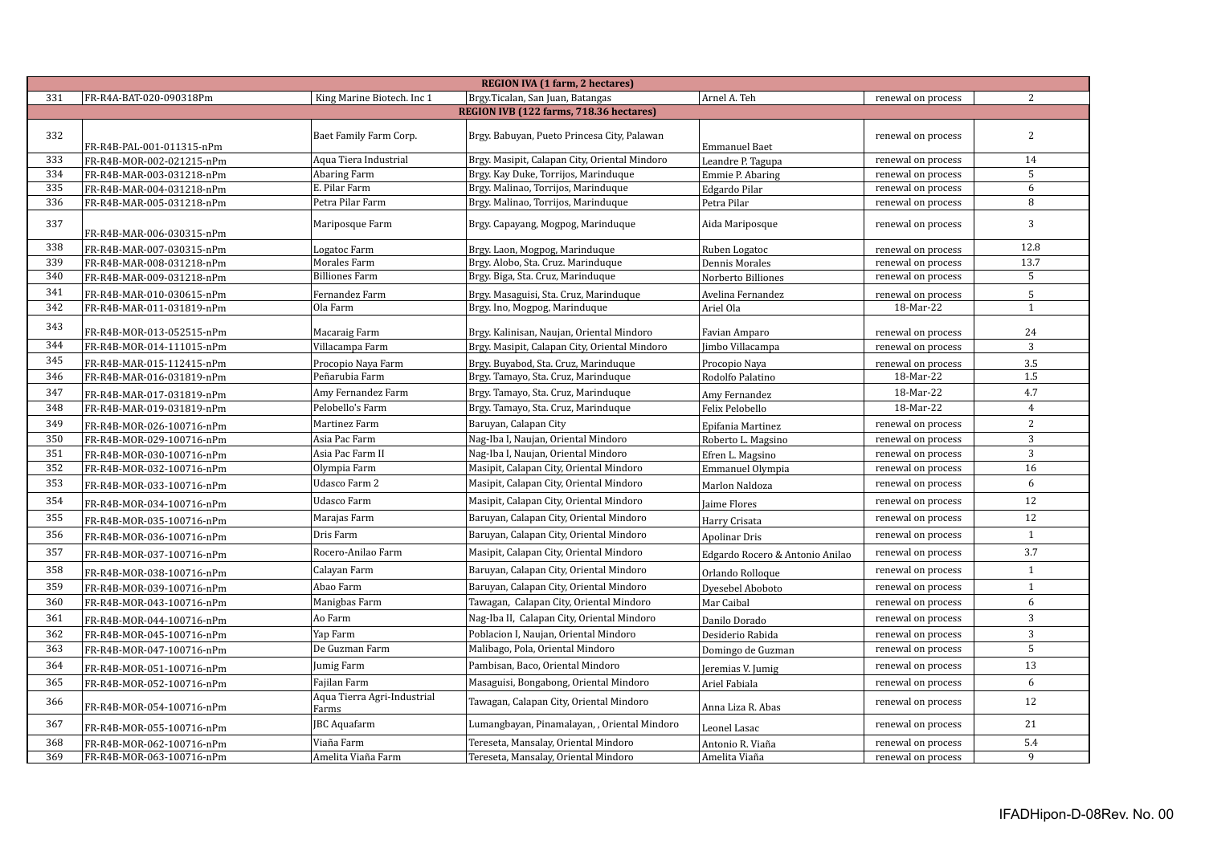| | | | | | | |
|---|---|---|---|---|---|---|
| **REGION IVA (1 farm, 2 hectares)** | | | | | | |
| 331 | FR-R4A-BAT-020-090318Pm | King Marine Biotech. Inc 1 | Brgy.Ticalan, San Juan, Batangas | Arnel A. Teh | renewal on process | 2 |
| **REGION IVB (122 farms, 718.36 hectares)** | | | | | | |
| 332 | FR-R4B-PAL-001-011315-nPm | Baet Family Farm Corp. | Brgy. Babuyan, Pueto Princesa City, Palawan | Emmanuel Baet | renewal on process | 2 |
| 333 | FR-R4B-MOR-002-021215-nPm | Aqua Tiera Industrial | Brgy. Masipit, Calapan City, Oriental Mindoro | Leandre P. Tagupa | renewal on process | 14 |
| 334 | FR-R4B-MAR-003-031218-nPm | Abaring Farm | Brgy. Kay Duke, Torrijos, Marinduque | Emmie P. Abaring | renewal on process | 5 |
| 335 | FR-R4B-MAR-004-031218-nPm | E. Pilar Farm | Brgy. Malinao, Torrijos, Marinduque | Edgardo Pilar | renewal on process | 6 |
| 336 | FR-R4B-MAR-005-031218-nPm | Petra Pilar Farm | Brgy. Malinao, Torrijos, Marinduque | Petra Pilar | renewal on process | 8 |
| 337 | FR-R4B-MAR-006-030315-nPm | Mariposque Farm | Brgy. Capayang, Mogpog, Marinduque | Aida Mariposque | renewal on process | 3 |
| 338 | FR-R4B-MAR-007-030315-nPm | Logatoc Farm | Brgy. Laon, Mogpog, Marinduque | Ruben Logatoc | renewal on process | 12.8 |
| 339 | FR-R4B-MAR-008-031218-nPm | Morales Farm | Brgy. Alobo, Sta. Cruz. Marinduque | Dennis Morales | renewal on process | 13.7 |
| 340 | FR-R4B-MAR-009-031218-nPm | Billiones Farm | Brgy. Biga, Sta. Cruz, Marinduque | Norberto Billiones | renewal on process | 5 |
| 341 | FR-R4B-MAR-010-030615-nPm | Fernandez Farm | Brgy. Masaguisi, Sta. Cruz, Marinduque | Avelina Fernandez | renewal on process | 5 |
| 342 | FR-R4B-MAR-011-031819-nPm | Ola Farm | Brgy. Ino, Mogpog, Marinduque | Ariel Ola | 18-Mar-22 | 1 |
| 343 | FR-R4B-MOR-013-052515-nPm | Macaraig Farm | Brgy. Kalinisan, Naujan, Oriental Mindoro | Favian Amparo | renewal on process | 24 |
| 344 | FR-R4B-MOR-014-111015-nPm | Villacampa Farm | Brgy. Masipit, Calapan City, Oriental Mindoro | Jimbo Villacampa | renewal on process | 3 |
| 345 | FR-R4B-MAR-015-112415-nPm | Procopio Naya Farm | Brgy. Buyabod, Sta. Cruz, Marinduque | Procopio Naya | renewal on process | 3.5 |
| 346 | FR-R4B-MAR-016-031819-nPm | Peñarubia Farm | Brgy. Tamayo, Sta. Cruz, Marinduque | Rodolfo Palatino | 18-Mar-22 | 1.5 |
| 347 | FR-R4B-MAR-017-031819-nPm | Amy Fernandez Farm | Brgy. Tamayo, Sta. Cruz, Marinduque | Amy Fernandez | 18-Mar-22 | 4.7 |
| 348 | FR-R4B-MAR-019-031819-nPm | Pelobello's Farm | Brgy. Tamayo, Sta. Cruz, Marinduque | Felix Pelobello | 18-Mar-22 | 4 |
| 349 | FR-R4B-MOR-026-100716-nPm | Martinez Farm | Baruyan, Calapan City | Epifania Martinez | renewal on process | 2 |
| 350 | FR-R4B-MOR-029-100716-nPm | Asia Pac Farm | Nag-Iba I, Naujan, Oriental Mindoro | Roberto L. Magsino | renewal on process | 3 |
| 351 | FR-R4B-MOR-030-100716-nPm | Asia Pac Farm II | Nag-Iba I, Naujan, Oriental Mindoro | Efren L. Magsino | renewal on process | 3 |
| 352 | FR-R4B-MOR-032-100716-nPm | Olympia Farm | Masipit, Calapan City, Oriental Mindoro | Emmanuel Olympia | renewal on process | 16 |
| 353 | FR-R4B-MOR-033-100716-nPm | Udasco Farm 2 | Masipit, Calapan City, Oriental Mindoro | Marlon Naldoza | renewal on process | 6 |
| 354 | FR-R4B-MOR-034-100716-nPm | Udasco Farm | Masipit, Calapan City, Oriental Mindoro | Jaime Flores | renewal on process | 12 |
| 355 | FR-R4B-MOR-035-100716-nPm | Marajas Farm | Baruyan, Calapan City, Oriental Mindoro | Harry Crisata | renewal on process | 12 |
| 356 | FR-R4B-MOR-036-100716-nPm | Dris Farm | Baruyan, Calapan City, Oriental Mindoro | Apolinar Dris | renewal on process | 1 |
| 357 | FR-R4B-MOR-037-100716-nPm | Rocero-Anilao Farm | Masipit, Calapan City, Oriental Mindoro | Edgardo Rocero & Antonio Anilao | renewal on process | 3.7 |
| 358 | FR-R4B-MOR-038-100716-nPm | Calayan Farm | Baruyan, Calapan City, Oriental Mindoro | Orlando Rolloque | renewal on process | 1 |
| 359 | FR-R4B-MOR-039-100716-nPm | Abao Farm | Baruyan, Calapan City, Oriental Mindoro | Dyesebel Aboboto | renewal on process | 1 |
| 360 | FR-R4B-MOR-043-100716-nPm | Manigbas Farm | Tawagan, Calapan City, Oriental Mindoro | Mar Caibal | renewal on process | 6 |
| 361 | FR-R4B-MOR-044-100716-nPm | Ao Farm | Nag-Iba II, Calapan City, Oriental Mindoro | Danilo Dorado | renewal on process | 3 |
| 362 | FR-R4B-MOR-045-100716-nPm | Yap Farm | Poblacion I, Naujan, Oriental Mindoro | Desiderio Rabida | renewal on process | 3 |
| 363 | FR-R4B-MOR-047-100716-nPm | De Guzman Farm | Malibago, Pola, Oriental Mindoro | Domingo de Guzman | renewal on process | 5 |
| 364 | FR-R4B-MOR-051-100716-nPm | Jumig Farm | Pambisan, Baco, Oriental Mindoro | Jeremias V. Jumig | renewal on process | 13 |
| 365 | FR-R4B-MOR-052-100716-nPm | Fajilan Farm | Masaguisi, Bongabong, Oriental Mindoro | Ariel Fabiala | renewal on process | 6 |
| 366 | FR-R4B-MOR-054-100716-nPm | Aqua Tierra Agri-Industrial Farms | Tawagan, Calapan City, Oriental Mindoro | Anna Liza R. Abas | renewal on process | 12 |
| 367 | FR-R4B-MOR-055-100716-nPm | JBC Aquafarm | Lumangbayan, Pinamalayan, , Oriental Mindoro | Leonel Lasac | renewal on process | 21 |
| 368 | FR-R4B-MOR-062-100716-nPm | Viaña Farm | Tereseta, Mansalay, Oriental Mindoro | Antonio R. Viaña | renewal on process | 5.4 |
| 369 | FR-R4B-MOR-063-100716-nPm | Amelita Viaña Farm | Tereseta, Mansalay, Oriental Mindoro | Amelita Viaña | renewal on process | 9 |

IFADHipon-D-08Rev. No. 00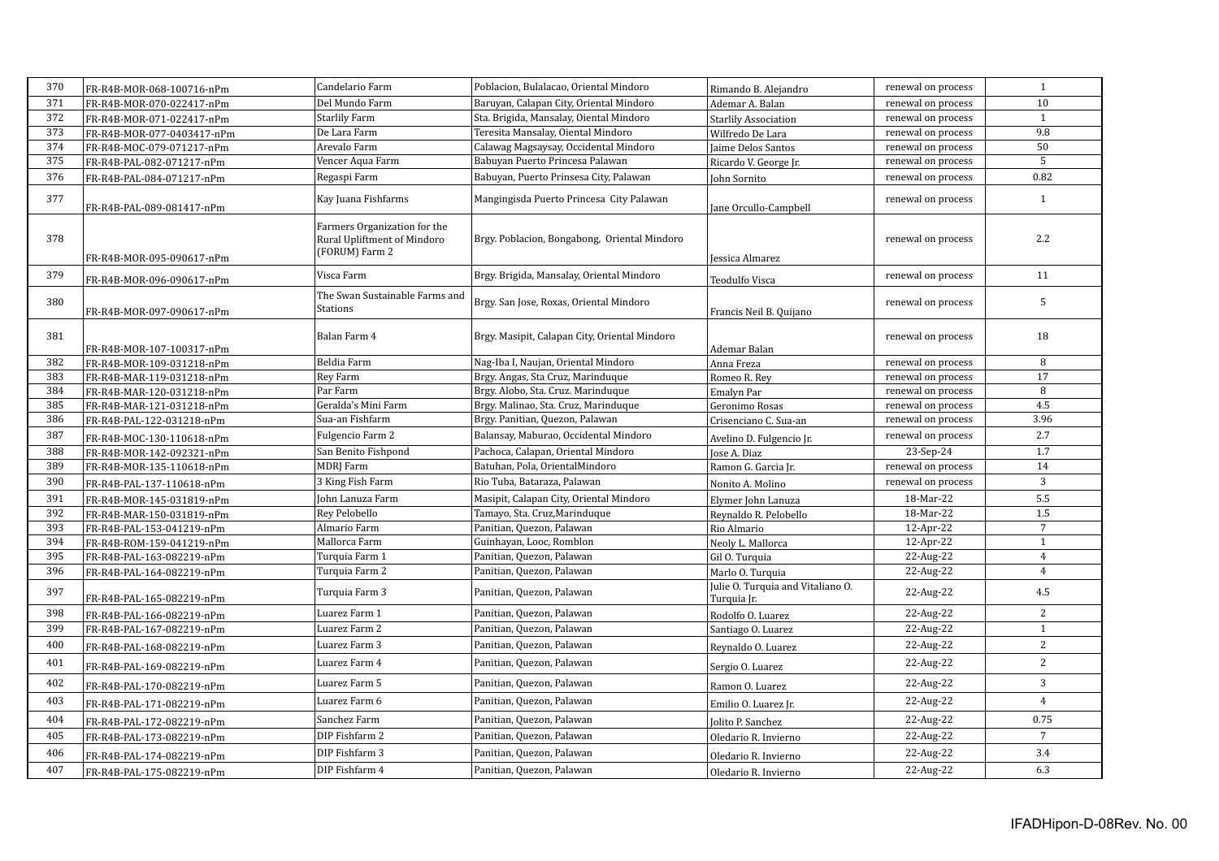| 370 | FR-R4B-MOR-068-100716-nPm | Candelario Farm | Poblacion, Bulalacao, Oriental Mindoro | Rimando B. Alejandro | renewal on process | 1 |
|---|---|---|---|---|---|---|
| 371 | FR-R4B-MOR-070-022417-nPm | Del Mundo Farm | Baruyan, Calapan City, Oriental Mindoro | Ademar A. Balan | renewal on process | 10 |
| 372 | FR-R4B-MOR-071-022417-nPm | Starlily Farm | Sta. Brigida, Mansalay, Oienta​l Mindoro | Starlily Association | renewal on process | 1 |
| 373 | FR-R4B-MOR-077-0403417-nPm | De Lara Farm | Teresita Mansalay, Oiental Mindoro | Wilfredo De Lara | renewal on process | 9.8 |
| 374 | FR-R4B-MOC-079-071217-nPm | Arevalo Farm | Calawag Magsaysay, Occidental Mindoro | Jaime Delos Santos | renewal on process | 50 |
| 375 | FR-R4B-PAL-082-071217-nPm | Vencer Aqua Farm | Babuyan Puerto Princesa Palawan | Ricardo V. George Jr. | renewal on process | 5 |
| 376 | FR-R4B-PAL-084-071217-nPm | Regaspi Farm | Babuyan, Puerto Prinsesa City, Palawan | John Sornito | renewal on process | 0.82 |
| 377 | FR-R4B-PAL-089-081417-nPm | Kay Juana Fishfarms | Mangingisda Puerto Princesa City Palawan | Jane Orcullo-Campbell | renewal on process | 1 |
| 378 | FR-R4B-MOR-095-090617-nPm | Farmers Organization for the Rural Upliftment of Mindoro (FORUM) Farm 2 | Brgy. Poblacion, Bongabong, Oriental Mindoro | Jessica Almarez | renewal on process | 2.2 |
| 379 | FR-R4B-MOR-096-090617-nPm | Visca Farm | Brgy. Brigida, Mansalay, Oriental Mindoro | Teodulfo Visca | renewal on process | 11 |
| 380 | FR-R4B-MOR-097-090617-nPm | The Swan Sustainable Farms and Stations | Brgy. San Jose, Roxas, Oriental Mindoro | Francis Neil B. Quijano | renewal on process | 5 |
| 381 | FR-R4B-MOR-107-100317-nPm | Balan Farm 4 | Brgy. Masipit, Calapan City, Oriental Mindoro | Ademar Balan | renewal on process | 18 |
| 382 | FR-R4B-MOR-109-031218-nPm | Beldia Farm | Nag-Iba I, Naujan, Oriental Mindoro | Anna Freza | renewal on process | 8 |
| 383 | FR-R4B-MAR-119-031218-nPm | Rey Farm | Brgy. Angas, Sta Cruz, Marinduque | Romeo R. Rey | renewal on process | 17 |
| 384 | FR-R4B-MAR-120-031218-nPm | Par Farm | Brgy. Alobo, Sta. Cruz. Marinduque | Emalyn Par | renewal on process | 8 |
| 385 | FR-R4B-MAR-121-031218-nPm | Geralda's Mini Farm | Brgy. Malinao, Sta. Cruz, Marinduque | Geronimo Rosas | renewal on process | 4.5 |
| 386 | FR-R4B-PAL-122-031218-nPm | Sua-an Fishfarm | Brgy. Panitian, Quezon, Palawan | Crisenciano C. Sua-an | renewal on process | 3.96 |
| 387 | FR-R4B-MOC-130-110618-nPm | Fulgencio Farm 2 | Balansay, Maburao, Occidental Mindoro | Avelino D. Fulgencio Jr. | renewal on process | 2.7 |
| 388 | FR-R4B-MOR-142-092321-nPm | San Benito Fishpond | Pachoca, Calapan, Oriental Mindoro | Jose A. Diaz | 23-Sep-24 | 1.7 |
| 389 | FR-R4B-MOR-135-110618-nPm | MDRJ Farm | Batuhan, Pola, OrientalMindoro | Ramon G. Garcia Jr. | renewal on process | 14 |
| 390 | FR-R4B-PAL-137-110618-nPm | 3 King Fish Farm | Rio Tuba, Bataraza, Palawan | Nonito A. Molino | renewal on process | 3 |
| 391 | FR-R4B-MOR-145-031819-nPm | John Lanuza Farm | Masipit, Calapan City, Oriental Mindoro | Elymer John Lanuza | 18-Mar-22 | 5.5 |
| 392 | FR-R4B-MAR-150-031819-nPm | Rey Pelobello | Tamayo, Sta. Cruz,Marinduque | Reynaldo R. Pelobello | 18-Mar-22 | 1.5 |
| 393 | FR-R4B-PAL-153-041219-nPm | Almario Farm | Panitian, Quezon, Palawan | Rio Almario | 12-Apr-22 | 7 |
| 394 | FR-R4B-ROM-159-041219-nPm | Mallorca Farm | Guinhayan, Looc, Romblon | Neoly L. Mallorca | 12-Apr-22 | 1 |
| 395 | FR-R4B-PAL-163-082219-nPm | Turquia Farm 1 | Panitian, Quezon, Palawan | Gil O. Turquia | 22-Aug-22 | 4 |
| 396 | FR-R4B-PAL-164-082219-nPm | Turquia Farm 2 | Panitian, Quezon, Palawan | Marlo O. Turquia | 22-Aug-22 | 4 |
| 397 | FR-R4B-PAL-165-082219-nPm | Turquia Farm 3 | Panitian, Quezon, Palawan | Julie O. Turquia and Vitaliano O. Turquia Jr. | 22-Aug-22 | 4.5 |
| 398 | FR-R4B-PAL-166-082219-nPm | Luarez Farm 1 | Panitian, Quezon, Palawan | Rodolfo O. Luarez | 22-Aug-22 | 2 |
| 399 | FR-R4B-PAL-167-082219-nPm | Luarez Farm 2 | Panitian, Quezon, Palawan | Santiago O. Luarez | 22-Aug-22 | 1 |
| 400 | FR-R4B-PAL-168-082219-nPm | Luarez Farm 3 | Panitian, Quezon, Palawan | Reynaldo O. Luarez | 22-Aug-22 | 2 |
| 401 | FR-R4B-PAL-169-082219-nPm | Luarez Farm 4 | Panitian, Quezon, Palawan | Sergio O. Luarez | 22-Aug-22 | 2 |
| 402 | FR-R4B-PAL-170-082219-nPm | Luarez Farm 5 | Panitian, Quezon, Palawan | Ramon O. Luarez | 22-Aug-22 | 3 |
| 403 | FR-R4B-PAL-171-082219-nPm | Luarez Farm 6 | Panitian, Quezon, Palawan | Emilio O. Luarez Jr. | 22-Aug-22 | 4 |
| 404 | FR-R4B-PAL-172-082219-nPm | Sanchez Farm | Panitian, Quezon, Palawan | Jolito P. Sanchez | 22-Aug-22 | 0.75 |
| 405 | FR-R4B-PAL-173-082219-nPm | DIP Fishfarm 2 | Panitian, Quezon, Palawan | Oledario R. Invierno | 22-Aug-22 | 7 |
| 406 | FR-R4B-PAL-174-082219-nPm | DIP Fishfarm 3 | Panitian, Quezon, Palawan | Oledario R. Invierno | 22-Aug-22 | 3.4 |
| 407 | FR-R4B-PAL-175-082219-nPm | DIP Fishfarm 4 | Panitian, Quezon, Palawan | Oledario R. Invierno | 22-Aug-22 | 6.3 |

IFADHipon-D-08Rev. No. 00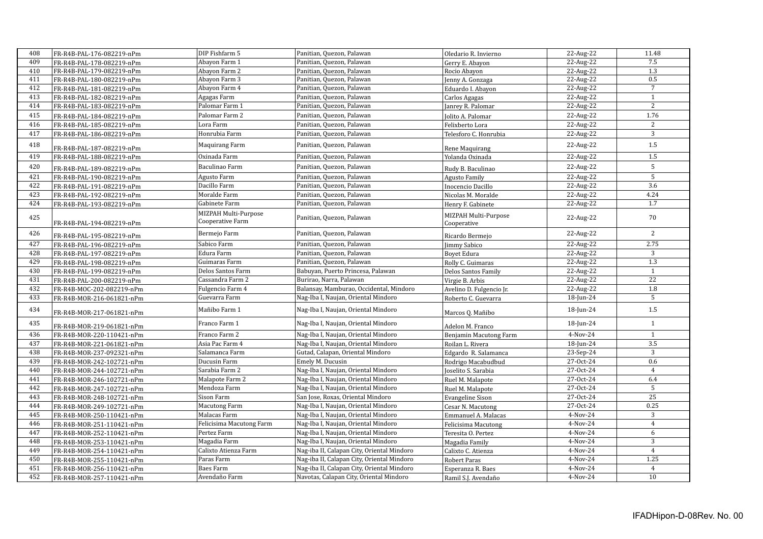| | | | | | | |
|---|---|---|---|---|---|---|
| 408 | FR-R4B-PAL-176-082219-nPm | DIP Fishfarm 5 | Panitian, Quezon, Palawan | Oledario R. Invierno | 22-Aug-22 | 11.48 |
| 409 | FR-R4B-PAL-178-082219-nPm | Abayon Farm 1 | Panitian, Quezon, Palawan | Gerry E. Abayon | 22-Aug-22 | 7.5 |
| 410 | FR-R4B-PAL-179-082219-nPm | Abayon Farm 2 | Panitian, Quezon, Palawan | Rocio Abayon | 22-Aug-22 | 1.3 |
| 411 | FR-R4B-PAL-180-082219-nPm | Abayon Farm 3 | Panitian, Quezon, Palawan | Jenny A. Gonzaga | 22-Aug-22 | 0.5 |
| 412 | FR-R4B-PAL-181-082219-nPm | Abayon Farm 4 | Panitian, Quezon, Palawan | Eduardo I. Abayon | 22-Aug-22 | 7 |
| 413 | FR-R4B-PAL-182-082219-nPm | Agagas Farm | Panitian, Quezon, Palawan | Carlos Agagas | 22-Aug-22 | 1 |
| 414 | FR-R4B-PAL-183-082219-nPm | Palomar Farm 1 | Panitian, Quezon, Palawan | Janrey R. Palomar | 22-Aug-22 | 2 |
| 415 | FR-R4B-PAL-184-082219-nPm | Palomar Farm 2 | Panitian, Quezon, Palawan | Jolito A. Palomar | 22-Aug-22 | 1.76 |
| 416 | FR-R4B-PAL-185-082219-nPm | Lora Farm | Panitian, Quezon, Palawan | Felixberto Lora | 22-Aug-22 | 2 |
| 417 | FR-R4B-PAL-186-082219-nPm | Honrubia Farm | Panitian, Quezon, Palawan | Telesforo C. Honrubia | 22-Aug-22 | 3 |
| 418 | FR-R4B-PAL-187-082219-nPm | Maquirang Farm | Panitian, Quezon, Palawan | Rene Maquirang | 22-Aug-22 | 1.5 |
| 419 | FR-R4B-PAL-188-082219-nPm | Oxinada Farm | Panitian, Quezon, Palawan | Yolanda Oxinada | 22-Aug-22 | 1.5 |
| 420 | FR-R4B-PAL-189-082219-nPm | Baculinao Farm | Panitian, Quezon, Palawan | Rudy B. Baculinao | 22-Aug-22 | 5 |
| 421 | FR-R4B-PAL-190-082219-nPm | Agusto Farm | Panitian, Quezon, Palawan | Agusto Family | 22-Aug-22 | 5 |
| 422 | FR-R4B-PAL-191-082219-nPm | Dacillo Farm | Panitian, Quezon, Palawan | Inocencio Dacillo | 22-Aug-22 | 3.6 |
| 423 | FR-R4B-PAL-192-082219-nPm | Moralde Farm | Panitian, Quezon, Palawan | Nicolas M. Moralde | 22-Aug-22 | 4.24 |
| 424 | FR-R4B-PAL-193-082219-nPm | Gabinete Farm | Panitian, Quezon, Palawan | Henry F. Gabinete | 22-Aug-22 | 1.7 |
| 425 | FR-R4B-PAL-194-082219-nPm | MIZPAH Multi-Purpose Cooperative Farm | Panitian, Quezon, Palawan | MIZPAH Multi-Purpose Cooperative | 22-Aug-22 | 70 |
| 426 | FR-R4B-PAL-195-082219-nPm | Bermejo Farm | Panitian, Quezon, Palawan | Ricardo Bermejo | 22-Aug-22 | 2 |
| 427 | FR-R4B-PAL-196-082219-nPm | Sabico Farm | Panitian, Quezon, Palawan | Jimmy Sabico | 22-Aug-22 | 2.75 |
| 428 | FR-R4B-PAL-197-082219-nPm | Edura Farm | Panitian, Quezon, Palawan | Boyet Edura | 22-Aug-22 | 3 |
| 429 | FR-R4B-PAL-198-082219-nPm | Guimaras Farm | Panitian, Quezon, Palawan | Rolly C. Guimaras | 22-Aug-22 | 1.3 |
| 430 | FR-R4B-PAL-199-082219-nPm | Delos Santos Farm | Babuyan, Puerto Princesa, Palawan | Delos Santos Family | 22-Aug-22 | 1 |
| 431 | FR-R4B-PAL-200-082219-nPm | Cassandra Farm 2 | Burirao, Narra, Palawan | Virgie B. Arbis | 22-Aug-22 | 22 |
| 432 | FR-R4B-MOC-202-082219-nPm | Fulgencio Farm 4 | Balansay, Mamburao, Occidental, Mindoro | Avelino D. Fulgencio Jr. | 22-Aug-22 | 1.8 |
| 433 | FR-R4B-MOR-216-061821-nPm | Guevarra Farm | Nag-Iba I, Naujan, Oriental Mindoro | Roberto C. Guevarra | 18-Jun-24 | 5 |
| 434 | FR-R4B-MOR-217-061821-nPm | Mañibo Farm 1 | Nag-Iba I, Naujan, Oriental Mindoro | Marcos Q. Mañibo | 18-Jun-24 | 1.5 |
| 435 | FR-R4B-MOR-219-061821-nPm | Franco Farm 1 | Nag-Iba I, Naujan, Oriental Mindoro | Adelon M. Franco | 18-Jun-24 | 1 |
| 436 | FR-R4B-MOR-220-110421-nPm | Franco Farm 2 | Nag-Iba I, Naujan, Oriental Mindoro | Benjamin Macutong Farm | 4-Nov-24 | 1 |
| 437 | FR-R4B-MOR-221-061821-nPm | Asia Pac Farm 4 | Nag-Iba I, Naujan, Oriental Mindoro | Roilan L. Rivera | 18-Jun-24 | 3.5 |
| 438 | FR-R4B-MOR-237-092321-nPm | Salamanca Farm | Gutad, Calapan, Oriental Mindoro | Edgardo R. Salamanca | 23-Sep-24 | 3 |
| 439 | FR-R4B-MOR-242-102721-nPm | Ducusin Farm | Emely M. Ducusin | Rodrigo Macabudbud | 27-Oct-24 | 0.6 |
| 440 | FR-R4B-MOR-244-102721-nPm | Sarabia Farm 2 | Nag-Iba I, Naujan, Oriental Mindoro | Joselito S. Sarabia | 27-Oct-24 | 4 |
| 441 | FR-R4B-MOR-246-102721-nPm | Malapote Farm 2 | Nag-Iba I, Naujan, Oriental Mindoro | Ruel M. Malapote | 27-Oct-24 | 6.4 |
| 442 | FR-R4B-MOR-247-102721-nPm | Mendoza Farm | Nag-Iba I, Naujan, Oriental Mindoro | Ruel M. Malapote | 27-Oct-24 | 5 |
| 443 | FR-R4B-MOR-248-102721-nPm | Sison Farm | San Jose, Roxas, Oriental Mindoro | Evangeline Sison | 27-Oct-24 | 25 |
| 444 | FR-R4B-MOR-249-102721-nPm | Macutong Farm | Nag-Iba I, Naujan, Oriental Mindoro | Cesar N. Macutong | 27-Oct-24 | 0.25 |
| 445 | FR-R4B-MOR-250-110421-nPm | Malacas Farm | Nag-Iba I, Naujan, Oriental Mindoro | Emmanuel A. Malacas | 4-Nov-24 | 3 |
| 446 | FR-R4B-MOR-251-110421-nPm | Felicisima Macutong Farm | Nag-Iba I, Naujan, Oriental Mindoro | Felicisima Macutong | 4-Nov-24 | 4 |
| 447 | FR-R4B-MOR-252-110421-nPm | Pertez Farm | Nag-Iba I, Naujan, Oriental Mindoro | Teresita O. Pertez | 4-Nov-24 | 6 |
| 448 | FR-R4B-MOR-253-110421-nPm | Magadia Farm | Nag-Iba I, Naujan, Oriental Mindoro | Magadia Family | 4-Nov-24 | 3 |
| 449 | FR-R4B-MOR-254-110421-nPm | Calixto Atienza Farm | Nag-iba II, Calapan City, Oriental Mindoro | Calixto C. Atienza | 4-Nov-24 | 4 |
| 450 | FR-R4B-MOR-255-110421-nPm | Paras Farm | Nag-iba II, Calapan City, Oriental Mindoro | Robert Paras | 4-Nov-24 | 1.25 |
| 451 | FR-R4B-MOR-256-110421-nPm | Baes Farm | Nag-iba II, Calapan City, Oriental Mindoro | Esperanza R. Baes | 4-Nov-24 | 4 |
| 452 | FR-R4B-MOR-257-110421-nPm | Avendaño Farm | Navotas, Calapan City, Oriental Mindoro | Ramil S.J. Avendaño | 4-Nov-24 | 10 |

IFADHipon-D-08Rev. No. 00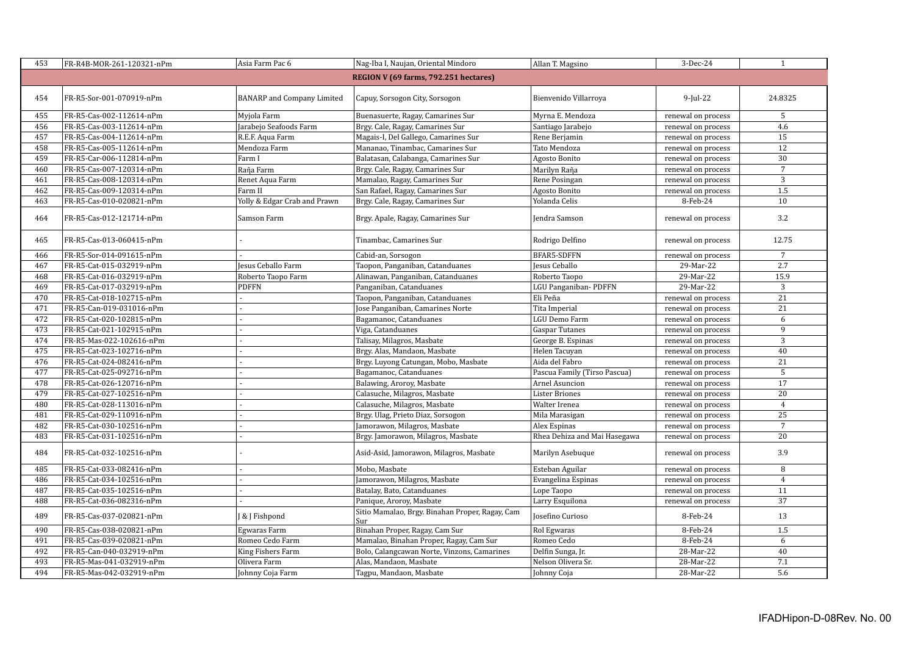| 453 | FR-R4B-MOR-261-120321-nPm | Asia Farm Pac 6 | Nag-Iba I, Naujan, Oriental Mindoro | Allan T. Magsino | 3-Dec-24 | 1 |
|---|---|---|---|---|---|---|
| **REGION V (69 farms, 792.251 hectares)** | | | | | | |
| 454 | FR-R5-Sor-001-070919-nPm | BANARP and Company Limited | Capuy, Sorsogon City, Sorsogon | Bienvenido Villarroya | 9-Jul-22 | 24.8325 |
| 455 | FR-R5-Cas-002-112614-nPm | Myjola Farm | Buenasuerte, Ragay, Camarines Sur | Myrna E. Mendoza | renewal on process | 5 |
| 456 | FR-R5-Cas-003-112614-nPm | Jarabejo Seafoods Farm | Brgy. Cale, Ragay, Camarines Sur | Santiago Jarabejo | renewal on process | 4.6 |
| 457 | FR-R5-Cas-004-112614-nPm | R.E.F. Aqua Farm | Magais-I, Del Gallego, Camarines Sur | Rene Berjamin | renewal on process | 15 |
| 458 | FR-R5-Cas-005-112614-nPm | Mendoza Farm | Mananao, Tinambac, Camarines Sur | Tato Mendoza | renewal on process | 12 |
| 459 | FR-R5-Car-006-112814-nPm | Farm I | Balatasan, Calabanga, Camarines Sur | Agosto Bonito | renewal on process | 30 |
| 460 | FR-R5-Cas-007-120314-nPm | Raña Farm | Brgy. Cale, Ragay, Camarines Sur | Marilyn Raña | renewal on process | 7 |
| 461 | FR-R5-Cas-008-120314-nPm | Renet Aqua Farm | Mamalao, Ragay, Camarines Sur | Rene Posingan | renewal on process | 3 |
| 462 | FR-R5-Cas-009-120314-nPm | Farm II | San Rafael, Ragay, Camarines Sur | Agosto Bonito | renewal on process | 1.5 |
| 463 | FR-R5-Cas-010-020821-nPm | Yolly & Edgar Crab and Prawn | Brgy. Cale, Ragay, Camarines Sur | Yolanda Celis | 8-Feb-24 | 10 |
| 464 | FR-R5-Cas-012-121714-nPm | Samson Farm | Brgy. Apale, Ragay, Camarines Sur | Jendra Samson | renewal on process | 3.2 |
| 465 | FR-R5-Cas-013-060415-nPm | - | Tinambac, Camarines Sur | Rodrigo Delfino | renewal on process | 12.75 |
| 466 | FR-R5-Sor-014-091615-nPm | - | Cabid-an, Sorsogon | BFAR5-SDFFN | renewal on process | 7 |
| 467 | FR-R5-Cat-015-032919-nPm | Jesus Ceballo Farm | Taopon, Panganiban, Catanduanes | Jesus Ceballo | 29-Mar-22 | 2.7 |
| 468 | FR-R5-Cat-016-032919-nPm | Roberto Taopo Farm | Alinawan, Panganiban, Catanduanes | Roberto Taopo | 29-Mar-22 | 15.9 |
| 469 | FR-R5-Cat-017-032919-nPm | PDFFN | Panganiban, Catanduanes | LGU Panganiban- PDFFN | 29-Mar-22 | 3 |
| 470 | FR-R5-Cat-018-102715-nPm | - | Taopon, Panganiban, Catanduanes | Eli Peña | renewal on process | 21 |
| 471 | FR-R5-Can-019-031016-nPm | - | Jose Panganiban, Camarines Norte | Tita Imperial | renewal on process | 21 |
| 472 | FR-R5-Cat-020-102815-nPm | - | Bagamanoc, Catanduanes | LGU Demo Farm | renewal on process | 6 |
| 473 | FR-R5-Cat-021-102915-nPm | - | Viga, Catanduanes | Gaspar Tutanes | renewal on process | 9 |
| 474 | FR-R5-Mas-022-102616-nPm | - | Talisay, Milagros, Masbate | George B. Espinas | renewal on process | 3 |
| 475 | FR-R5-Cat-023-102716-nPm | - | Brgy. Alas, Mandaon, Masbate | Helen Tacuyan | renewal on process | 40 |
| 476 | FR-R5-Cat-024-082416-nPm | - | Brgy. Luyong Catungan, Mobo, Masbate | Aida del Fabro | renewal on process | 21 |
| 477 | FR-R5-Cat-025-092716-nPm | - | Bagamanoc, Catanduanes | Pascua Family (Tirso Pascua) | renewal on process | 5 |
| 478 | FR-R5-Cat-026-120716-nPm | - | Balawing, Aroroy, Masbate | Arnel Asuncion | renewal on process | 17 |
| 479 | FR-R5-Cat-027-102516-nPm | - | Calasuche, Milagros, Masbate | Lister Briones | renewal on process | 20 |
| 480 | FR-R5-Cat-028-113016-nPm | - | Calasuche, Milagros, Masbate | Walter Irenea | renewal on process | 4 |
| 481 | FR-R5-Cat-029-110916-nPm | - | Brgy. Ulag, Prieto Diaz, Sorsogon | Mila Marasigan | renewal on process | 25 |
| 482 | FR-R5-Cat-030-102516-nPm | - | Jamorawon, Milagros, Masbate | Alex Espinas | renewal on process | 7 |
| 483 | FR-R5-Cat-031-102516-nPm | - | Brgy. Jamorawon, Milagros, Masbate | Rhea Dehiza and Mai Hasegawa | renewal on process | 20 |
| 484 | FR-R5-Cat-032-102516-nPm | - | Asid-Asid, Jamorawon, Milagros, Masbate | Marilyn Asebuque | renewal on process | 3.9 |
| 485 | FR-R5-Cat-033-082416-nPm | - | Mobo, Masbate | Esteban Aguilar | renewal on process | 8 |
| 486 | FR-R5-Cat-034-102516-nPm | - | Jamorawon, Milagros, Masbate | Evangelina Espinas | renewal on process | 4 |
| 487 | FR-R5-Cat-035-102516-nPm | - | Batalay, Bato, Catanduanes | Lope Taopo | renewal on process | 11 |
| 488 | FR-R5-Cat-036-082316-nPm | - | Panique, Aroroy, Masbate | Larry Esquilona | renewal on process | 37 |
| 489 | FR-R5-Cas-037-020821-nPm | J & J Fishpond | Sitio Mamalao, Brgy. Binahan Proper, Ragay, Cam Sur | Josefino Curioso | 8-Feb-24 | 13 |
| 490 | FR-R5-Cas-038-020821-nPm | Egwaras Farm | Binahan Proper, Ragay, Cam Sur | Rol Egwaras | 8-Feb-24 | 1.5 |
| 491 | FR-R5-Cas-039-020821-nPm | Romeo Cedo Farm | Mamalao, Binahan Proper, Ragay, Cam Sur | Romeo Cedo | 8-Feb-24 | 6 |
| 492 | FR-R5-Can-040-032919-nPm | King Fishers Farm | Bolo, Calangcawan Norte, Vinzons, Camarines | Delfin Sunga, Jr. | 28-Mar-22 | 40 |
| 493 | FR-R5-Mas-041-032919-nPm | Olivera Farm | Alas, Mandaon, Masbate | Nelson Olivera Sr. | 28-Mar-22 | 7.1 |
| 494 | FR-R5-Mas-042-032919-nPm | Johnny Coja Farm | Tagpu, Mandaon, Masbate | Johnny Coja | 28-Mar-22 | 5.6 |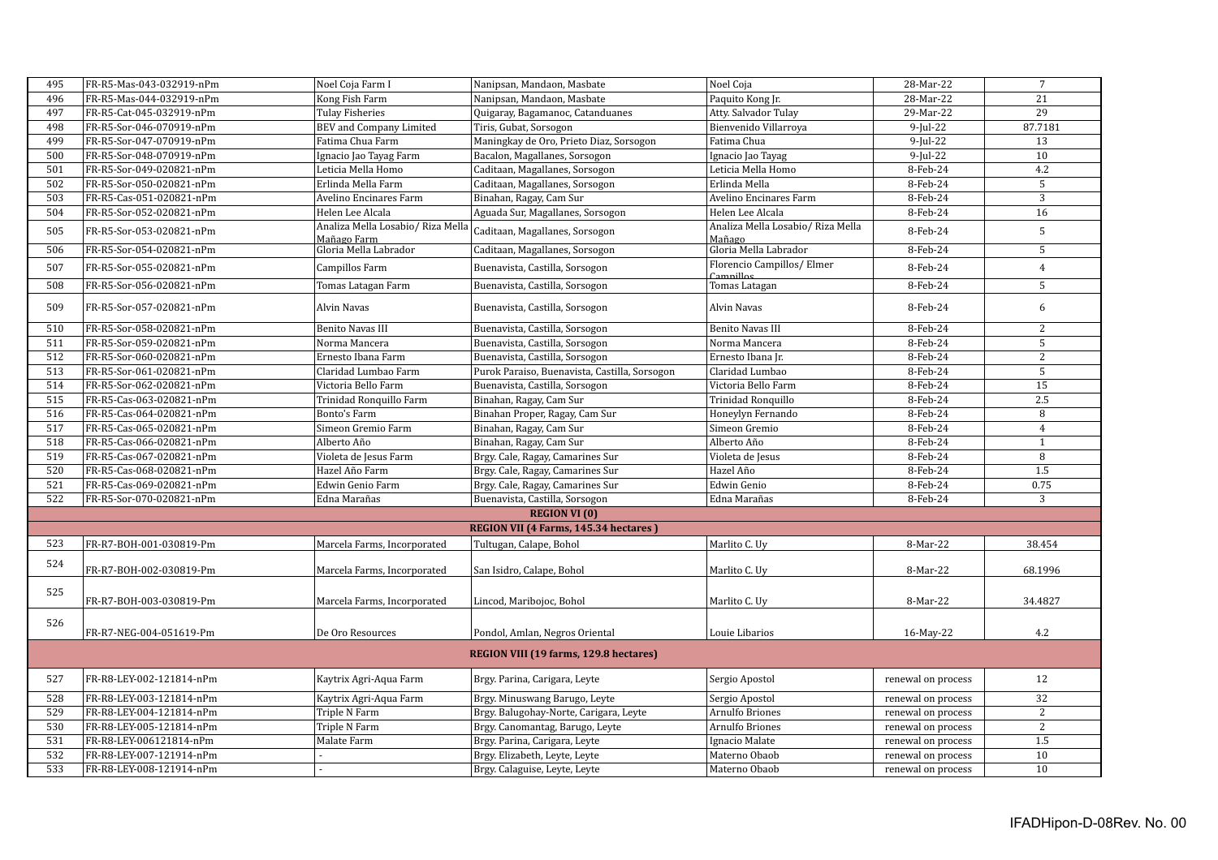| 495 | FR-R5-Mas-043-032919-nPm | Noel Coja Farm I | Nanipsan, Mandaon, Masbate | Noel Coja | 28-Mar-22 | 7 |
|---|---|---|---|---|---|---|
| 496 | FR-R5-Mas-044-032919-nPm | Kong Fish Farm | Nanipsan, Mandaon, Masbate | Paquito Kong Jr. | 28-Mar-22 | 21 |
| 497 | FR-R5-Cat-045-032919-nPm | Tulay Fisheries | Quigaray, Bagamanoc, Catanduanes | Atty. Salvador Tulay | 29-Mar-22 | 29 |
| 498 | FR-R5-Sor-046-070919-nPm | BEV and Company Limited | Tiris, Gubat, Sorsogon | Bienvenido Villarroya | 9-Jul-22 | 87.7181 |
| 499 | FR-R5-Sor-047-070919-nPm | Fatima Chua Farm | Maningkay de Oro, Prieto Diaz, Sorsogon | Fatima Chua | 9-Jul-22 | 13 |
| 500 | FR-R5-Sor-048-070919-nPm | Ignacio Jao Tayag Farm | Bacalon, Magallanes, Sorsogon | Ignacio Jao Tayag | 9-Jul-22 | 10 |
| 501 | FR-R5-Sor-049-020821-nPm | Leticia Mella Homo | Caditaan, Magallanes, Sorsogon | Leticia Mella Homo | 8-Feb-24 | 4.2 |
| 502 | FR-R5-Sor-050-020821-nPm | Erlinda Mella Farm | Caditaan, Magallanes, Sorsogon | Erlinda Mella | 8-Feb-24 | 5 |
| 503 | FR-R5-Cas-051-020821-nPm | Avelino Encinares Farm | Binahan, Ragay, Cam Sur | Avelino Encinares Farm | 8-Feb-24 | 3 |
| 504 | FR-R5-Sor-052-020821-nPm | Helen Lee Alcala | Aguada Sur, Magallanes, Sorsogon | Helen Lee Alcala | 8-Feb-24 | 16 |
| 505 | FR-R5-Sor-053-020821-nPm | Analiza Mella Losabio/ Riza Mella Mañago Farm | Caditaan, Magallanes, Sorsogon | Analiza Mella Losabio/ Riza Mella Mañago | 8-Feb-24 | 5 |
| 506 | FR-R5-Sor-054-020821-nPm | Gloria Mella Labrador | Caditaan, Magallanes, Sorsogon | Gloria Mella Labrador | 8-Feb-24 | 5 |
| 507 | FR-R5-Sor-055-020821-nPm | Campillos Farm | Buenavista, Castilla, Sorsogon | Florencio Campillos/ Elmer Campillos | 8-Feb-24 | 4 |
| 508 | FR-R5-Sor-056-020821-nPm | Tomas Latagan Farm | Buenavista, Castilla, Sorsogon | Tomas Latagan | 8-Feb-24 | 5 |
| 509 | FR-R5-Sor-057-020821-nPm | Alvin Navas | Buenavista, Castilla, Sorsogon | Alvin Navas | 8-Feb-24 | 6 |
| 510 | FR-R5-Sor-058-020821-nPm | Benito Navas III | Buenavista, Castilla, Sorsogon | Benito Navas III | 8-Feb-24 | 2 |
| 511 | FR-R5-Sor-059-020821-nPm | Norma Mancera | Buenavista, Castilla, Sorsogon | Norma Mancera | 8-Feb-24 | 5 |
| 512 | FR-R5-Sor-060-020821-nPm | Ernesto Ibana Farm | Buenavista, Castilla, Sorsogon | Ernesto Ibana Jr. | 8-Feb-24 | 2 |
| 513 | FR-R5-Sor-061-020821-nPm | Claridad Lumbao Farm | Purok Paraiso, Buenavista, Castilla, Sorsogon | Claridad Lumbao | 8-Feb-24 | 5 |
| 514 | FR-R5-Sor-062-020821-nPm | Victoria Bello Farm | Buenavista, Castilla, Sorsogon | Victoria Bello Farm | 8-Feb-24 | 15 |
| 515 | FR-R5-Cas-063-020821-nPm | Trinidad Ronquillo Farm | Binahan, Ragay, Cam Sur | Trinidad Ronquillo | 8-Feb-24 | 2.5 |
| 516 | FR-R5-Cas-064-020821-nPm | Bonto's Farm | Binahan Proper, Ragay, Cam Sur | Honeylyn Fernando | 8-Feb-24 | 8 |
| 517 | FR-R5-Cas-065-020821-nPm | Simeon Gremio Farm | Binahan, Ragay, Cam Sur | Simeon Gremio | 8-Feb-24 | 4 |
| 518 | FR-R5-Cas-066-020821-nPm | Alberto Año | Binahan, Ragay, Cam Sur | Alberto Año | 8-Feb-24 | 1 |
| 519 | FR-R5-Cas-067-020821-nPm | Violeta de Jesus Farm | Brgy. Cale, Ragay, Camarines Sur | Violeta de Jesus | 8-Feb-24 | 8 |
| 520 | FR-R5-Cas-068-020821-nPm | Hazel Año Farm | Brgy. Cale, Ragay, Camarines Sur | Hazel Año | 8-Feb-24 | 1.5 |
| 521 | FR-R5-Cas-069-020821-nPm | Edwin Genio Farm | Brgy. Cale, Ragay, Camarines Sur | Edwin Genio | 8-Feb-24 | 0.75 |
| 522 | FR-R5-Sor-070-020821-nPm | Edna Marañas | Buenavista, Castilla, Sorsogon | Edna Marañas | 8-Feb-24 | 3 |
| | | | **REGION VI (0)** | | | |
| | | | **REGION VII (4 Farms, 145.34 hectares )** | | | |
| 523 | FR-R7-BOH-001-030819-Pm | Marcela Farms, Incorporated | Tultugan, Calape, Bohol | Marlito C. Uy | 8-Mar-22 | 38.454 |
| 524 | FR-R7-BOH-002-030819-Pm | Marcela Farms, Incorporated | San Isidro, Calape, Bohol | Marlito C. Uy | 8-Mar-22 | 68.1996 |
| 525 | FR-R7-BOH-003-030819-Pm | Marcela Farms, Incorporated | Lincod, Maribojoc, Bohol | Marlito C. Uy | 8-Mar-22 | 34.4827 |
| 526 | FR-R7-NEG-004-051619-Pm | De Oro Resources | Pondol, Amlan, Negros Oriental | Louie Libarios | 16-May-22 | 4.2 |
| | | | **REGION VIII (19 farms, 129.8 hectares)** | | | |
| 527 | FR-R8-LEY-002-121814-nPm | Kaytrix Agri-Aqua Farm | Brgy. Parina, Carigara, Leyte | Sergio Apostol | renewal on process | 12 |
| 528 | FR-R8-LEY-003-121814-nPm | Kaytrix Agri-Aqua Farm | Brgy. Minuswang Barugo, Leyte | Sergio Apostol | renewal on process | 32 |
| 529 | FR-R8-LEY-004-121814-nPm | Triple N Farm | Brgy. Balugohay-Norte, Carigara, Leyte | Arnulfo Briones | renewal on process | 2 |
| 530 | FR-R8-LEY-005-121814-nPm | Triple N Farm | Brgy. Canomantag, Barugo, Leyte | Arnulfo Briones | renewal on process | 2 |
| 531 | FR-R8-LEY-006121814-nPm | Malate Farm | Brgy. Parina, Carigara, Leyte | Ignacio Malate | renewal on process | 1.5 |
| 532 | FR-R8-LEY-007-121914-nPm | - | Brgy. Elizabeth, Leyte, Leyte | Materno Obaob | renewal on process | 10 |
| 533 | FR-R8-LEY-008-121914-nPm | - | Brgy. Calaguise, Leyte, Leyte | Materno Obaob | renewal on process | 10 |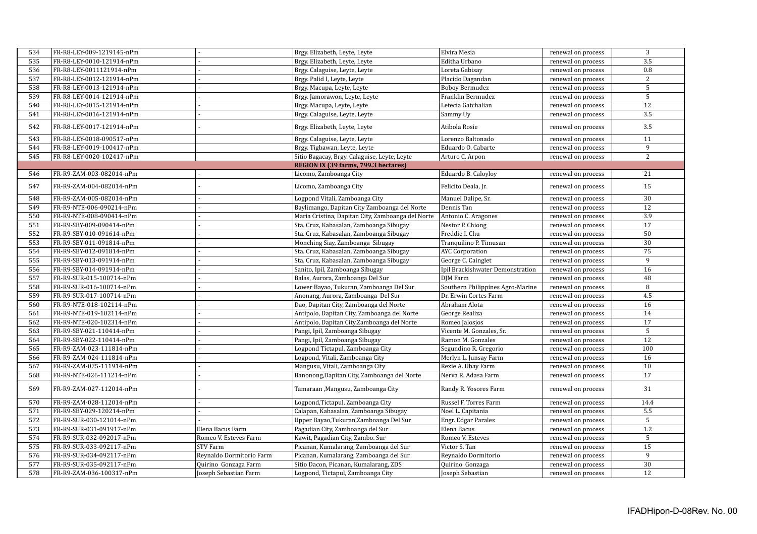| | | | | | | |
|---|---|---|---|---|---|---|
| 534 | FR-R8-LEY-009-1219145-nPm | - | Brgy. Elizabeth, Leyte, Leyte | Elvira Mesia | renewal on process | 3 |
| 535 | FR-R8-LEY-0010-121914-nPm | - | Brgy. Elizabeth, Leyte, Leyte | Editha Urbano | renewal on process | 3.5 |
| 536 | FR-R8-LEY-0011121914-nPm | - | Brgy. Calaguise, Leyte, Leyte | Loreta Gabisay | renewal on process | 0.8 |
| 537 | FR-R8-LEY-0012-121914-nPm | - | Brgy. Palid I, Leyte, Leyte | Placido Dagandan | renewal on process | 2 |
| 538 | FR-R8-LEY-0013-121914-nPm | - | Brgy. Macupa, Leyte, Leyte | Boboy Bermudez | renewal on process | 5 |
| 539 | FR-R8-LEY-0014-121914-nPm | - | Brgy. Jamorawon, Leyte, Leyte | Franklin Bermudez | renewal on process | 5 |
| 540 | FR-R8-LEY-0015-121914-nPm | - | Brgy. Macupa, Leyte, Leyte | Letecia Gatchalian | renewal on process | 12 |
| 541 | FR-R8-LEY-0016-121914-nPm | - | Brgy. Calaguise, Leyte, Leyte | Sammy Uy | renewal on process | 3.5 |
| 542 | FR-R8-LEY-0017-121914-nPm | - | Brgy. Elizabeth, Leyte, Leyte | Atibola Rosie | renewal on process | 3.5 |
| 543 | FR-R8-LEY-0018-090517-nPm | | Brgy. Calaguise, Leyte, Leyte | Lorenzo Baltonado | renewal on process | 11 |
| 544 | FR-R8-LEY-0019-100417-nPm | | Brgy. Tigbawan, Leyte, Leyte | Eduardo O. Cabarte | renewal on process | 9 |
| 545 | FR-R8-LEY-0020-102417-nPm | | Sitio Bagacay, Brgy. Calaguise, Leyte, Leyte | Arturo C. Arpon | renewal on process | 2 |
| | | | **REGION IX (39 farms, 799.3 hectares)** | | | |
| 546 | FR-R9-ZAM-003-082014-nPm | - | Licomo, Zamboanga City | Eduardo B. Caloyloy | renewal on process | 21 |
| 547 | FR-R9-ZAM-004-082014-nPm | - | Licomo, Zamboanga City | Felicito Deala, Jr. | renewal on process | 15 |
| 548 | FR-R9-ZAM-005-082014-nPm | - | Logpond Vitali, Zamboanga City | Manuel Dalipe, Sr. | renewal on process | 30 |
| 549 | FR-R9-NTE-006-090214-nPm | - | Baylimango, Dapitan City Zamboanga del Norte | Dennis Tan | renewal on process | 12 |
| 550 | FR-R9-NTE-008-090414-nPm | - | Maria Cristina, Dapitan City, Zamboanga del Norte | Antonio C. Aragones | renewal on process | 3.9 |
| 551 | FR-R9-SBY-009-090414-nPm | - | Sta. Cruz, Kabasalan, Zamboanga Sibugay | Nestor P. Chiong | renewal on process | 17 |
| 552 | FR-R9-SBY-010-091614-nPm | - | Sta. Cruz, Kabasalan, Zamboanga Sibugay | Freddie I. Chu | renewal on process | 50 |
| 553 | FR-R9-SBY-011-091814-nPm | - | Monching Siay, Zamboanga Sibugay | Tranquilino P. Timusan | renewal on process | 30 |
| 554 | FR-R9-SBY-012-091814-nPm | - | Sta. Cruz, Kabasalan, Zamboanga Sibugay | AYC Corporation | renewal on process | 75 |
| 555 | FR-R9-SBY-013-091914-nPm | - | Sta. Cruz, Kabasalan, Zamboanga Sibugay | George C. Cainglet | renewal on process | 9 |
| 556 | FR-R9-SBY-014-091914-nPm | - | Sanito, Ipil, Zamboanga Sibugay | Ipil Brackishwater Demonstration | renewal on process | 16 |
| 557 | FR-R9-SUR-015-100714-nPm | - | Balas, Aurora, Zamboanga Del Sur | DJM Farm | renewal on process | 48 |
| 558 | FR-R9-SUR-016-100714-nPm | - | Lower Bayao, Tukuran, Zamboanga Del Sur | Southern Philippines Agro-Marine | renewal on process | 8 |
| 559 | FR-R9-SUR-017-100714-nPm | - | Anonang, Aurora, Zamboanga Del Sur | Dr. Erwin Cortes Farm | renewal on process | 4.5 |
| 560 | FR-R9-NTE-018-102114-nPm | - | Dao, Dapitan City, Zamboanga del Norte | Abraham Alota | renewal on process | 16 |
| 561 | FR-R9-NTE-019-102114-nPm | - | Antipolo, Dapitan City, Zamboanga del Norte | George Realiza | renewal on process | 14 |
| 562 | FR-R9-NTE-020-102314-nPm | - | Antipolo, Dapitan City,Zamboanga del Norte | Romeo Jalosjos | renewal on process | 17 |
| 563 | FR-R9-SBY-021-110414-nPm | - | Pangi, Ipil, Zamboanga Sibugay | Vicente M. Gonzales, Sr. | renewal on process | 5 |
| 564 | FR-R9-SBY-022-110414-nPm | - | Pangi, Ipil, Zamboanga Sibugay | Ramon M. Gonzales | renewal on process | 12 |
| 565 | FR-R9-ZAM-023-111814-nPm | - | Logpond Tictapul, Zamboanga City | Segundino R. Gregorio | renewal on process | 100 |
| 566 | FR-R9-ZAM-024-111814-nPm | - | Logpond, Vitali, Zamboanga City | Merlyn L. Junsay Farm | renewal on process | 16 |
| 567 | FR-R9-ZAM-025-111914-nPm | - | Mangusu, Vitali, Zamboanga City | Rexie A. Ubay Farm | renewal on process | 10 |
| 568 | FR-R9-NTE-026-111214-nPm | - | Banonong,Dapitan City, Zamboanga del Norte | Nerva R. Adasa Farm | renewal on process | 17 |
| 569 | FR-R9-ZAM-027-112014-nPm | - | Tamaraan ,Mangusu, Zamboanga City | Randy R. Yosores Farm | renewal on process | 31 |
| 570 | FR-R9-ZAM-028-112014-nPm | - | Logpond,Tictapul, Zamboanga City | Russel F. Torres Farm | renewal on process | 14.4 |
| 571 | FR-R9-SBY-029-120214-nPm | - | Calapan, Kabasalan, Zamboanga Sibugay | Noel L. Capitania | renewal on process | 5.5 |
| 572 | FR-R9-SUR-030-121014-nPm | - | Upper Bayao,Tukuran,Zamboanga Del Sur | Engr. Edgar Parales | renewal on process | 5 |
| 573 | FR-R9-SUR-031-091917-nPm | Elena Bacus Farm | Pagadian City, Zamboanga del Sur | Elena Bacus | renewal on process | 1.2 |
| 574 | FR-R9-SUR-032-092017-nPm | Romeo V. Esteves Farm | Kawit, Pagadian City, Zambo. Sur | Romeo V. Esteves | renewal on process | 5 |
| 575 | FR-R9-SUR-033-092117-nPm | STV Farm | Picanan, Kumalarang, Zamboanga del Sur | Victor S. Tan | renewal on process | 15 |
| 576 | FR-R9-SUR-034-092117-nPm | Reynaldo Dormitorio Farm | Picanan, Kumalarang, Zamboanga del Sur | Reynaldo Dormitorio | renewal on process | 9 |
| 577 | FR-R9-SUR-035-092117-nPm | Quirino Gonzaga Farm | Sitio Dacon, Picanan, Kumalarang, ZDS | Quirino Gonzaga | renewal on process | 30 |
| 578 | FR-R9-ZAM-036-100317-nPm | Joseph Sebastian Farm | Logpond, Tictapul, Zamboanga City | Joseph Sebastian | renewal on process | 12 |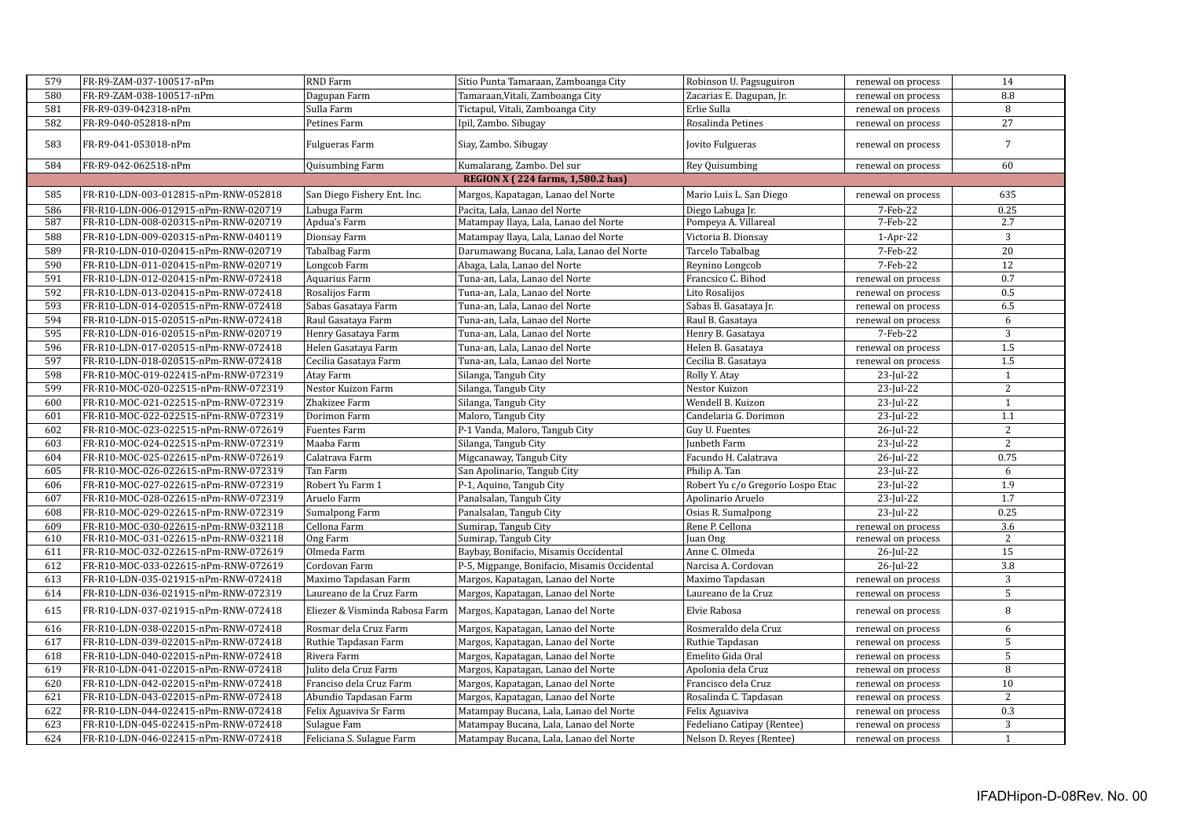| 579 | FR-R9-ZAM-037-100517-nPm | RND Farm | Sitio Punta Tamaraan, Zamboanga City | Robinson U. Pagsuguiron | renewal on process | 14 |
|---|---|---|---|---|---|---|
| 580 | FR-R9-ZAM-038-100517-nPm | Dagupan Farm | Tamaraan,Vitali, Zamboanga City | Zacarias E. Dagupan, Jr. | renewal on process | 8.8 |
| 581 | FR-R9-039-042318-nPm | Sulla Farm | Tictapul, Vitali, Zamboanga City | Erlie Sulla | renewal on process | 8 |
| 582 | FR-R9-040-052818-nPm | Petines Farm | Ipil, Zambo. Sibugay | Rosalinda Petines | renewal on process | 27 |
| 583 | FR-R9-041-053018-nPm | Fulgueras Farm | Siay, Zambo. Sibugay | Jovito Fulgueras | renewal on process | 7 |
| 584 | FR-R9-042-062518-nPm | Quisumbing Farm | Kumalarang, Zambo. Del sur | Rey Quisumbing | renewal on process | 60 |
| | | | **REGION X ( 224 farms, 1,580.2 has)** | | | |
| 585 | FR-R10-LDN-003-012815-nPm-RNW-052818 | San Diego Fishery Ent. Inc. | Margos, Kapatagan, Lanao del Norte | Mario Luis L. San Diego | renewal on process | 635 |
| 586 | FR-R10-LDN-006-012915-nPm-RNW-020719 | Labuga Farm | Pacita, Lala, Lanao del Norte | Diego Labuga Jr. | 7-Feb-22 | 0.25 |
| 587 | FR-R10-LDN-008-020315-nPm-RNW-020719 | Apdua's Farm | Matampay Ilaya, Lala, Lanao del Norte | Pompeya A. Villareal | 7-Feb-22 | 2.7 |
| 588 | FR-R10-LDN-009-020315-nPm-RNW-040119 | Dionsay Farm | Matampay Ilaya, Lala, Lanao del Norte | Victoria B. Dionsay | 1-Apr-22 | 3 |
| 589 | FR-R10-LDN-010-020415-nPm-RNW-020719 | Tabalbag Farm | Darumawang Bucana, Lala, Lanao del Norte | Tarcelo Tabalbag | 7-Feb-22 | 20 |
| 590 | FR-R10-LDN-011-020415-nPm-RNW-020719 | Longcob Farm | Abaga, Lala, Lanao del Norte | Reynino Longcob | 7-Feb-22 | 12 |
| 591 | FR-R10-LDN-012-020415-nPm-RNW-072418 | Aquarius Farm | Tuna-an, Lala, Lanao del Norte | Francsico C. Bihod | renewal on process | 0.7 |
| 592 | FR-R10-LDN-013-020415-nPm-RNW-072418 | Rosalijos Farm | Tuna-an, Lala, Lanao del Norte | Lito Rosalijos | renewal on process | 0.5 |
| 593 | FR-R10-LDN-014-020515-nPm-RNW-072418 | Sabas Gasataya Farm | Tuna-an, Lala, Lanao del Norte | Sabas B. Gasataya Jr. | renewal on process | 6.5 |
| 594 | FR-R10-LDN-015-020515-nPm-RNW-072418 | Raul Gasataya Farm | Tuna-an, Lala, Lanao del Norte | Raul B. Gasataya | renewal on process | 6 |
| 595 | FR-R10-LDN-016-020515-nPm-RNW-020719 | Henry Gasataya Farm | Tuna-an, Lala, Lanao del Norte | Henry B. Gasataya | 7-Feb-22 | 3 |
| 596 | FR-R10-LDN-017-020515-nPm-RNW-072418 | Helen Gasataya Farm | Tuna-an, Lala, Lanao del Norte | Helen B. Gasataya | renewal on process | 1.5 |
| 597 | FR-R10-LDN-018-020515-nPm-RNW-072418 | Cecilia Gasataya Farm | Tuna-an, Lala, Lanao del Norte | Cecilia B. Gasataya | renewal on process | 1.5 |
| 598 | FR-R10-MOC-019-022415-nPm-RNW-072319 | Atay Farm | Silanga, Tangub City | Rolly Y. Atay | 23-Jul-22 | 1 |
| 599 | FR-R10-MOC-020-022515-nPm-RNW-072319 | Nestor Kuizon Farm | Silanga, Tangub City | Nestor Kuizon | 23-Jul-22 | 2 |
| 600 | FR-R10-MOC-021-022515-nPm-RNW-072319 | Zhakizee Farm | Silanga, Tangub City | Wendell B. Kuizon | 23-Jul-22 | 1 |
| 601 | FR-R10-MOC-022-022515-nPm-RNW-072319 | Dorimon Farm | Maloro, Tangub City | Candelaria G. Dorimon | 23-Jul-22 | 1.1 |
| 602 | FR-R10-MOC-023-022515-nPm-RNW-072619 | Fuentes Farm | P-1 Vanda, Maloro, Tangub City | Guy U. Fuentes | 26-Jul-22 | 2 |
| 603 | FR-R10-MOC-024-022515-nPm-RNW-072319 | Maaba Farm | Silanga, Tangub City | Junbeth Farm | 23-Jul-22 | 2 |
| 604 | FR-R10-MOC-025-022615-nPm-RNW-072619 | Calatrava Farm | Migcanaway, Tangub City | Facundo H. Calatrava | 26-Jul-22 | 0.75 |
| 605 | FR-R10-MOC-026-022615-nPm-RNW-072319 | Tan Farm | San Apolinario, Tangub City | Philip A. Tan | 23-Jul-22 | 6 |
| 606 | FR-R10-MOC-027-022615-nPm-RNW-072319 | Robert Yu Farm 1 | P-1, Aquino, Tangub City | Robert Yu c/o Gregorio Lospo Etac | 23-Jul-22 | 1.9 |
| 607 | FR-R10-MOC-028-022615-nPm-RNW-072319 | Aruelo Farm | Panalsalan, Tangub City | Apolinario Aruelo | 23-Jul-22 | 1.7 |
| 608 | FR-R10-MOC-029-022615-nPm-RNW-072319 | Sumalpong Farm | Panalsalan, Tangub City | Osias R. Sumalpong | 23-Jul-22 | 0.25 |
| 609 | FR-R10-MOC-030-022615-nPm-RNW-032118 | Cellona Farm | Sumirap, Tangub City | Rene P. Cellona | renewal on process | 3.6 |
| 610 | FR-R10-MOC-031-022615-nPm-RNW-032118 | Ong Farm | Sumirap, Tangub City | Juan Ong | renewal on process | 2 |
| 611 | FR-R10-MOC-032-022615-nPm-RNW-072619 | Olmeda Farm | Baybay, Bonifacio, Misamis Occidental | Anne C. Olmeda | 26-Jul-22 | 15 |
| 612 | FR-R10-MOC-033-022615-nPm-RNW-072619 | Cordovan Farm | P-5, Migpange, Bonifacio, Misamis Occidental | Narcisa A. Cordovan | 26-Jul-22 | 3.8 |
| 613 | FR-R10-LDN-035-021915-nPm-RNW-072418 | Maximo Tapdasan Farm | Margos, Kapatagan, Lanao del Norte | Maximo Tapdasan | renewal on process | 3 |
| 614 | FR-R10-LDN-036-021915-nPm-RNW-072319 | Laureano de la Cruz Farm | Margos, Kapatagan, Lanao del Norte | Laureano de la Cruz | renewal on process | 5 |
| 615 | FR-R10-LDN-037-021915-nPm-RNW-072418 | Eliezer & Visminda Rabosa Farm | Margos, Kapatagan, Lanao del Norte | Elvie Rabosa | renewal on process | 8 |
| 616 | FR-R10-LDN-038-022015-nPm-RNW-072418 | Rosmar dela Cruz Farm | Margos, Kapatagan, Lanao del Norte | Rosmeraldo dela Cruz | renewal on process | 6 |
| 617 | FR-R10-LDN-039-022015-nPm-RNW-072418 | Ruthie Tapdasan Farm | Margos, Kapatagan, Lanao del Norte | Ruthie Tapdasan | renewal on process | 5 |
| 618 | FR-R10-LDN-040-022015-nPm-RNW-072418 | Rivera Farm | Margos, Kapatagan, Lanao del Norte | Emelito Gida Oral | renewal on process | 5 |
| 619 | FR-R10-LDN-041-022015-nPm-RNW-072418 | Julito dela Cruz Farm | Margos, Kapatagan, Lanao del Norte | Apolonia dela Cruz | renewal on process | 8 |
| 620 | FR-R10-LDN-042-022015-nPm-RNW-072418 | Franciso dela Cruz Farm | Margos, Kapatagan, Lanao del Norte | Francisco dela Cruz | renewal on process | 10 |
| 621 | FR-R10-LDN-043-022015-nPm-RNW-072418 | Abundio Tapdasan Farm | Margos, Kapatagan, Lanao del Norte | Rosalinda C. Tapdasan | renewal on process | 2 |
| 622 | FR-R10-LDN-044-022415-nPm-RNW-072418 | Felix Aguaviva Sr Farm | Matampay Bucana, Lala, Lanao del Norte | Felix Aguaviva | renewal on process | 0.3 |
| 623 | FR-R10-LDN-045-022415-nPm-RNW-072418 | Sulague Fam | Matampay Bucana, Lala, Lanao del Norte | Fedeliano Catipay (Rentee) | renewal on process | 3 |
| 624 | FR-R10-LDN-046-022415-nPm-RNW-072418 | Feliciana S. Sulague Farm | Matampay Bucana, Lala, Lanao del Norte | Nelson D. Reyes (Rentee) | renewal on process | 1 |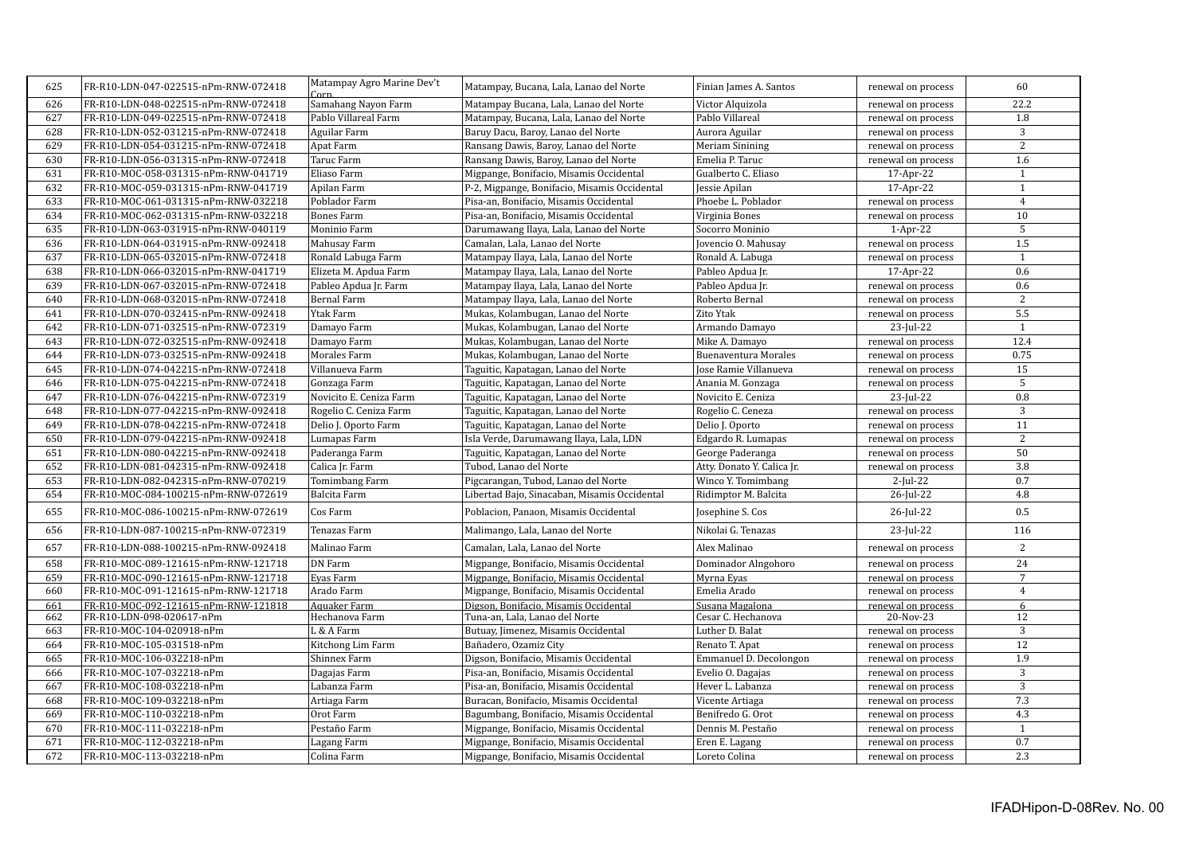| 625 | FR-R10-LDN-047-022515-nPm-RNW-072418 | Matampay Agro Marine Dev't Corp. | Matampay, Bucana, Lala, Lanao del Norte | Finian James A. Santos | renewal on process | 60 |
|---|---|---|---|---|---|---|
| 626 | FR-R10-LDN-048-022515-nPm-RNW-072418 | Samahang Nayon Farm | Matampay Bucana, Lala, Lanao del Norte | Victor Alquizola | renewal on process | 22.2 |
| 627 | FR-R10-LDN-049-022515-nPm-RNW-072418 | Pablo Villareal Farm | Matampay, Bucana, Lala, Lanao del Norte | Pablo Villareal | renewal on process | 1.8 |
| 628 | FR-R10-LDN-052-031215-nPm-RNW-072418 | Aguilar Farm | Baruy Dacu, Baroy, Lanao del Norte | Aurora Aguilar | renewal on process | 3 |
| 629 | FR-R10-LDN-054-031215-nPm-RNW-072418 | Apat Farm | Ransang Dawis, Baroy, Lanao del Norte | Meriam Sinining | renewal on process | 2 |
| 630 | FR-R10-LDN-056-031315-nPm-RNW-072418 | Taruc Farm | Ransang Dawis, Baroy, Lanao del Norte | Emelia P. Taruc | renewal on process | 1.6 |
| 631 | FR-R10-MOC-058-031315-nPm-RNW-041719 | Eliaso Farm | Migpange, Bonifacio, Misamis Occidental | Gualberto C. Eliaso | 17-Apr-22 | 1 |
| 632 | FR-R10-MOC-059-031315-nPm-RNW-041719 | Apilan Farm | P-2, Migpange, Bonifacio, Misamis Occidental | Jessie Apilan | 17-Apr-22 | 1 |
| 633 | FR-R10-MOC-061-031315-nPm-RNW-032218 | Poblador Farm | Pisa-an, Bonifacio, Misamis Occidental | Phoebe L. Poblador | renewal on process | 4 |
| 634 | FR-R10-MOC-062-031315-nPm-RNW-032218 | Bones Farm | Pisa-an, Bonifacio, Misamis Occidental | Virginia Bones | renewal on process | 10 |
| 635 | FR-R10-LDN-063-031915-nPm-RNW-040119 | Moninio Farm | Darumawang Ilaya, Lala, Lanao del Norte | Socorro Moninio | 1-Apr-22 | 5 |
| 636 | FR-R10-LDN-064-031915-nPm-RNW-092418 | Mahusay Farm | Camalan, Lala, Lanao del Norte | Jovencio O. Mahusay | renewal on process | 1.5 |
| 637 | FR-R10-LDN-065-032015-nPm-RNW-072418 | Ronald Labuga Farm | Matampay Ilaya, Lala, Lanao del Norte | Ronald A. Labuga | renewal on process | 1 |
| 638 | FR-R10-LDN-066-032015-nPm-RNW-041719 | Elizeta M. Apdua Farm | Matampay Ilaya, Lala, Lanao del Norte | Pableo Apdua Jr. | 17-Apr-22 | 0.6 |
| 639 | FR-R10-LDN-067-032015-nPm-RNW-072418 | Pableo Apdua Jr. Farm | Matampay Ilaya, Lala, Lanao del Norte | Pableo Apdua Jr. | renewal on process | 0.6 |
| 640 | FR-R10-LDN-068-032015-nPm-RNW-072418 | Bernal Farm | Matampay Ilaya, Lala, Lanao del Norte | Roberto Bernal | renewal on process | 2 |
| 641 | FR-R10-LDN-070-032415-nPm-RNW-092418 | Ytak Farm | Mukas, Kolambugan, Lanao del Norte | Zito Ytak | renewal on process | 5.5 |
| 642 | FR-R10-LDN-071-032515-nPm-RNW-072319 | Damayo Farm | Mukas, Kolambugan, Lanao del Norte | Armando Damayo | 23-Jul-22 | 1 |
| 643 | FR-R10-LDN-072-032515-nPm-RNW-092418 | Damayo Farm | Mukas, Kolambugan, Lanao del Norte | Mike A. Damayo | renewal on process | 12.4 |
| 644 | FR-R10-LDN-073-032515-nPm-RNW-092418 | Morales Farm | Mukas, Kolambugan, Lanao del Norte | Buenaventura Morales | renewal on process | 0.75 |
| 645 | FR-R10-LDN-074-042215-nPm-RNW-072418 | Villanueva Farm | Taguitic, Kapatagan, Lanao del Norte | Jose Ramie Villanueva | renewal on process | 15 |
| 646 | FR-R10-LDN-075-042215-nPm-RNW-072418 | Gonzaga Farm | Taguitic, Kapatagan, Lanao del Norte | Anania M. Gonzaga | renewal on process | 5 |
| 647 | FR-R10-LDN-076-042215-nPm-RNW-072319 | Novicito E. Ceniza Farm | Taguitic, Kapatagan, Lanao del Norte | Novicito E. Ceniza | 23-Jul-22 | 0.8 |
| 648 | FR-R10-LDN-077-042215-nPm-RNW-092418 | Rogelio C. Ceniza Farm | Taguitic, Kapatagan, Lanao del Norte | Rogelio C. Ceneza | renewal on process | 3 |
| 649 | FR-R10-LDN-078-042215-nPm-RNW-072418 | Delio J. Oporto Farm | Taguitic, Kapatagan, Lanao del Norte | Delio J. Oporto | renewal on process | 11 |
| 650 | FR-R10-LDN-079-042215-nPm-RNW-092418 | Lumapas Farm | Isla Verde, Darumawang Ilaya, Lala, LDN | Edgardo R. Lumapas | renewal on process | 2 |
| 651 | FR-R10-LDN-080-042215-nPm-RNW-072418 | Paderanga Farm | Taguitic, Kapatagan, Lanao del Norte | George Paderanga | renewal on process | 50 |
| 652 | FR-R10-LDN-081-042315-nPm-RNW-092418 | Calica Jr. Farm | Tubod, Lanao del Norte | Atty. Donato Y. Calica Jr. | renewal on process | 3.8 |
| 653 | FR-R10-LDN-082-042315-nPm-RNW-070219 | Tomimbang Farm | Pigcarangan, Tubod, Lanao del Norte | Winco Y. Tomimbang | 2-Jul-22 | 0.7 |
| 654 | FR-R10-MOC-084-100215-nPm-RNW-072619 | Balcita Farm | Libertad Bajo, Sinacaban, Misamis Occidental | Ridimptor M. Balcita | 26-Jul-22 | 4.8 |
| 655 | FR-R10-MOC-086-100215-nPm-RNW-072619 | Cos Farm | Poblacion, Panaon, Misamis Occidental | Josephine S. Cos | 26-Jul-22 | 0.5 |
| 656 | FR-R10-LDN-087-100215-nPm-RNW-072319 | Tenazas Farm | Malimango, Lala, Lanao del Norte | Nikolai G. Tenazas | 23-Jul-22 | 116 |
| 657 | FR-R10-LDN-088-100215-nPm-RNW-092418 | Malinao Farm | Camalan, Lala, Lanao del Norte | Alex Malinao | renewal on process | 2 |
| 658 | FR-R10-MOC-089-121615-nPm-RNW-121718 | DN Farm | Migpange, Bonifacio, Misamis Occidental | Dominador Alngohoro | renewal on process | 24 |
| 659 | FR-R10-MOC-090-121615-nPm-RNW-121718 | Eyas Farm | Migpange, Bonifacio, Misamis Occidental | Myrna Eyas | renewal on process | 7 |
| 660 | FR-R10-MOC-091-121615-nPm-RNW-121718 | Arado Farm | Migpange, Bonifacio, Misamis Occidental | Emelia Arado | renewal on process | 4 |
| 661 | FR-R10-MOC-092-121615-nPm-RNW-121818 | Aquaker Farm | Digson, Bonifacio, Misamis Occidental | Susana Magalona | renewal on process | 6 |
| 662 | FR-R10-LDN-098-020617-nPm | Hechanova Farm | Tuna-an, Lala, Lanao del Norte | Cesar C. Hechanova | 20-Nov-23 | 12 |
| 663 | FR-R10-MOC-104-020918-nPm | L & A Farm | Butuay, Jimenez, Misamis Occidental | Luther D. Balat | renewal on process | 3 |
| 664 | FR-R10-MOC-105-031518-nPm | Kitchong Lim Farm | Bañadero, Ozamiz City | Renato T. Apat | renewal on process | 12 |
| 665 | FR-R10-MOC-106-032218-nPm | Shinnex Farm | Digson, Bonifacio, Misamis Occidental | Emmanuel D. Decolongon | renewal on process | 1.9 |
| 666 | FR-R10-MOC-107-032218-nPm | Dagajas Farm | Pisa-an, Bonifacio, Misamis Occidental | Evelio O. Dagajas | renewal on process | 3 |
| 667 | FR-R10-MOC-108-032218-nPm | Labanza Farm | Pisa-an, Bonifacio, Misamis Occidental | Hever L. Labanza | renewal on process | 3 |
| 668 | FR-R10-MOC-109-032218-nPm | Artiaga Farm | Buracan, Bonifacio, Misamis Occidental | Vicente Artiaga | renewal on process | 7.3 |
| 669 | FR-R10-MOC-110-032218-nPm | Orot Farm | Bagumbang, Bonifacio, Misamis Occidental | Benifredo G. Orot | renewal on process | 4.3 |
| 670 | FR-R10-MOC-111-032218-nPm | Pestaño Farm | Migpange, Bonifacio, Misamis Occidental | Dennis M. Pestaño | renewal on process | 1 |
| 671 | FR-R10-MOC-112-032218-nPm | Lagang Farm | Migpange, Bonifacio, Misamis Occidental | Eren E. Lagang | renewal on process | 0.7 |
| 672 | FR-R10-MOC-113-032218-nPm | Colina Farm | Migpange, Bonifacio, Misamis Occidental | Loreto Colina | renewal on process | 2.3 |

IFADHipon-D-08Rev. No. 00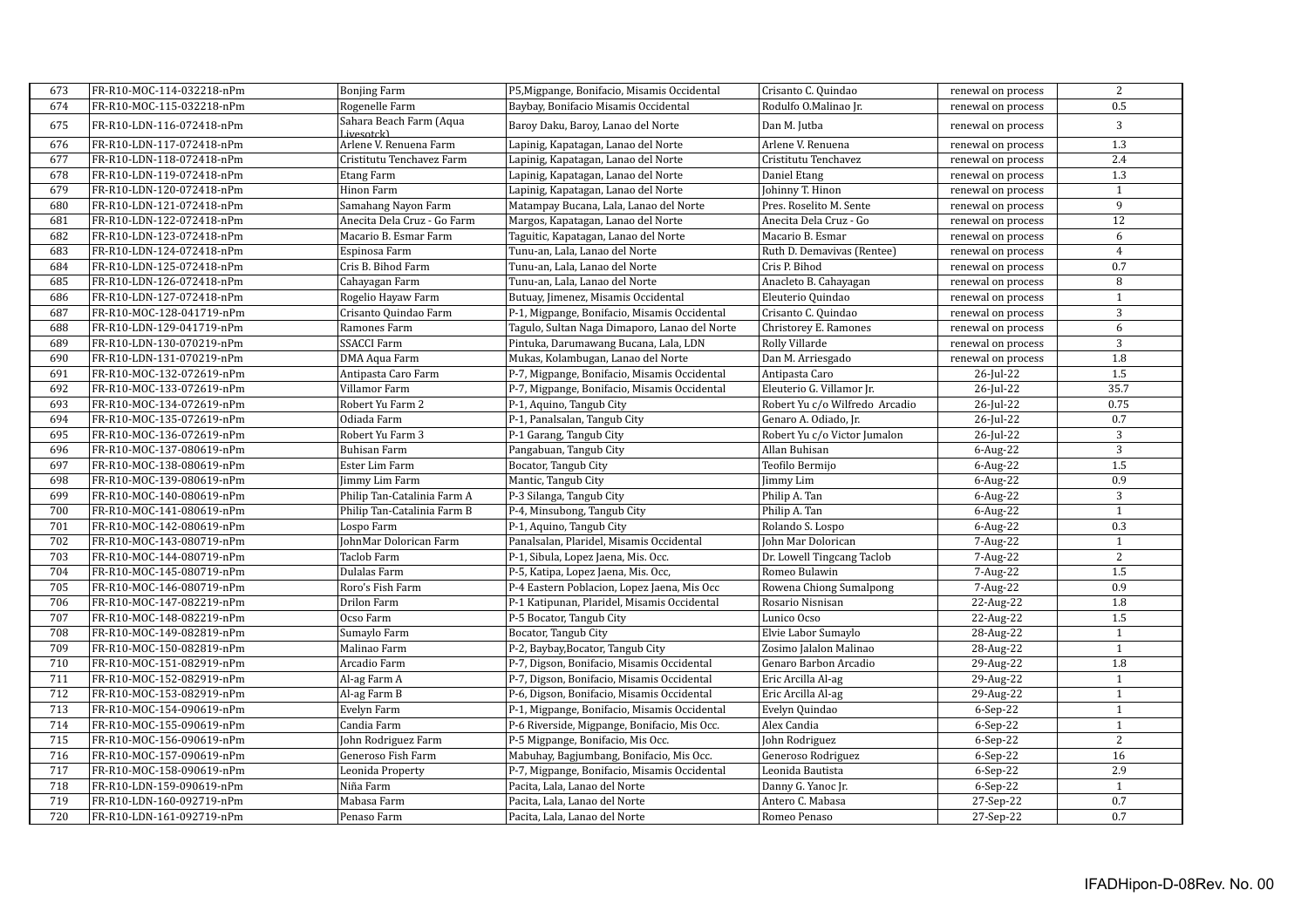| 673 | FR-R10-MOC-114-032218-nPm | Bonjing Farm | P5,Migpange, Bonifacio, Misamis Occidental | Crisanto C. Quindao | renewal on process | 2 |
|---|---|---|---|---|---|---|
| 674 | FR-R10-MOC-115-032218-nPm | Rogenelle Farm | Baybay, Bonifacio Misamis Occidental | Rodulfo O.Malinao Jr. | renewal on process | 0.5 |
| 675 | FR-R10-LDN-116-072418-nPm | Sahara Beach Farm (Aqua Livesotck) | Baroy Daku, Baroy, Lanao del Norte | Dan M. Jutba | renewal on process | 3 |
| 676 | FR-R10-LDN-117-072418-nPm | Arlene V. Renuena Farm | Lapinig, Kapatagan, Lanao del Norte | Arlene V. Renuena | renewal on process | 1.3 |
| 677 | FR-R10-LDN-118-072418-nPm | Cristitutu Tenchavez Farm | Lapinig, Kapatagan, Lanao del Norte | Cristitutu Tenchavez | renewal on process | 2.4 |
| 678 | FR-R10-LDN-119-072418-nPm | Etang Farm | Lapinig, Kapatagan, Lanao del Norte | Daniel Etang | renewal on process | 1.3 |
| 679 | FR-R10-LDN-120-072418-nPm | Hinon Farm | Lapinig, Kapatagan, Lanao del Norte | Johinny T. Hinon | renewal on process | 1 |
| 680 | FR-R10-LDN-121-072418-nPm | Samahang Nayon Farm | Matampay Bucana, Lala, Lanao del Norte | Pres. Roselito M. Sente | renewal on process | 9 |
| 681 | FR-R10-LDN-122-072418-nPm | Anecita Dela Cruz - Go Farm | Margos, Kapatagan, Lanao del Norte | Anecita Dela Cruz - Go | renewal on process | 12 |
| 682 | FR-R10-LDN-123-072418-nPm | Macario B. Esmar Farm | Taguitic, Kapatagan, Lanao del Norte | Macario B. Esmar | renewal on process | 6 |
| 683 | FR-R10-LDN-124-072418-nPm | Espinosa Farm | Tunu-an, Lala, Lanao del Norte | Ruth D. Demavivas (Rentee) | renewal on process | 4 |
| 684 | FR-R10-LDN-125-072418-nPm | Cris B. Bihod Farm | Tunu-an, Lala, Lanao del Norte | Cris P. Bihod | renewal on process | 0.7 |
| 685 | FR-R10-LDN-126-072418-nPm | Cahayagan Farm | Tunu-an, Lala, Lanao del Norte | Anacleto B. Cahayagan | renewal on process | 8 |
| 686 | FR-R10-LDN-127-072418-nPm | Rogelio Hayaw Farm | Butuay, Jimenez, Misamis Occidental | Eleuterio Quindao | renewal on process | 1 |
| 687 | FR-R10-MOC-128-041719-nPm | Crisanto Quindao Farm | P-1, Migpange, Bonifacio, Misamis Occidental | Crisanto C. Quindao | renewal on process | 3 |
| 688 | FR-R10-LDN-129-041719-nPm | Ramones Farm | Tagulo, Sultan Naga Dimaporo, Lanao del Norte | Christorey E. Ramones | renewal on process | 6 |
| 689 | FR-R10-LDN-130-070219-nPm | SSACCI Farm | Pintuka, Darumawang Bucana, Lala, LDN | Rolly Villarde | renewal on process | 3 |
| 690 | FR-R10-LDN-131-070219-nPm | DMA Aqua Farm | Mukas, Kolambugan, Lanao del Norte | Dan M. Arriesgado | renewal on process | 1.8 |
| 691 | FR-R10-MOC-132-072619-nPm | Antipasta Caro Farm | P-7, Migpange, Bonifacio, Misamis Occidental | Antipasta Caro | 26-Jul-22 | 1.5 |
| 692 | FR-R10-MOC-133-072619-nPm | Villamor Farm | P-7, Migpange, Bonifacio, Misamis Occidental | Eleuterio G. Villamor Jr. | 26-Jul-22 | 35.7 |
| 693 | FR-R10-MOC-134-072619-nPm | Robert Yu Farm 2 | P-1, Aquino, Tangub City | Robert Yu c/o Wilfredo Arcadio | 26-Jul-22 | 0.75 |
| 694 | FR-R10-MOC-135-072619-nPm | Odiada Farm | P-1, Panalsalan, Tangub City | Genaro A. Odiado, Jr. | 26-Jul-22 | 0.7 |
| 695 | FR-R10-MOC-136-072619-nPm | Robert Yu Farm 3 | P-1 Garang, Tangub City | Robert Yu c/o Victor Jumalon | 26-Jul-22 | 3 |
| 696 | FR-R10-MOC-137-080619-nPm | Buhisan Farm | Pangabuan, Tangub City | Allan Buhisan | 6-Aug-22 | 3 |
| 697 | FR-R10-MOC-138-080619-nPm | Ester Lim Farm | Bocator, Tangub City | Teofilo Bermijo | 6-Aug-22 | 1.5 |
| 698 | FR-R10-MOC-139-080619-nPm | Jimmy Lim Farm | Mantic, Tangub City | Jimmy Lim | 6-Aug-22 | 0.9 |
| 699 | FR-R10-MOC-140-080619-nPm | Philip Tan-Catalinia Farm A | P-3 Silanga, Tangub City | Philip A. Tan | 6-Aug-22 | 3 |
| 700 | FR-R10-MOC-141-080619-nPm | Philip Tan-Catalinia Farm B | P-4, Minsubong, Tangub City | Philip A. Tan | 6-Aug-22 | 1 |
| 701 | FR-R10-MOC-142-080619-nPm | Lospo Farm | P-1, Aquino, Tangub City | Rolando S. Lospo | 6-Aug-22 | 0.3 |
| 702 | FR-R10-MOC-143-080719-nPm | JohnMar Dolorican Farm | Panalsalan, Plaridel, Misamis Occidental | John Mar Dolorican | 7-Aug-22 | 1 |
| 703 | FR-R10-MOC-144-080719-nPm | Taclob Farm | P-1, Sibula, Lopez Jaena, Mis. Occ. | Dr. Lowell Tingcang Taclob | 7-Aug-22 | 2 |
| 704 | FR-R10-MOC-145-080719-nPm | Dulalas Farm | P-5, Katipa, Lopez Jaena, Mis. Occ, | Romeo Bulawin | 7-Aug-22 | 1.5 |
| 705 | FR-R10-MOC-146-080719-nPm | Roro's Fish Farm | P-4 Eastern Poblacion, Lopez Jaena, Mis Occ | Rowena Chiong Sumalpong | 7-Aug-22 | 0.9 |
| 706 | FR-R10-MOC-147-082219-nPm | Drilon Farm | P-1 Katipunan, Plaridel, Misamis Occidental | Rosario Nisnisan | 22-Aug-22 | 1.8 |
| 707 | FR-R10-MOC-148-082219-nPm | Ocso Farm | P-5 Bocator, Tangub City | Lunico Ocso | 22-Aug-22 | 1.5 |
| 708 | FR-R10-MOC-149-082819-nPm | Sumaylo Farm | Bocator, Tangub City | Elvie Labor Sumaylo | 28-Aug-22 | 1 |
| 709 | FR-R10-MOC-150-082819-nPm | Malinao Farm | P-2, Baybay,Bocator, Tangub City | Zosimo Jalalon Malinao | 28-Aug-22 | 1 |
| 710 | FR-R10-MOC-151-082919-nPm | Arcadio Farm | P-7, Digson, Bonifacio, Misamis Occidental | Genaro Barbon Arcadio | 29-Aug-22 | 1.8 |
| 711 | FR-R10-MOC-152-082919-nPm | Al-ag Farm A | P-7, Digson, Bonifacio, Misamis Occidental | Eric Arcilla Al-ag | 29-Aug-22 | 1 |
| 712 | FR-R10-MOC-153-082919-nPm | Al-ag Farm B | P-6, Digson, Bonifacio, Misamis Occidental | Eric Arcilla Al-ag | 29-Aug-22 | 1 |
| 713 | FR-R10-MOC-154-090619-nPm | Evelyn Farm | P-1, Migpange, Bonifacio, Misamis Occidental | Evelyn Quindao | 6-Sep-22 | 1 |
| 714 | FR-R10-MOC-155-090619-nPm | Candia Farm | P-6 Riverside, Migpange, Bonifacio, Mis Occ. | Alex Candia | 6-Sep-22 | 1 |
| 715 | FR-R10-MOC-156-090619-nPm | John Rodriguez Farm | P-5 Migpange, Bonifacio, Mis Occ. | John Rodriguez | 6-Sep-22 | 2 |
| 716 | FR-R10-MOC-157-090619-nPm | Generoso Fish Farm | Mabuhay, Bagjumbang, Bonifacio, Mis Occ. | Generoso Rodriguez | 6-Sep-22 | 16 |
| 717 | FR-R10-MOC-158-090619-nPm | Leonida Property | P-7, Migpange, Bonifacio, Misamis Occidental | Leonida Bautista | 6-Sep-22 | 2.9 |
| 718 | FR-R10-LDN-159-090619-nPm | Niña Farm | Pacita, Lala, Lanao del Norte | Danny G. Yanoc Jr. | 6-Sep-22 | 1.8 |
| 719 | FR-R10-LDN-160-092719-nPm | Mabasa Farm | Pacita, Lala, Lanao del Norte | Antero C. Mabasa | 27-Sep-22 | 0.7 |
| 720 | FR-R10-LDN-161-092719-nPm | Penaso Farm | Pacita, Lala, Lanao del Norte | Romeo Penaso | 27-Sep-22 | 0.7 |

IFADHipon-D-08Rev. No. 00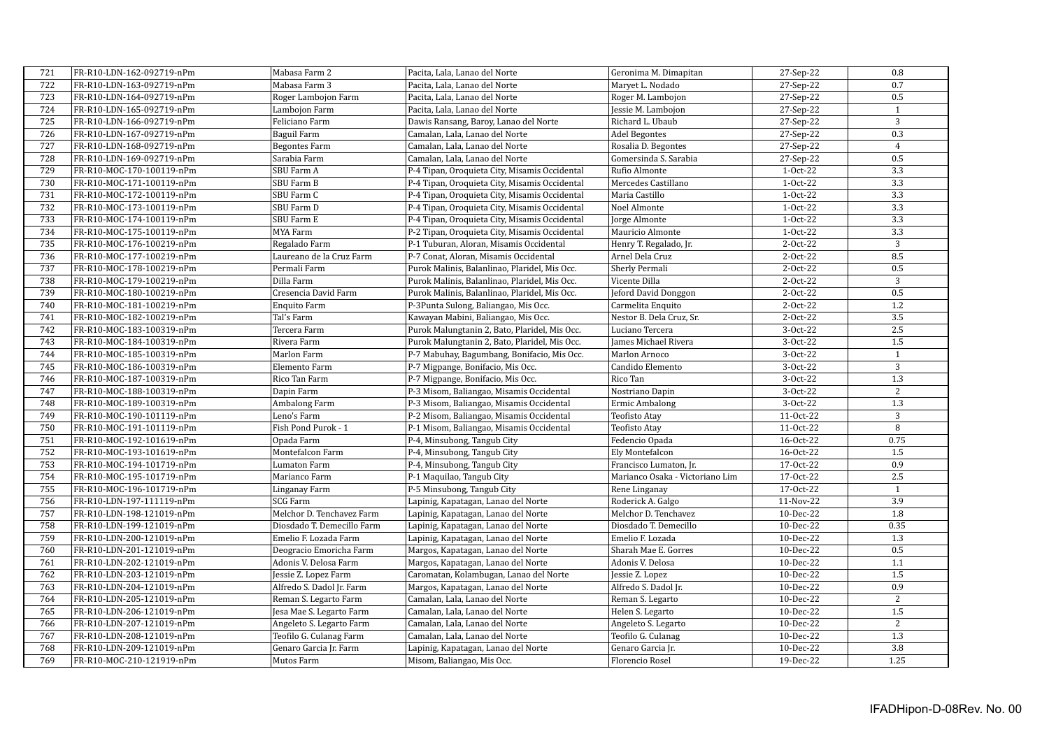| 721 | FR-R10-LDN-162-092719-nPm | Mabasa Farm 2 | Pacita, Lala, Lanao del Norte | Geronima M. Dimapitan | 27-Sep-22 | 0.8 |
|---|---|---|---|---|---|---|
| 722 | FR-R10-LDN-163-092719-nPm | Mabasa Farm 3 | Pacita, Lala, Lanao del Norte | Maryet L. Nodado | 27-Sep-22 | 0.7 |
| 723 | FR-R10-LDN-164-092719-nPm | Roger Lambojon Farm | Pacita, Lala, Lanao del Norte | Roger M. Lambojon | 27-Sep-22 | 0.5 |
| 724 | FR-R10-LDN-165-092719-nPm | Lambojon Farm | Pacita, Lala, Lanao del Norte | Jessie M. Lambojon | 27-Sep-22 | 1 |
| 725 | FR-R10-LDN-166-092719-nPm | Feliciano Farm | Dawis Ransang, Baroy, Lanao del Norte | Richard L. Ubaub | 27-Sep-22 | 3 |
| 726 | FR-R10-LDN-167-092719-nPm | Baguil Farm | Camalan, Lala, Lanao del Norte | Adel Begontes | 27-Sep-22 | 0.3 |
| 727 | FR-R10-LDN-168-092719-nPm | Begontes Farm | Camalan, Lala, Lanao del Norte | Rosalia D. Begontes | 27-Sep-22 | 4 |
| 728 | FR-R10-LDN-169-092719-nPm | Sarabia Farm | Camalan, Lala, Lanao del Norte | Gomersinda S. Sarabia | 27-Sep-22 | 0.5 |
| 729 | FR-R10-MOC-170-100119-nPm | SBU Farm A | P-4 Tipan, Oroquieta City, Misamis Occidental | Rufio Almonte | 1-Oct-22 | 3.3 |
| 730 | FR-R10-MOC-171-100119-nPm | SBU Farm B | P-4 Tipan, Oroquieta City, Misamis Occidental | Mercedes Castillano | 1-Oct-22 | 3.3 |
| 731 | FR-R10-MOC-172-100119-nPm | SBU Farm C | P-4 Tipan, Oroquieta City, Misamis Occidental | Maria Castillo | 1-Oct-22 | 3.3 |
| 732 | FR-R10-MOC-173-100119-nPm | SBU Farm D | P-4 Tipan, Oroquieta City, Misamis Occidental | Noel Almonte | 1-Oct-22 | 3.3 |
| 733 | FR-R10-MOC-174-100119-nPm | SBU Farm E | P-4 Tipan, Oroquieta City, Misamis Occidental | Jorge Almonte | 1-Oct-22 | 3.3 |
| 734 | FR-R10-MOC-175-100119-nPm | MYA Farm | P-2 Tipan, Oroquieta City, Misamis Occidental | Mauricio Almonte | 1-Oct-22 | 3.3 |
| 735 | FR-R10-MOC-176-100219-nPm | Regalado Farm | P-1 Tuburan, Aloran, Misamis Occidental | Henry T. Regalado, Jr. | 2-Oct-22 | 3 |
| 736 | FR-R10-MOC-177-100219-nPm | Laureano de la Cruz Farm | P-7 Conat, Aloran, Misamis Occidental | Arnel Dela Cruz | 2-Oct-22 | 8.5 |
| 737 | FR-R10-MOC-178-100219-nPm | Permali Farm | Purok Malinis, Balanlinao, Plaridel, Mis Occ. | Sherly Permali | 2-Oct-22 | 0.5 |
| 738 | FR-R10-MOC-179-100219-nPm | Dilla Farm | Purok Malinis, Balanlinao, Plaridel, Mis Occ. | Vicente Dilla | 2-Oct-22 | 3 |
| 739 | FR-R10-MOC-180-100219-nPm | Cresencia David Farm | Purok Malinis, Balanlinao, Plaridel, Mis Occ. | Jeford David Donggon | 2-Oct-22 | 0.5 |
| 740 | FR-R10-MOC-181-100219-nPm | Enquito Farm | P-3Punta Sulong, Baliangao, Mis Occ. | Carmelita Enquito | 2-Oct-22 | 1.2 |
| 741 | FR-R10-MOC-182-100219-nPm | Tal's Farm | Kawayan Mabini, Baliangao, Mis Occ. | Nestor B. Dela Cruz, Sr. | 2-Oct-22 | 3.5 |
| 742 | FR-R10-MOC-183-100319-nPm | Tercera Farm | Purok Malungtanin 2, Bato, Plaridel, Mis Occ. | Luciano Tercera | 3-Oct-22 | 2.5 |
| 743 | FR-R10-MOC-184-100319-nPm | Rivera Farm | Purok Malungtanin 2, Bato, Plaridel, Mis Occ. | James Michael Rivera | 3-Oct-22 | 1.5 |
| 744 | FR-R10-MOC-185-100319-nPm | Marlon Farm | P-7 Mabuhay, Bagumbang, Bonifacio, Mis Occ. | Marlon Arnoco | 3-Oct-22 | 1 |
| 745 | FR-R10-MOC-186-100319-nPm | Elemento Farm | P-7 Migpange, Bonifacio, Mis Occ. | Candido Elemento | 3-Oct-22 | 3 |
| 746 | FR-R10-MOC-187-100319-nPm | Rico Tan Farm | P-7 Migpange, Bonifacio, Mis Occ. | Rico Tan | 3-Oct-22 | 1.3 |
| 747 | FR-R10-MOC-188-100319-nPm | Dapin Farm | P-3 Misom, Baliangao, Misamis Occidental | Nostriano Dapin | 3-Oct-22 | 2 |
| 748 | FR-R10-MOC-189-100319-nPm | Ambalong Farm | P-3 Misom, Baliangao, Misamis Occidental | Ermic Ambalong | 3-Oct-22 | 1.3 |
| 749 | FR-R10-MOC-190-101119-nPm | Leno's Farm | P-2 Misom, Baliangao, Misamis Occidental | Teofisto Atay | 11-Oct-22 | 3 |
| 750 | FR-R10-MOC-191-101119-nPm | Fish Pond Purok - 1 | P-1 Misom, Baliangao, Misamis Occidental | Teofisto Atay | 11-Oct-22 | 8 |
| 751 | FR-R10-MOC-192-101619-nPm | Opada Farm | P-4, Minsubong, Tangub City | Fedencio Opada | 16-Oct-22 | 0.75 |
| 752 | FR-R10-MOC-193-101619-nPm | Montefalcon Farm | P-4, Minsubong, Tangub City | Ely Montefalcon | 16-Oct-22 | 1.5 |
| 753 | FR-R10-MOC-194-101719-nPm | Lumaton Farm | P-4, Minsubong, Tangub City | Francisco Lumaton, Jr. | 17-Oct-22 | 0.9 |
| 754 | FR-R10-MOC-195-101719-nPm | Marianco Farm | P-1 Maquilao, Tangub City | Marianco Osaka - Victoriano Lim | 17-Oct-22 | 2.5 |
| 755 | FR-R10-MOC-196-101719-nPm | Linganay Farm | P-5 Minsubong, Tangub City | Rene Linganay | 17-Oct-22 | 1 |
| 756 | FR-R10-LDN-197-111119-nPm | SCG Farm | Lapinig, Kapatagan, Lanao del Norte | Roderick A. Galgo | 11-Nov-22 | 3.9 |
| 757 | FR-R10-LDN-198-121019-nPm | Melchor D. Tenchavez Farm | Lapinig, Kapatagan, Lanao del Norte | Melchor D. Tenchavez | 10-Dec-22 | 1.8 |
| 758 | FR-R10-LDN-199-121019-nPm | Diosdado T. Demecillo Farm | Lapinig, Kapatagan, Lanao del Norte | Diosdado T. Demecillo | 10-Dec-22 | 0.35 |
| 759 | FR-R10-LDN-200-121019-nPm | Emelio F. Lozada Farm | Lapinig, Kapatagan, Lanao del Norte | Emelio F. Lozada | 10-Dec-22 | 1.3 |
| 760 | FR-R10-LDN-201-121019-nPm | Deogracio Emoricha Farm | Margos, Kapatagan, Lanao del Norte | Sharah Mae E. Gorres | 10-Dec-22 | 0.5 |
| 761 | FR-R10-LDN-202-121019-nPm | Adonis V. Delosa Farm | Margos, Kapatagan, Lanao del Norte | Adonis V. Delosa | 10-Dec-22 | 1.1 |
| 762 | FR-R10-LDN-203-121019-nPm | Jessie Z. Lopez Farm | Caromatan, Kolambugan, Lanao del Norte | Jessie Z. Lopez | 10-Dec-22 | 1.5 |
| 763 | FR-R10-LDN-204-121019-nPm | Alfredo S. Dadol Jr. Farm | Margos, Kapatagan, Lanao del Norte | Alfredo S. Dadol Jr. | 10-Dec-22 | 0.9 |
| 764 | FR-R10-LDN-205-121019-nPm | Reman S. Legarto Farm | Camalan, Lala, Lanao del Norte | Reman S. Legarto | 10-Dec-22 | 2 |
| 765 | FR-R10-LDN-206-121019-nPm | Jesa Mae S. Legarto Farm | Camalan, Lala, Lanao del Norte | Helen S. Legarto | 10-Dec-22 | 1.5 |
| 766 | FR-R10-LDN-207-121019-nPm | Angeleto S. Legarto Farm | Camalan, Lala, Lanao del Norte | Angeleto S. Legarto | 10-Dec-22 | 2 |
| 767 | FR-R10-LDN-208-121019-nPm | Teofilo G. Culanag Farm | Camalan, Lala, Lanao del Norte | Teofilo G. Culanag | 10-Dec-22 | 1.3 |
| 768 | FR-R10-LDN-209-121019-nPm | Genaro Garcia Jr. Farm | Lapinig, Kapatagan, Lanao del Norte | Genaro Garcia Jr. | 10-Dec-22 | 3.8 |
| 769 | FR-R10-MOC-210-121919-nPm | Mutos Farm | Misom, Baliangao, Mis Occ. | Florencio Rosel | 19-Dec-22 | 1.25 |

IFADHipon-D-08Rev. No. 00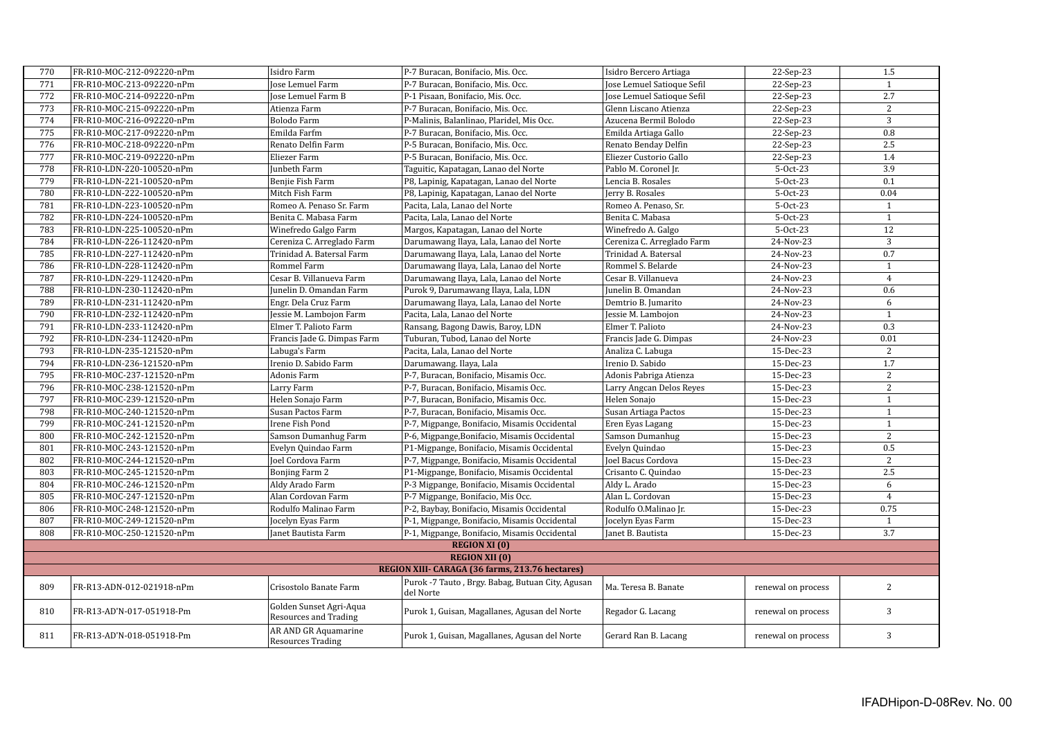| 770 | FR-R10-MOC-212-092220-nPm | Isidro Farm | P-7 Buracan, Bonifacio, Mis. Occ. | Isidro Bercero Artiaga | 22-Sep-23 | 1.5 |
|---|---|---|---|---|---|---|
| 771 | FR-R10-MOC-213-092220-nPm | Jose Lemuel Farm | P-7 Buracan, Bonifacio, Mis. Occ. | Jose Lemuel Satioque Sefil | 22-Sep-23 | 1 |
| 772 | FR-R10-MOC-214-092220-nPm | Jose Lemuel Farm B | P-1 Pisaan, Bonifacio, Mis. Occ. | Jose Lemuel Satioque Sefil | 22-Sep-23 | 2.7 |
| 773 | FR-R10-MOC-215-092220-nPm | Atienza Farm | P-7 Buracan, Bonifacio, Mis. Occ. | Glenn Liscano Atienza | 22-Sep-23 | 2 |
| 774 | FR-R10-MOC-216-092220-nPm | Bolodo Farm | P-Malinis, Balanlinao, Plaridel, Mis Occ. | Azucena Bermil Bolodo | 22-Sep-23 | 3 |
| 775 | FR-R10-MOC-217-092220-nPm | Emilda Farfm | P-7 Buracan, Bonifacio, Mis. Occ. | Emilda Artiaga Gallo | 22-Sep-23 | 0.8 |
| 776 | FR-R10-MOC-218-092220-nPm | Renato Delfin Farm | P-5 Buracan, Bonifacio, Mis. Occ. | Renato Benday Delfin | 22-Sep-23 | 2.5 |
| 777 | FR-R10-MOC-219-092220-nPm | Eliezer Farm | P-5 Buracan, Bonifacio, Mis. Occ. | Eliezer Custorio Gallo | 22-Sep-23 | 1.4 |
| 778 | FR-R10-LDN-220-100520-nPm | Junbeth Farm | Taguitic, Kapatagan, Lanao del Norte | Pablo M. Coronel Jr. | 5-Oct-23 | 3.9 |
| 779 | FR-R10-LDN-221-100520-nPm | Benjie Fish Farm | P8, Lapinig, Kapatagan, Lanao del Norte | Lencia B. Rosales | 5-Oct-23 | 0.1 |
| 780 | FR-R10-LDN-222-100520-nPm | Mitch Fish Farm | P8, Lapinig, Kapatagan, Lanao del Norte | Jerry B. Rosales | 5-Oct-23 | 0.04 |
| 781 | FR-R10-LDN-223-100520-nPm | Romeo A. Penaso Sr. Farm | Pacita, Lala, Lanao del Norte | Romeo A. Penaso, Sr. | 5-Oct-23 | 1 |
| 782 | FR-R10-LDN-224-100520-nPm | Benita C. Mabasa Farm | Pacita, Lala, Lanao del Norte | Benita C. Mabasa | 5-Oct-23 | 1 |
| 783 | FR-R10-LDN-225-100520-nPm | Winefredo Galgo Farm | Margos, Kapatagan, Lanao del Norte | Winefredo A. Galgo | 5-Oct-23 | 12 |
| 784 | FR-R10-LDN-226-112420-nPm | Cereniza C. Arreglado Farm | Darumawang Ilaya, Lala, Lanao del Norte | Cereniza C. Arreglado Farm | 24-Nov-23 | 3 |
| 785 | FR-R10-LDN-227-112420-nPm | Trinidad A. Batersal Farm | Darumawang Ilaya, Lala, Lanao del Norte | Trinidad A. Batersal | 24-Nov-23 | 0.7 |
| 786 | FR-R10-LDN-228-112420-nPm | Rommel Farm | Darumawang Ilaya, Lala, Lanao del Norte | Rommel S. Belarde | 24-Nov-23 | 1 |
| 787 | FR-R10-LDN-229-112420-nPm | Cesar B. Villanueva Farm | Darumawang Ilaya, Lala, Lanao del Norte | Cesar B. Villanueva | 24-Nov-23 | 4 |
| 788 | FR-R10-LDN-230-112420-nPm | Junelin D. Omandan Farm | Purok 9, Darumawang Ilaya, Lala, LDN | Junelin B. Omandan | 24-Nov-23 | 0.6 |
| 789 | FR-R10-LDN-231-112420-nPm | Engr. Dela Cruz Farm | Darumawang Ilaya, Lala, Lanao del Norte | Demtrio B. Jumarito | 24-Nov-23 | 6 |
| 790 | FR-R10-LDN-232-112420-nPm | Jessie M. Lambojon Farm | Pacita, Lala, Lanao del Norte | Jessie M. Lambojon | 24-Nov-23 | 1 |
| 791 | FR-R10-LDN-233-112420-nPm | Elmer T. Palioto Farm | Ransang, Bagong Dawis, Baroy, LDN | Elmer T. Palioto | 24-Nov-23 | 0.3 |
| 792 | FR-R10-LDN-234-112420-nPm | Francis Jade G. Dimpas Farm | Tuburan, Tubod, Lanao del Norte | Francis Jade G. Dimpas | 24-Nov-23 | 0.01 |
| 793 | FR-R10-LDN-235-121520-nPm | Labuga's Farm | Pacita, Lala, Lanao del Norte | Analiza C. Labuga | 15-Dec-23 | 2 |
| 794 | FR-R10-LDN-236-121520-nPm | Irenio D. Sabido Farm | Darumawang. Ilaya, Lala | Irenio D. Sabido | 15-Dec-23 | 1.7 |
| 795 | FR-R10-MOC-237-121520-nPm | Adonis Farm | P-7, Buracan, Bonifacio, Misamis Occ. | Adonis Pabriga Atienza | 15-Dec-23 | 2 |
| 796 | FR-R10-MOC-238-121520-nPm | Larry Farm | P-7, Buracan, Bonifacio, Misamis Occ. | Larry Angcan Delos Reyes | 15-Dec-23 | 2 |
| 797 | FR-R10-MOC-239-121520-nPm | Helen Sonajo Farm | P-7, Buracan, Bonifacio, Misamis Occ. | Helen Sonajo | 15-Dec-23 | 1 |
| 798 | FR-R10-MOC-240-121520-nPm | Susan Pactos Farm | P-7, Buracan, Bonifacio, Misamis Occ. | Susan Artiaga Pactos | 15-Dec-23 | 1 |
| 799 | FR-R10-MOC-241-121520-nPm | Irene Fish Pond | P-7, Migpange, Bonifacio, Misamis Occidental | Eren Eyas Lagang | 15-Dec-23 | 1 |
| 800 | FR-R10-MOC-242-121520-nPm | Samson Dumanhug Farm | P-6, Migpange,Bonifacio, Misamis Occidental | Samson Dumanhug | 15-Dec-23 | 2 |
| 801 | FR-R10-MOC-243-121520-nPm | Evelyn Quindao Farm | P1-Migpange, Bonifacio, Misamis Occidental | Evelyn Quindao | 15-Dec-23 | 0.5 |
| 802 | FR-R10-MOC-244-121520-nPm | Joel Cordova Farm | P-7, Migpange, Bonifacio, Misamis Occidental | Joel Bacus Cordova | 15-Dec-23 | 2 |
| 803 | FR-R10-MOC-245-121520-nPm | Bonjing Farm 2 | P1-Migpange, Bonifacio, Misamis Occidental | Crisanto C. Quindao | 15-Dec-23 | 2.5 |
| 804 | FR-R10-MOC-246-121520-nPm | Aldy Arado Farm | P-3 Migpange, Bonifacio, Misamis Occidental | Aldy L. Arado | 15-Dec-23 | 6 |
| 805 | FR-R10-MOC-247-121520-nPm | Alan Cordovan Farm | P-7 Migpange, Bonifacio, Mis Occ. | Alan L. Cordovan | 15-Dec-23 | 4 |
| 806 | FR-R10-MOC-248-121520-nPm | Rodulfo Malinao Farm | P-2, Baybay, Bonifacio, Misamis Occidental | Rodulfo O.Malinao Jr. | 15-Dec-23 | 0.75 |
| 807 | FR-R10-MOC-249-121520-nPm | Jocelyn Eyas Farm | P-1, Migpange, Bonifacio, Misamis Occidental | Jocelyn Eyas Farm | 15-Dec-23 | 1 |
| 808 | FR-R10-MOC-250-121520-nPm | Janet Bautista Farm | P-1, Migpange, Bonifacio, Misamis Occidental | Janet B. Bautista | 15-Dec-23 | 3.7 |
| | | | **REGION XI (0)** | | | |
| | | | **REGION XII (0)** | | | |
| | | | **REGION XIII- CARAGA (36 farms, 213.76 hectares)** | | | |
| 809 | FR-R13-ADN-012-021918-nPm | Crisostolo Banate Farm | Purok -7 Tauto , Brgy. Babag, Butuan City, Agusan del Norte | Ma. Teresa B. Banate | renewal on process | 2 |
| 810 | FR-R13-AD'N-017-051918-Pm | Golden Sunset Agri-Aqua Resources and Trading | Purok 1, Guisan, Magallanes, Agusan del Norte | Regador G. Lacang | renewal on process | 3 |
| 811 | FR-R13-AD'N-018-051918-Pm | AR AND GR Aquamarine Resources Trading | Purok 1, Guisan, Magallanes, Agusan del Norte | Gerard Ran B. Lacang | renewal on process | 3 |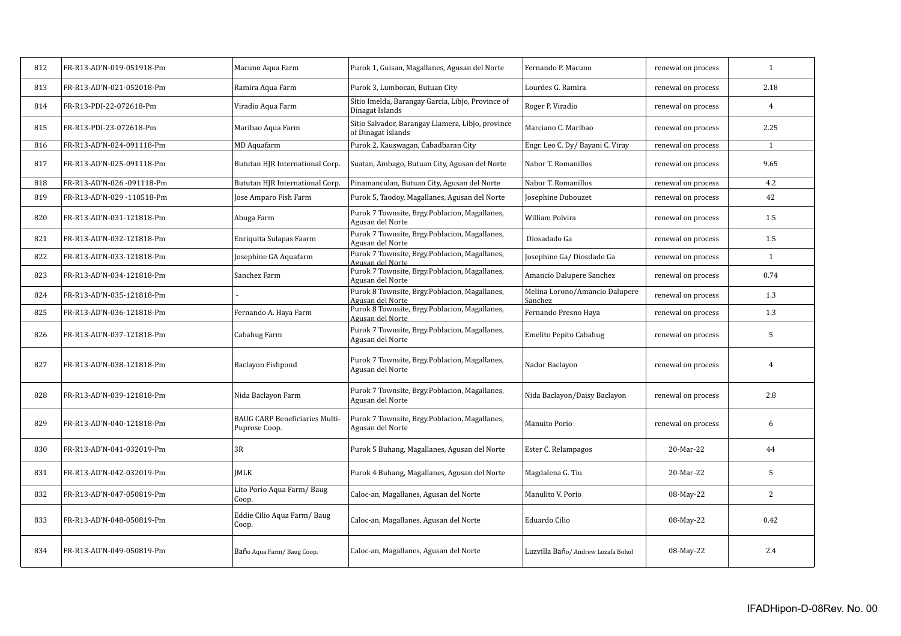| 812 | FR-R13-AD'N-019-051918-Pm | Macuno Aqua Farm | Purok 1, Guisan, Magallanes, Agusan del Norte | Fernando P. Macuno | renewal on process | 1 |
|---|---|---|---|---|---|---|
| 813 | FR-R13-AD'N-021-052018-Pm | Ramira Aqua Farm | Purok 3, Lumbocan, Butuan City | Lourdes G. Ramira | renewal on process | 2.18 |
| 814 | FR-R13-PDI-22-072618-Pm | Viradio Aqua Farm | Sitio Imelda, Barangay Garcia, Libjo, Province of Dinagat Islands | Roger P. Viradio | renewal on process | 4 |
| 815 | FR-R13-PDI-23-072618-Pm | Maribao Aqua Farm | Sitio Salvador, Barangay Llamera, Libjo, province of Dinagat Islands | Marciano C. Maribao | renewal on process | 2.25 |
| 816 | FR-R13-AD'N-024-091118-Pm | MD Aquafarm | Purok 2, Kauswagan, Cabadbaran City | Engr. Leo C. Dy/ Bayani C. Viray | renewal on process | 1 |
| 817 | FR-R13-AD'N-025-091118-Pm | Bututan HJR International Corp. | Suatan, Ambago, Butuan City, Agusan del Norte | Nabor T. Romanillos | renewal on process | 9.65 |
| 818 | FR-R13-AD'N-026 -091118-Pm | Bututan HJR International Corp. | Pinamanculan, Butuan City, Agusan del Norte | Nabor T. Romanillos | renewal on process | 4.2 |
| 819 | FR-R13-AD'N-029 -110518-Pm | Jose Amparo Fish Farm | Purok 5, Taodoy, Magallanes, Agusan del Norte | Josephine Dubouzet | renewal on process | 42 |
| 820 | FR-R13-AD'N-031-121818-Pm | Abuga Farm | Purok 7 Townsite, Brgy.Poblacion, Magallanes, Agusan del Norte | William Polvira | renewal on process | 1.5 |
| 821 | FR-R13-AD'N-032-121818-Pm | Enriquita Sulapas Faarm | Purok 7 Townsite, Brgy.Poblacion, Magallanes, Agusan del Norte | Diosadado Ga | renewal on process | 1.5 |
| 822 | FR-R13-AD'N-033-121818-Pm | Josephine GA Aquafarm | Purok 7 Townsite, Brgy.Poblacion, Magallanes, Agusan del Norte | Josephine Ga/ Diosdado Ga | renewal on process | 1 |
| 823 | FR-R13-AD'N-034-121818-Pm | Sanchez Farm | Purok 7 Townsite, Brgy.Poblacion, Magallanes, Agusan del Norte | Amancio Dalupere Sanchez | renewal on process | 0.74 |
| 824 | FR-R13-AD'N-035-121818-Pm | - | Purok 8 Townsite, Brgy.Poblacion, Magallanes, Agusan del Norte | Melina Lorono/Amancio Dalupere Sanchez | renewal on process | 1.3 |
| 825 | FR-R13-AD'N-036-121818-Pm | Fernando A. Haya Farm | Purok 8 Townsite, Brgy.Poblacion, Magallanes, Agusan del Norte | Fernando Presno Haya | renewal on process | 1.3 |
| 826 | FR-R13-AD'N-037-121818-Pm | Cabahug Farm | Purok 7 Townsite, Brgy.Poblacion, Magallanes, Agusan del Norte | Emelito Pepito Cabahug | renewal on process | 5 |
| 827 | FR-R13-AD'N-038-121818-Pm | Baclayon Fishpond | Purok 7 Townsite, Brgy.Poblacion, Magallanes, Agusan del Norte | Nador Baclayon | renewal on process | 4 |
| 828 | FR-R13-AD'N-039-121818-Pm | Nida Baclayon Farm | Purok 7 Townsite, Brgy.Poblacion, Magallanes, Agusan del Norte | Nida Baclayon/Daisy Baclayon | renewal on process | 2.8 |
| 829 | FR-R13-AD'N-040-121818-Pm | BAUG CARP Beneficiaries Multi-Puprose Coop. | Purok 7 Townsite, Brgy.Poblacion, Magallanes, Agusan del Norte | Manuito Porio | renewal on process | 6 |
| 830 | FR-R13-AD'N-041-032019-Pm | 3R | Purok 5 Buhang, Magallanes, Agusan del Norte | Ester C. Relampagos | 20-Mar-22 | 44 |
| 831 | FR-R13-AD'N-042-032019-Pm | JMLK | Purok 4 Buhang, Magallanes, Agusan del Norte | Magdalena G. Tiu | 20-Mar-22 | 5 |
| 832 | FR-R13-AD'N-047-050819-Pm | Lito Porio Aqua Farm/ Baug Coop. | Caloc-an, Magallanes, Agusan del Norte | Manulito V. Porio | 08-May-22 | 2 |
| 833 | FR-R13-AD'N-048-050819-Pm | Eddie Cilio Aqua Farm/ Baug Coop. | Caloc-an, Magallanes, Agusan del Norte | Eduardo Cilio | 08-May-22 | 0.42 |
| 834 | FR-R13-AD'N-049-050819-Pm | Baňo Aqua Farm/ Baug Coop. | Caloc-an, Magallanes, Agusan del Norte | Luzvilla Baňo/ Andrew Lozafa Bohol | 08-May-22 | 2.4 |

IFADHipon-D-08Rev. No. 00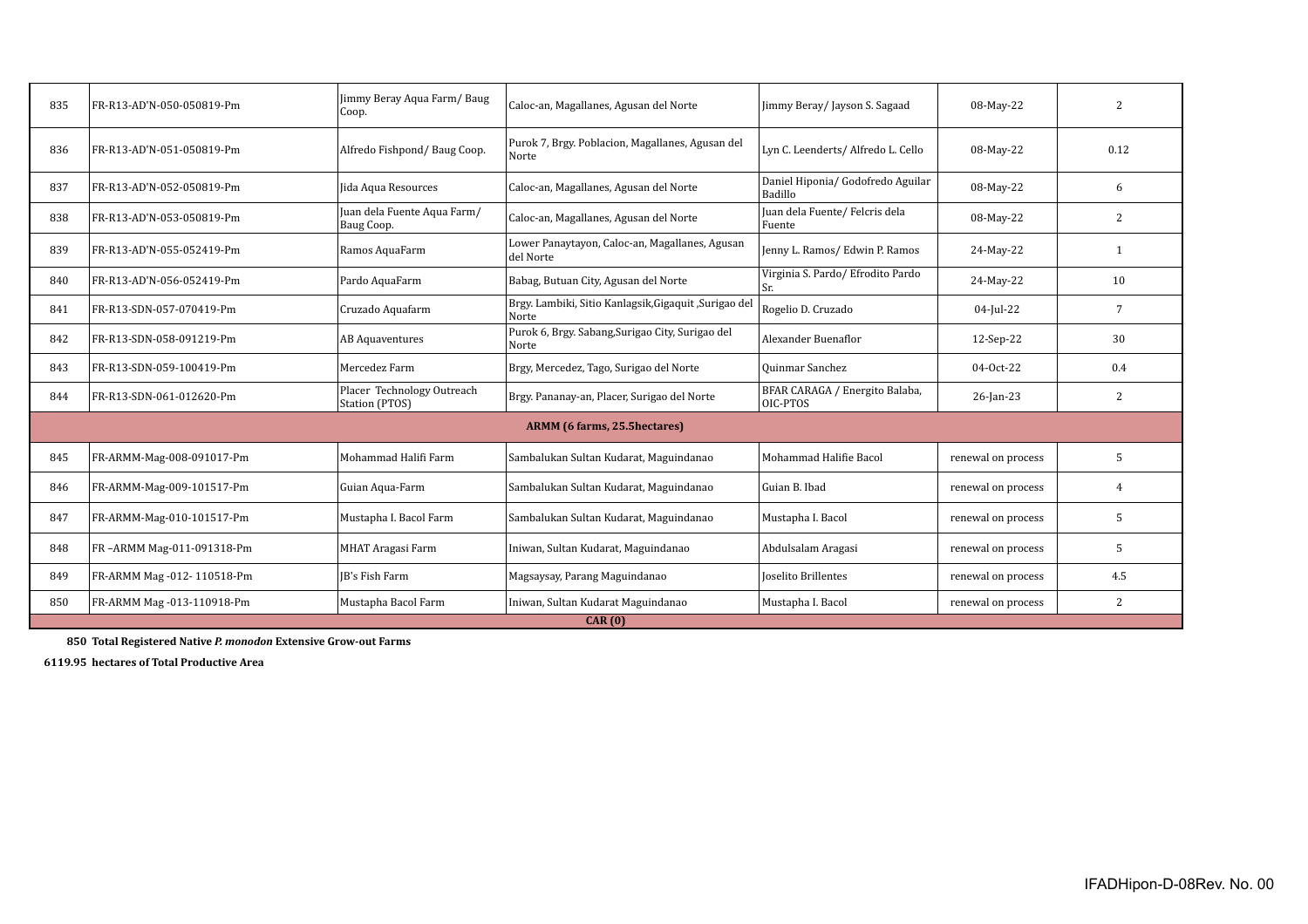| | | | | | | |
|---|---|---|---|---|---|---|
| 835 | FR-R13-AD'N-050-050819-Pm | Jimmy Beray Aqua Farm/ Baug Coop. | Caloc-an, Magallanes, Agusan del Norte | Jimmy Beray/ Jayson S. Sagaad | 08-May-22 | 2 |
| 836 | FR-R13-AD'N-051-050819-Pm | Alfredo Fishpond/ Baug Coop. | Purok 7, Brgy. Poblacion, Magallanes, Agusan del Norte | Lyn C. Leenderts/ Alfredo L. Cello | 08-May-22 | 0.12 |
| 837 | FR-R13-AD'N-052-050819-Pm | Jida Aqua Resources | Caloc-an, Magallanes, Agusan del Norte | Daniel Hiponia/ Godofredo Aguilar Badillo | 08-May-22 | 6 |
| 838 | FR-R13-AD'N-053-050819-Pm | Juan dela Fuente Aqua Farm/ Baug Coop. | Caloc-an, Magallanes, Agusan del Norte | Juan dela Fuente/ Felcris dela Fuente | 08-May-22 | 2 |
| 839 | FR-R13-AD'N-055-052419-Pm | Ramos AquaFarm | Lower Panaytayon, Caloc-an, Magallanes, Agusan del Norte | Jenny L. Ramos/ Edwin P. Ramos | 24-May-22 | 1 |
| 840 | FR-R13-AD'N-056-052419-Pm | Pardo AquaFarm | Babag, Butuan City, Agusan del Norte | Virginia S. Pardo/ Efrodito Pardo Sr. | 24-May-22 | 10 |
| 841 | FR-R13-SDN-057-070419-Pm | Cruzado Aquafarm | Brgy. Lambiki, Sitio Kanlagsik,Gigaquit ,Surigao del Norte | Rogelio D. Cruzado | 04-Jul-22 | 7 |
| 842 | FR-R13-SDN-058-091219-Pm | AB Aquaventures | Purok 6, Brgy. Sabang,Surigao City, Surigao del Norte | Alexander Buenaflor | 12-Sep-22 | 30 |
| 843 | FR-R13-SDN-059-100419-Pm | Mercedez Farm | Brgy, Mercedez, Tago, Surigao del Norte | Quinmar Sanchez | 04-Oct-22 | 0.4 |
| 844 | FR-R13-SDN-061-012620-Pm | Placer Technology Outreach Station (PTOS) | Brgy. Pananay-an, Placer, Surigao del Norte | BFAR CARAGA / Energito Balaba, OIC-PTOS | 26-Jan-23 | 2 |
| **ARMM (6 farms, 25.5hectares)** | | | | | | |
| 845 | FR-ARMM-Mag-008-091017-Pm | Mohammad Halifi Farm | Sambalukan Sultan Kudarat, Maguindanao | Mohammad Halifie Bacol | renewal on process | 5 |
| 846 | FR-ARMM-Mag-009-101517-Pm | Guian Aqua-Farm | Sambalukan Sultan Kudarat, Maguindanao | Guian B. Ibad | renewal on process | 4 |
| 847 | FR-ARMM-Mag-010-101517-Pm | Mustapha I. Bacol Farm | Sambalukan Sultan Kudarat, Maguindanao | Mustapha I. Bacol | renewal on process | 5 |
| 848 | FR –ARMM Mag-011-091318-Pm | MHAT Aragasi Farm | Iniwan, Sultan Kudarat, Maguindanao | Abdulsalam Aragasi | renewal on process | 5 |
| 849 | FR-ARMM Mag -012- 110518-Pm | JB's Fish Farm | Magsaysay, Parang Maguindanao | Joselito Brillentes | renewal on process | 4.5 |
| 850 | FR-ARMM Mag -013-110918-Pm | Mustapha Bacol Farm | Iniwan, Sultan Kudarat Maguindanao | Mustapha I. Bacol | renewal on process | 2 |
| **CAR (0)** | | | | | | |

**850 Total Registered Native *P. monodon* Extensive Grow-out Farms**

**6119.95 hectares of Total Productive Area**

IFADHipon-D-08Rev. No. 00